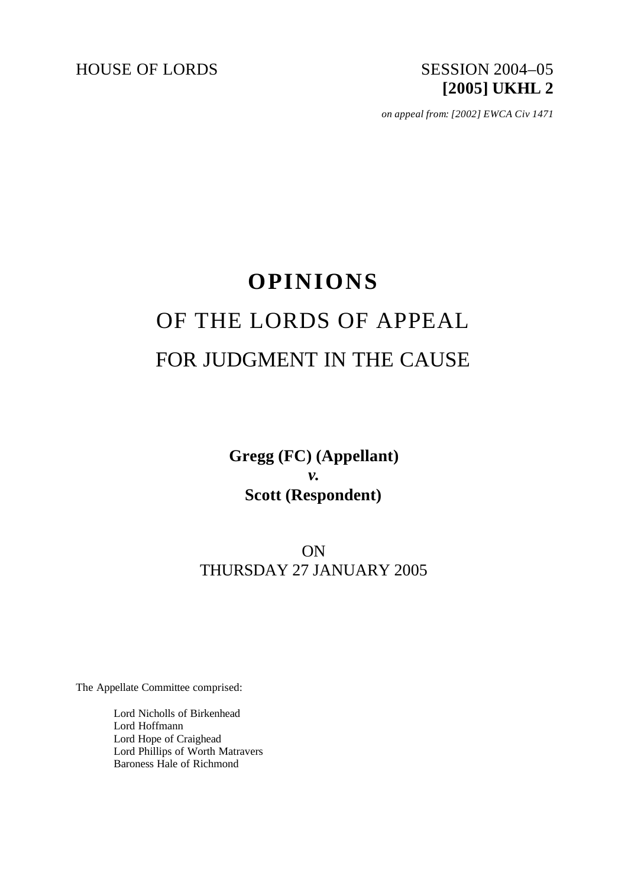HOUSE OF LORDS SESSION 2004–05

**[2005] UKHL 2**

*on appeal from: [2002] EWCA Civ 1471*

# OPINIONS

# OF THE LORDS OF APPEAL

# FOR JUDGMENT IN THE CAUSE

**Gregg (FC) (Appellant)**

***v.***

**Scott (Respondent)**

ON

THURSDAY 27 JANUARY 2005

The Appellate Committee comprised:

Lord Nicholls of Birkenhead
Lord Hoffmann
Lord Hope of Craighead
Lord Phillips of Worth Matravers
Baroness Hale of Richmond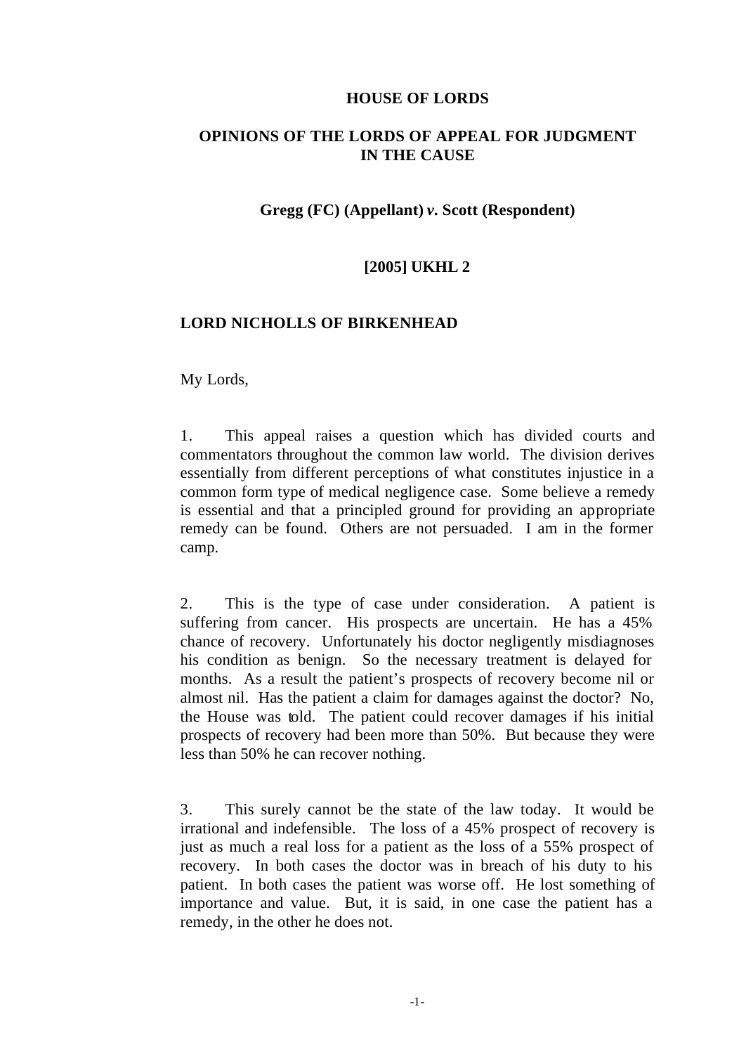# HOUSE OF LORDS

## OPINIONS OF THE LORDS OF APPEAL FOR JUDGMENT IN THE CAUSE

**Gregg (FC) (Appellant) *v.* Scott (Respondent)**

**[2005] UKHL 2**

### LORD NICHOLLS OF BIRKENHEAD

My Lords,

1. This appeal raises a question which has divided courts and commentators throughout the common law world. The division derives essentially from different perceptions of what constitutes injustice in a common form type of medical negligence case. Some believe a remedy is essential and that a principled ground for providing an appropriate remedy can be found. Others are not persuaded. I am in the former camp.

2. This is the type of case under consideration. A patient is suffering from cancer. His prospects are uncertain. He has a 45% chance of recovery. Unfortunately his doctor negligently misdiagnoses his condition as benign. So the necessary treatment is delayed for months. As a result the patient's prospects of recovery become nil or almost nil. Has the patient a claim for damages against the doctor? No, the House was told. The patient could recover damages if his initial prospects of recovery had been more than 50%. But because they were less than 50% he can recover nothing.

3. This surely cannot be the state of the law today. It would be irrational and indefensible. The loss of a 45% prospect of recovery is just as much a real loss for a patient as the loss of a 55% prospect of recovery. In both cases the doctor was in breach of his duty to his patient. In both cases the patient was worse off. He lost something of importance and value. But, it is said, in one case the patient has a remedy, in the other he does not.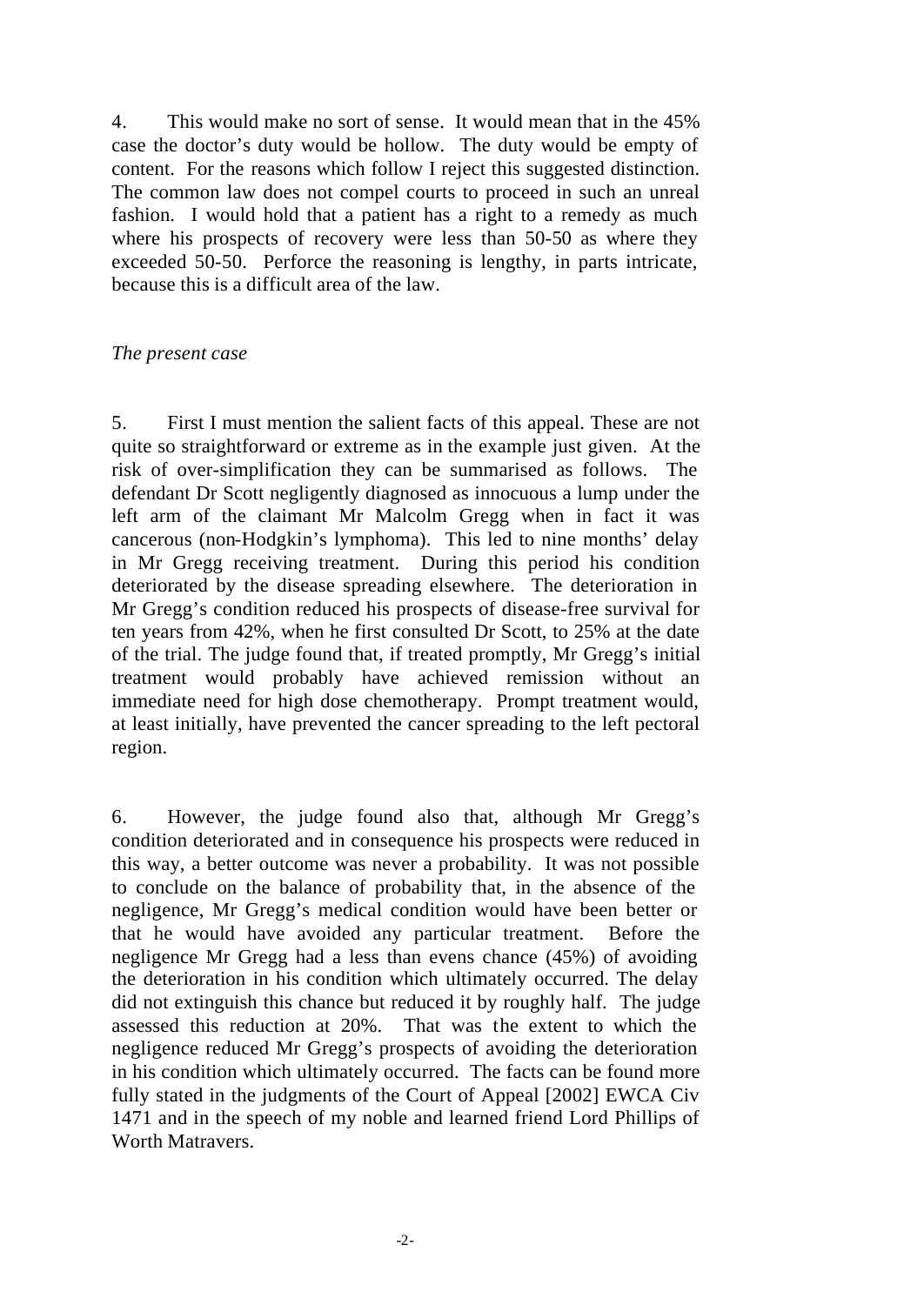4. This would make no sort of sense. It would mean that in the 45% case the doctor's duty would be hollow. The duty would be empty of content. For the reasons which follow I reject this suggested distinction. The common law does not compel courts to proceed in such an unreal fashion. I would hold that a patient has a right to a remedy as much where his prospects of recovery were less than 50-50 as where they exceeded 50-50. Perforce the reasoning is lengthy, in parts intricate, because this is a difficult area of the law.

*The present case*

5. First I must mention the salient facts of this appeal. These are not quite so straightforward or extreme as in the example just given. At the risk of over-simplification they can be summarised as follows. The defendant Dr Scott negligently diagnosed as innocuous a lump under the left arm of the claimant Mr Malcolm Gregg when in fact it was cancerous (non-Hodgkin's lymphoma). This led to nine months' delay in Mr Gregg receiving treatment. During this period his condition deteriorated by the disease spreading elsewhere. The deterioration in Mr Gregg's condition reduced his prospects of disease-free survival for ten years from 42%, when he first consulted Dr Scott, to 25% at the date of the trial. The judge found that, if treated promptly, Mr Gregg's initial treatment would probably have achieved remission without an immediate need for high dose chemotherapy. Prompt treatment would, at least initially, have prevented the cancer spreading to the left pectoral region.

6. However, the judge found also that, although Mr Gregg's condition deteriorated and in consequence his prospects were reduced in this way, a better outcome was never a probability. It was not possible to conclude on the balance of probability that, in the absence of the negligence, Mr Gregg's medical condition would have been better or that he would have avoided any particular treatment. Before the negligence Mr Gregg had a less than evens chance (45%) of avoiding the deterioration in his condition which ultimately occurred. The delay did not extinguish this chance but reduced it by roughly half. The judge assessed this reduction at 20%. That was the extent to which the negligence reduced Mr Gregg's prospects of avoiding the deterioration in his condition which ultimately occurred. The facts can be found more fully stated in the judgments of the Court of Appeal [2002] EWCA Civ 1471 and in the speech of my noble and learned friend Lord Phillips of Worth Matravers.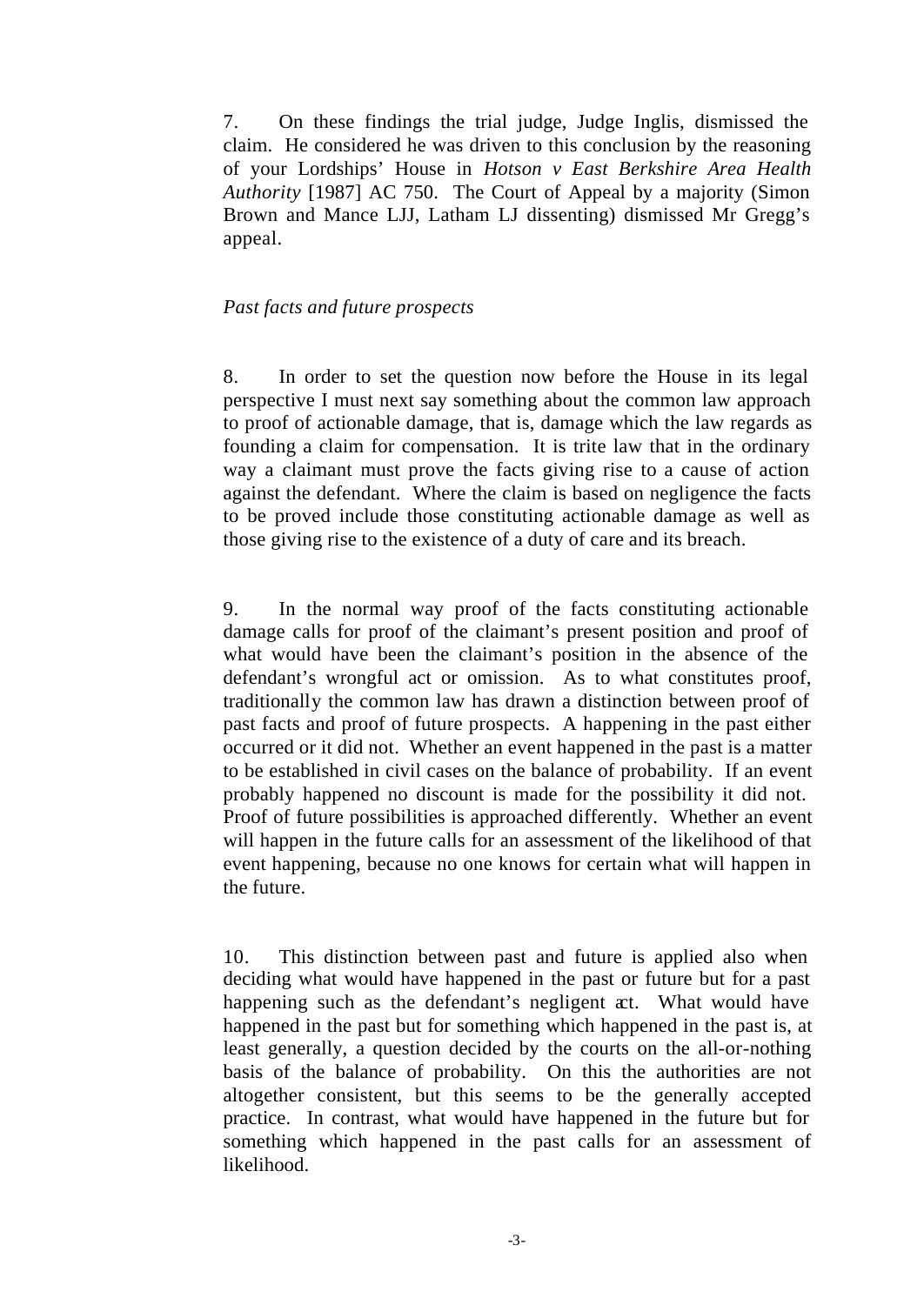7. On these findings the trial judge, Judge Inglis, dismissed the claim. He considered he was driven to this conclusion by the reasoning of your Lordships' House in *Hotson v East Berkshire Area Health Authority* [1987] AC 750. The Court of Appeal by a majority (Simon Brown and Mance LJJ, Latham LJ dissenting) dismissed Mr Gregg's appeal.

*Past facts and future prospects*

8. In order to set the question now before the House in its legal perspective I must next say something about the common law approach to proof of actionable damage, that is, damage which the law regards as founding a claim for compensation. It is trite law that in the ordinary way a claimant must prove the facts giving rise to a cause of action against the defendant. Where the claim is based on negligence the facts to be proved include those constituting actionable damage as well as those giving rise to the existence of a duty of care and its breach.

9. In the normal way proof of the facts constituting actionable damage calls for proof of the claimant's present position and proof of what would have been the claimant's position in the absence of the defendant's wrongful act or omission. As to what constitutes proof, traditionally the common law has drawn a distinction between proof of past facts and proof of future prospects. A happening in the past either occurred or it did not. Whether an event happened in the past is a matter to be established in civil cases on the balance of probability. If an event probably happened no discount is made for the possibility it did not. Proof of future possibilities is approached differently. Whether an event will happen in the future calls for an assessment of the likelihood of that event happening, because no one knows for certain what will happen in the future.

10. This distinction between past and future is applied also when deciding what would have happened in the past or future but for a past happening such as the defendant's negligent act. What would have happened in the past but for something which happened in the past is, at least generally, a question decided by the courts on the all-or-nothing basis of the balance of probability. On this the authorities are not altogether consistent, but this seems to be the generally accepted practice. In contrast, what would have happened in the future but for something which happened in the past calls for an assessment of likelihood.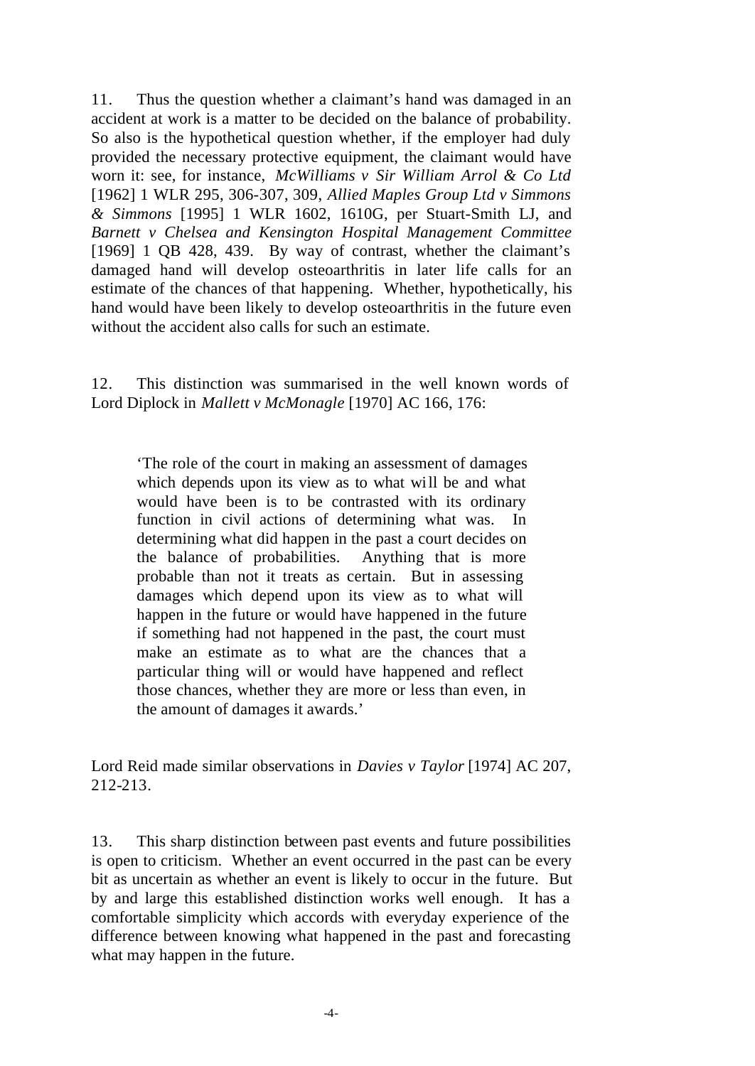11. Thus the question whether a claimant's hand was damaged in an accident at work is a matter to be decided on the balance of probability. So also is the hypothetical question whether, if the employer had duly provided the necessary protective equipment, the claimant would have worn it: see, for instance, *McWilliams v Sir William Arrol & Co Ltd* [1962] 1 WLR 295, 306-307, 309, *Allied Maples Group Ltd v Simmons & Simmons* [1995] 1 WLR 1602, 1610G, per Stuart-Smith LJ, and *Barnett v Chelsea and Kensington Hospital Management Committee* [1969] 1 QB 428, 439. By way of contrast, whether the claimant's damaged hand will develop osteoarthritis in later life calls for an estimate of the chances of that happening. Whether, hypothetically, his hand would have been likely to develop osteoarthritis in the future even without the accident also calls for such an estimate.

12. This distinction was summarised in the well known words of Lord Diplock in *Mallett v McMonagle* [1970] AC 166, 176:

> 'The role of the court in making an assessment of damages which depends upon its view as to what will be and what would have been is to be contrasted with its ordinary function in civil actions of determining what was. In determining what did happen in the past a court decides on the balance of probabilities. Anything that is more probable than not it treats as certain. But in assessing damages which depend upon its view as to what will happen in the future or would have happened in the future if something had not happened in the past, the court must make an estimate as to what are the chances that a particular thing will or would have happened and reflect those chances, whether they are more or less than even, in the amount of damages it awards.'

Lord Reid made similar observations in *Davies v Taylor* [1974] AC 207, 212-213.

13. This sharp distinction between past events and future possibilities is open to criticism. Whether an event occurred in the past can be every bit as uncertain as whether an event is likely to occur in the future. But by and large this established distinction works well enough. It has a comfortable simplicity which accords with everyday experience of the difference between knowing what happened in the past and forecasting what may happen in the future.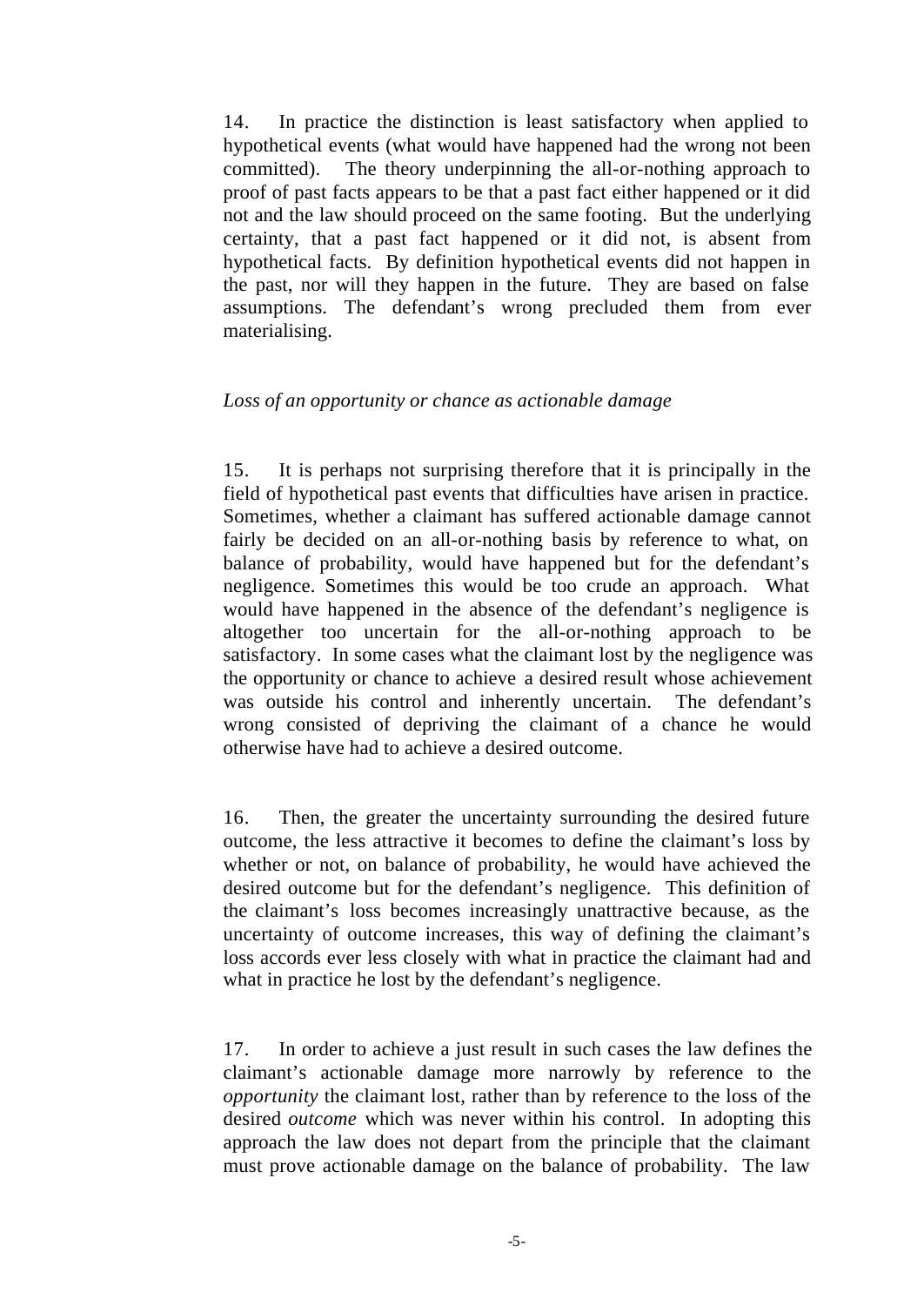14. In practice the distinction is least satisfactory when applied to hypothetical events (what would have happened had the wrong not been committed). The theory underpinning the all-or-nothing approach to proof of past facts appears to be that a past fact either happened or it did not and the law should proceed on the same footing. But the underlying certainty, that a past fact happened or it did not, is absent from hypothetical facts. By definition hypothetical events did not happen in the past, nor will they happen in the future. They are based on false assumptions. The defendant's wrong precluded them from ever materialising.

*Loss of an opportunity or chance as actionable damage*

15. It is perhaps not surprising therefore that it is principally in the field of hypothetical past events that difficulties have arisen in practice. Sometimes, whether a claimant has suffered actionable damage cannot fairly be decided on an all-or-nothing basis by reference to what, on balance of probability, would have happened but for the defendant's negligence. Sometimes this would be too crude an approach. What would have happened in the absence of the defendant's negligence is altogether too uncertain for the all-or-nothing approach to be satisfactory. In some cases what the claimant lost by the negligence was the opportunity or chance to achieve a desired result whose achievement was outside his control and inherently uncertain. The defendant's wrong consisted of depriving the claimant of a chance he would otherwise have had to achieve a desired outcome.

16. Then, the greater the uncertainty surrounding the desired future outcome, the less attractive it becomes to define the claimant's loss by whether or not, on balance of probability, he would have achieved the desired outcome but for the defendant's negligence. This definition of the claimant's loss becomes increasingly unattractive because, as the uncertainty of outcome increases, this way of defining the claimant's loss accords ever less closely with what in practice the claimant had and what in practice he lost by the defendant's negligence.

17. In order to achieve a just result in such cases the law defines the claimant's actionable damage more narrowly by reference to the *opportunity* the claimant lost, rather than by reference to the loss of the desired *outcome* which was never within his control. In adopting this approach the law does not depart from the principle that the claimant must prove actionable damage on the balance of probability. The law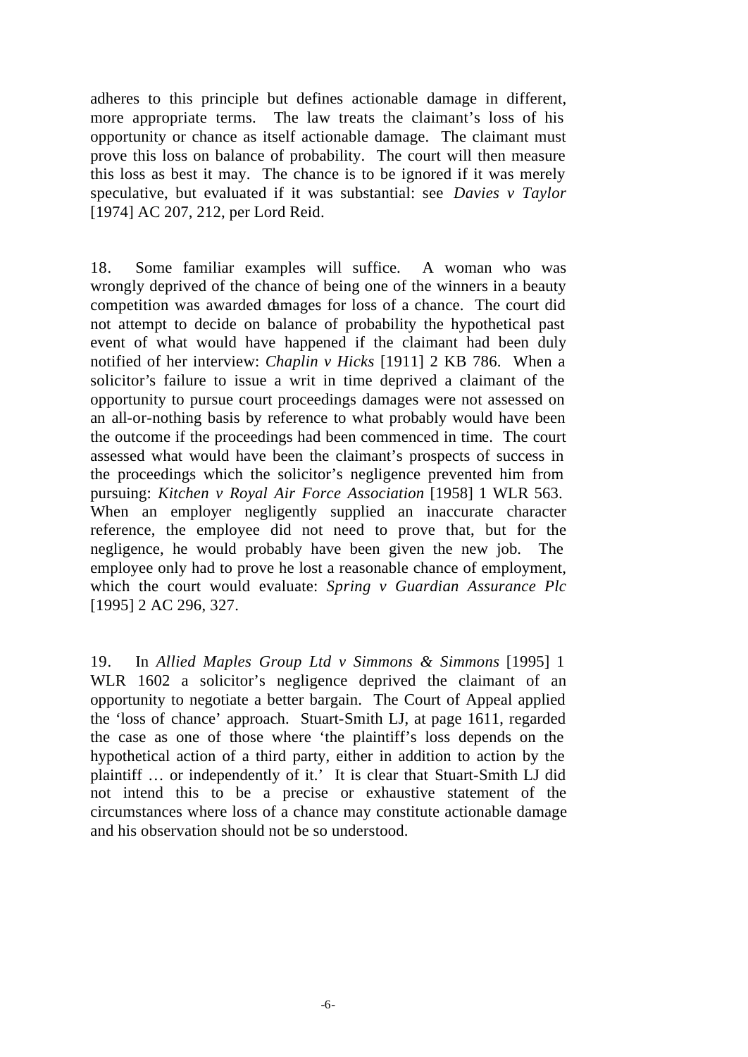adheres to this principle but defines actionable damage in different, more appropriate terms. The law treats the claimant's loss of his opportunity or chance as itself actionable damage. The claimant must prove this loss on balance of probability. The court will then measure this loss as best it may. The chance is to be ignored if it was merely speculative, but evaluated if it was substantial: see *Davies v Taylor* [1974] AC 207, 212, per Lord Reid.

18. Some familiar examples will suffice. A woman who was wrongly deprived of the chance of being one of the winners in a beauty competition was awarded damages for loss of a chance. The court did not attempt to decide on balance of probability the hypothetical past event of what would have happened if the claimant had been duly notified of her interview: *Chaplin v Hicks* [1911] 2 KB 786. When a solicitor's failure to issue a writ in time deprived a claimant of the opportunity to pursue court proceedings damages were not assessed on an all-or-nothing basis by reference to what probably would have been the outcome if the proceedings had been commenced in time. The court assessed what would have been the claimant's prospects of success in the proceedings which the solicitor's negligence prevented him from pursuing: *Kitchen v Royal Air Force Association* [1958] 1 WLR 563. When an employer negligently supplied an inaccurate character reference, the employee did not need to prove that, but for the negligence, he would probably have been given the new job. The employee only had to prove he lost a reasonable chance of employment, which the court would evaluate: *Spring v Guardian Assurance Plc* [1995] 2 AC 296, 327.

19. In *Allied Maples Group Ltd v Simmons & Simmons* [1995] 1 WLR 1602 a solicitor's negligence deprived the claimant of an opportunity to negotiate a better bargain. The Court of Appeal applied the 'loss of chance' approach. Stuart-Smith LJ, at page 1611, regarded the case as one of those where 'the plaintiff's loss depends on the hypothetical action of a third party, either in addition to action by the plaintiff … or independently of it.' It is clear that Stuart-Smith LJ did not intend this to be a precise or exhaustive statement of the circumstances where loss of a chance may constitute actionable damage and his observation should not be so understood.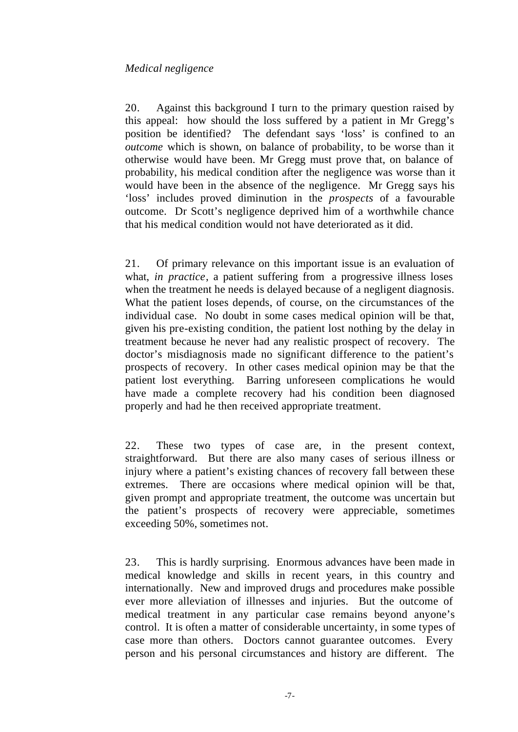*Medical negligence*

20. Against this background I turn to the primary question raised by this appeal: how should the loss suffered by a patient in Mr Gregg's position be identified? The defendant says 'loss' is confined to an *outcome* which is shown, on balance of probability, to be worse than it otherwise would have been. Mr Gregg must prove that, on balance of probability, his medical condition after the negligence was worse than it would have been in the absence of the negligence. Mr Gregg says his 'loss' includes proved diminution in the *prospects* of a favourable outcome. Dr Scott's negligence deprived him of a worthwhile chance that his medical condition would not have deteriorated as it did.

21. Of primary relevance on this important issue is an evaluation of what, *in practice*, a patient suffering from a progressive illness loses when the treatment he needs is delayed because of a negligent diagnosis. What the patient loses depends, of course, on the circumstances of the individual case. No doubt in some cases medical opinion will be that, given his pre-existing condition, the patient lost nothing by the delay in treatment because he never had any realistic prospect of recovery. The doctor's misdiagnosis made no significant difference to the patient's prospects of recovery. In other cases medical opinion may be that the patient lost everything. Barring unforeseen complications he would have made a complete recovery had his condition been diagnosed properly and had he then received appropriate treatment.

22. These two types of case are, in the present context, straightforward. But there are also many cases of serious illness or injury where a patient's existing chances of recovery fall between these extremes. There are occasions where medical opinion will be that, given prompt and appropriate treatment, the outcome was uncertain but the patient's prospects of recovery were appreciable, sometimes exceeding 50%, sometimes not.

23. This is hardly surprising. Enormous advances have been made in medical knowledge and skills in recent years, in this country and internationally. New and improved drugs and procedures make possible ever more alleviation of illnesses and injuries. But the outcome of medical treatment in any particular case remains beyond anyone's control. It is often a matter of considerable uncertainty, in some types of case more than others. Doctors cannot guarantee outcomes. Every person and his personal circumstances and history are different. The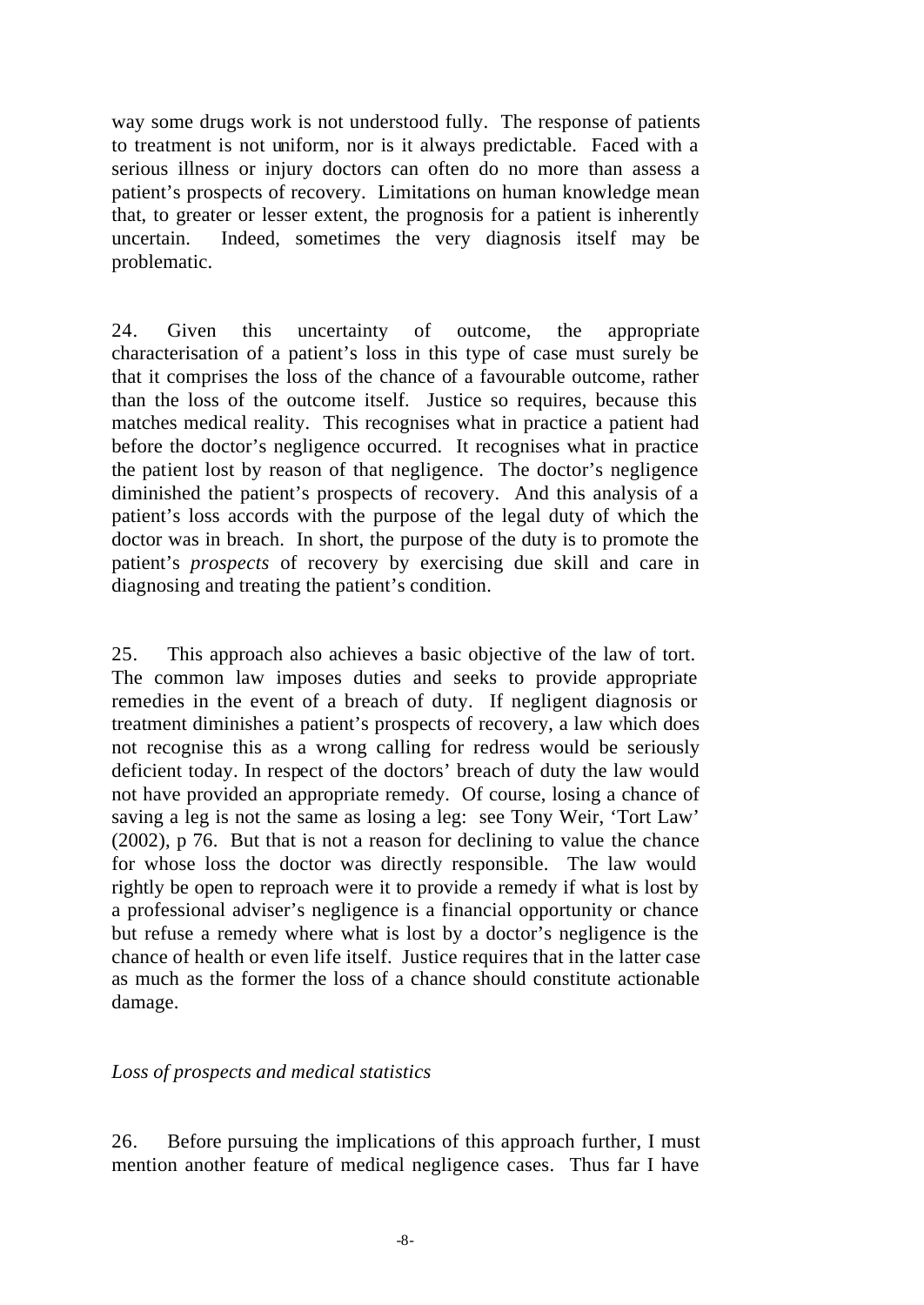way some drugs work is not understood fully. The response of patients to treatment is not uniform, nor is it always predictable. Faced with a serious illness or injury doctors can often do no more than assess a patient's prospects of recovery. Limitations on human knowledge mean that, to greater or lesser extent, the prognosis for a patient is inherently uncertain. Indeed, sometimes the very diagnosis itself may be problematic.

24. Given this uncertainty of outcome, the appropriate characterisation of a patient's loss in this type of case must surely be that it comprises the loss of the chance of a favourable outcome, rather than the loss of the outcome itself. Justice so requires, because this matches medical reality. This recognises what in practice a patient had before the doctor's negligence occurred. It recognises what in practice the patient lost by reason of that negligence. The doctor's negligence diminished the patient's prospects of recovery. And this analysis of a patient's loss accords with the purpose of the legal duty of which the doctor was in breach. In short, the purpose of the duty is to promote the patient's *prospects* of recovery by exercising due skill and care in diagnosing and treating the patient's condition.

25. This approach also achieves a basic objective of the law of tort. The common law imposes duties and seeks to provide appropriate remedies in the event of a breach of duty. If negligent diagnosis or treatment diminishes a patient's prospects of recovery, a law which does not recognise this as a wrong calling for redress would be seriously deficient today. In respect of the doctors' breach of duty the law would not have provided an appropriate remedy. Of course, losing a chance of saving a leg is not the same as losing a leg: see Tony Weir, 'Tort Law' (2002), p 76. But that is not a reason for declining to value the chance for whose loss the doctor was directly responsible. The law would rightly be open to reproach were it to provide a remedy if what is lost by a professional adviser's negligence is a financial opportunity or chance but refuse a remedy where what is lost by a doctor's negligence is the chance of health or even life itself. Justice requires that in the latter case as much as the former the loss of a chance should constitute actionable damage.

*Loss of prospects and medical statistics*

26. Before pursuing the implications of this approach further, I must mention another feature of medical negligence cases. Thus far I have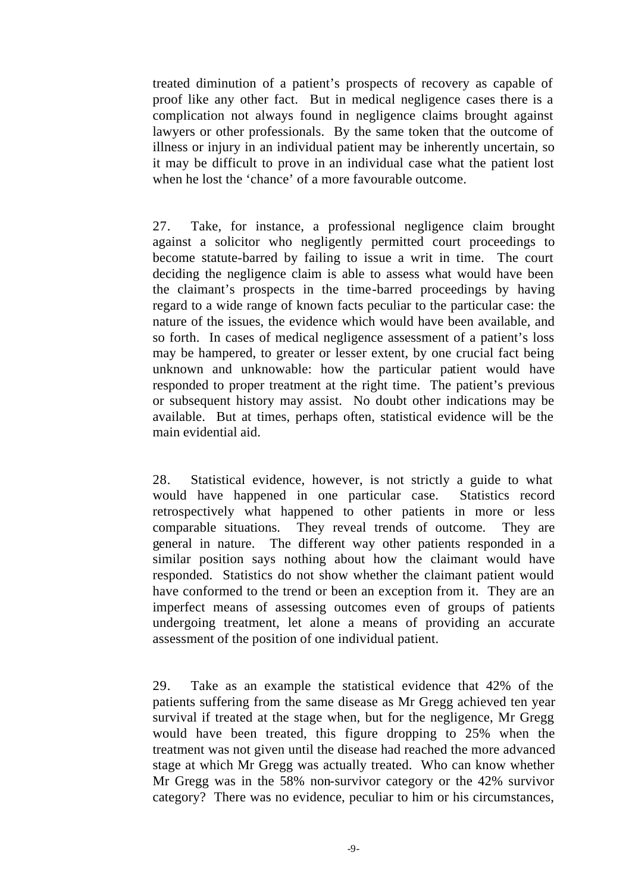treated diminution of a patient's prospects of recovery as capable of proof like any other fact. But in medical negligence cases there is a complication not always found in negligence claims brought against lawyers or other professionals. By the same token that the outcome of illness or injury in an individual patient may be inherently uncertain, so it may be difficult to prove in an individual case what the patient lost when he lost the 'chance' of a more favourable outcome.

27. Take, for instance, a professional negligence claim brought against a solicitor who negligently permitted court proceedings to become statute-barred by failing to issue a writ in time. The court deciding the negligence claim is able to assess what would have been the claimant's prospects in the time-barred proceedings by having regard to a wide range of known facts peculiar to the particular case: the nature of the issues, the evidence which would have been available, and so forth. In cases of medical negligence assessment of a patient's loss may be hampered, to greater or lesser extent, by one crucial fact being unknown and unknowable: how the particular patient would have responded to proper treatment at the right time. The patient's previous or subsequent history may assist. No doubt other indications may be available. But at times, perhaps often, statistical evidence will be the main evidential aid.

28. Statistical evidence, however, is not strictly a guide to what would have happened in one particular case. Statistics record retrospectively what happened to other patients in more or less comparable situations. They reveal trends of outcome. They are general in nature. The different way other patients responded in a similar position says nothing about how the claimant would have responded. Statistics do not show whether the claimant patient would have conformed to the trend or been an exception from it. They are an imperfect means of assessing outcomes even of groups of patients undergoing treatment, let alone a means of providing an accurate assessment of the position of one individual patient.

29. Take as an example the statistical evidence that 42% of the patients suffering from the same disease as Mr Gregg achieved ten year survival if treated at the stage when, but for the negligence, Mr Gregg would have been treated, this figure dropping to 25% when the treatment was not given until the disease had reached the more advanced stage at which Mr Gregg was actually treated. Who can know whether Mr Gregg was in the 58% non-survivor category or the 42% survivor category? There was no evidence, peculiar to him or his circumstances,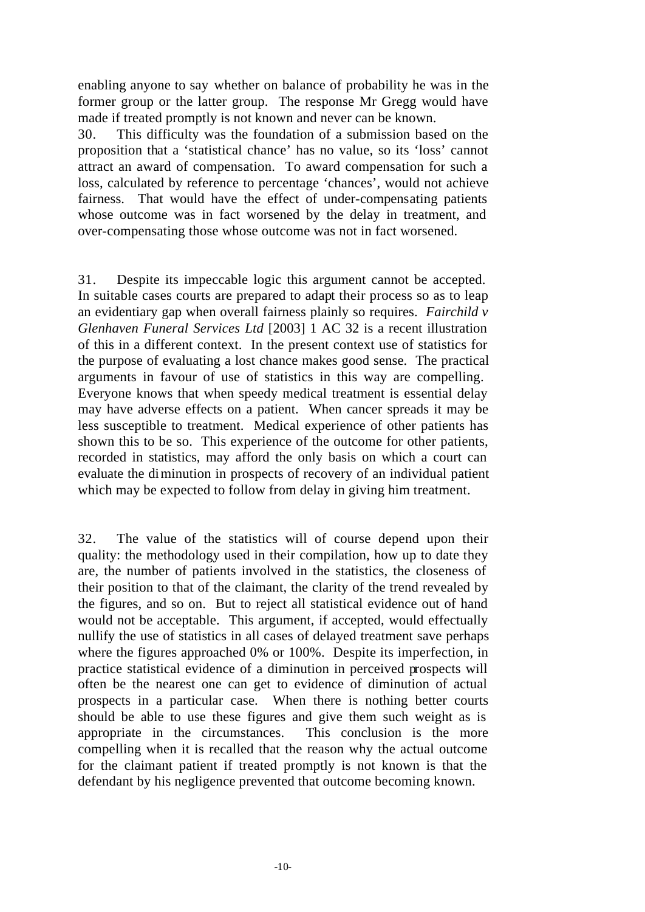enabling anyone to say whether on balance of probability he was in the former group or the latter group. The response Mr Gregg would have made if treated promptly is not known and never can be known.

30. This difficulty was the foundation of a submission based on the proposition that a 'statistical chance' has no value, so its 'loss' cannot attract an award of compensation. To award compensation for such a loss, calculated by reference to percentage 'chances', would not achieve fairness. That would have the effect of under-compensating patients whose outcome was in fact worsened by the delay in treatment, and over-compensating those whose outcome was not in fact worsened.

31. Despite its impeccable logic this argument cannot be accepted. In suitable cases courts are prepared to adapt their process so as to leap an evidentiary gap when overall fairness plainly so requires. *Fairchild v Glenhaven Funeral Services Ltd* [2003] 1 AC 32 is a recent illustration of this in a different context. In the present context use of statistics for the purpose of evaluating a lost chance makes good sense. The practical arguments in favour of use of statistics in this way are compelling. Everyone knows that when speedy medical treatment is essential delay may have adverse effects on a patient. When cancer spreads it may be less susceptible to treatment. Medical experience of other patients has shown this to be so. This experience of the outcome for other patients, recorded in statistics, may afford the only basis on which a court can evaluate the diminution in prospects of recovery of an individual patient which may be expected to follow from delay in giving him treatment.

32. The value of the statistics will of course depend upon their quality: the methodology used in their compilation, how up to date they are, the number of patients involved in the statistics, the closeness of their position to that of the claimant, the clarity of the trend revealed by the figures, and so on. But to reject all statistical evidence out of hand would not be acceptable. This argument, if accepted, would effectually nullify the use of statistics in all cases of delayed treatment save perhaps where the figures approached 0% or 100%. Despite its imperfection, in practice statistical evidence of a diminution in perceived prospects will often be the nearest one can get to evidence of diminution of actual prospects in a particular case. When there is nothing better courts should be able to use these figures and give them such weight as is appropriate in the circumstances. This conclusion is the more compelling when it is recalled that the reason why the actual outcome for the claimant patient if treated promptly is not known is that the defendant by his negligence prevented that outcome becoming known.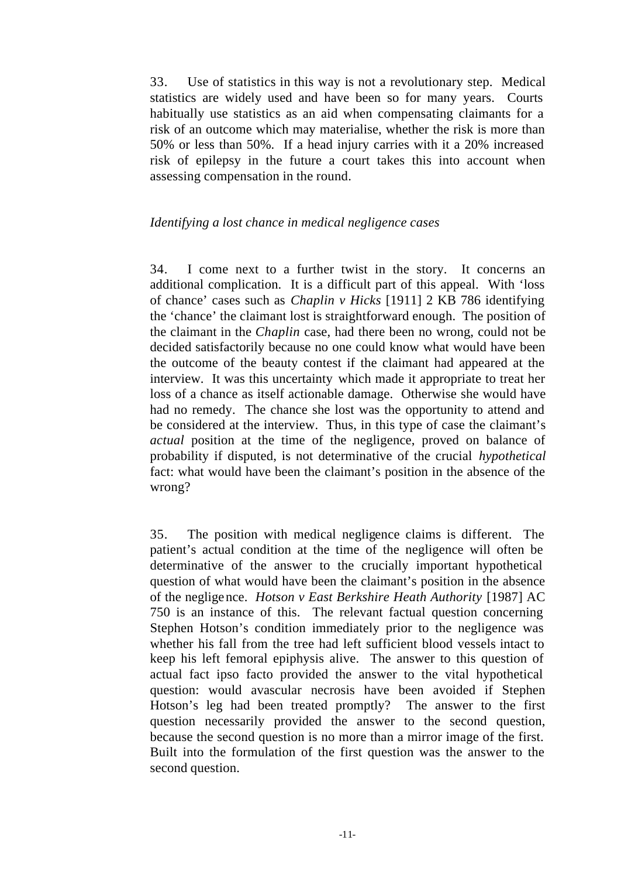33. Use of statistics in this way is not a revolutionary step. Medical statistics are widely used and have been so for many years. Courts habitually use statistics as an aid when compensating claimants for a risk of an outcome which may materialise, whether the risk is more than 50% or less than 50%. If a head injury carries with it a 20% increased risk of epilepsy in the future a court takes this into account when assessing compensation in the round.

*Identifying a lost chance in medical negligence cases*

34. I come next to a further twist in the story. It concerns an additional complication. It is a difficult part of this appeal. With 'loss of chance' cases such as *Chaplin v Hicks* [1911] 2 KB 786 identifying the 'chance' the claimant lost is straightforward enough. The position of the claimant in the *Chaplin* case, had there been no wrong, could not be decided satisfactorily because no one could know what would have been the outcome of the beauty contest if the claimant had appeared at the interview. It was this uncertainty which made it appropriate to treat her loss of a chance as itself actionable damage. Otherwise she would have had no remedy. The chance she lost was the opportunity to attend and be considered at the interview. Thus, in this type of case the claimant's *actual* position at the time of the negligence, proved on balance of probability if disputed, is not determinative of the crucial *hypothetical* fact: what would have been the claimant's position in the absence of the wrong?

35. The position with medical negligence claims is different. The patient's actual condition at the time of the negligence will often be determinative of the answer to the crucially important hypothetical question of what would have been the claimant's position in the absence of the negligence. *Hotson v East Berkshire Heath Authority* [1987] AC 750 is an instance of this. The relevant factual question concerning Stephen Hotson's condition immediately prior to the negligence was whether his fall from the tree had left sufficient blood vessels intact to keep his left femoral epiphysis alive. The answer to this question of actual fact ipso facto provided the answer to the vital hypothetical question: would avascular necrosis have been avoided if Stephen Hotson's leg had been treated promptly? The answer to the first question necessarily provided the answer to the second question, because the second question is no more than a mirror image of the first. Built into the formulation of the first question was the answer to the second question.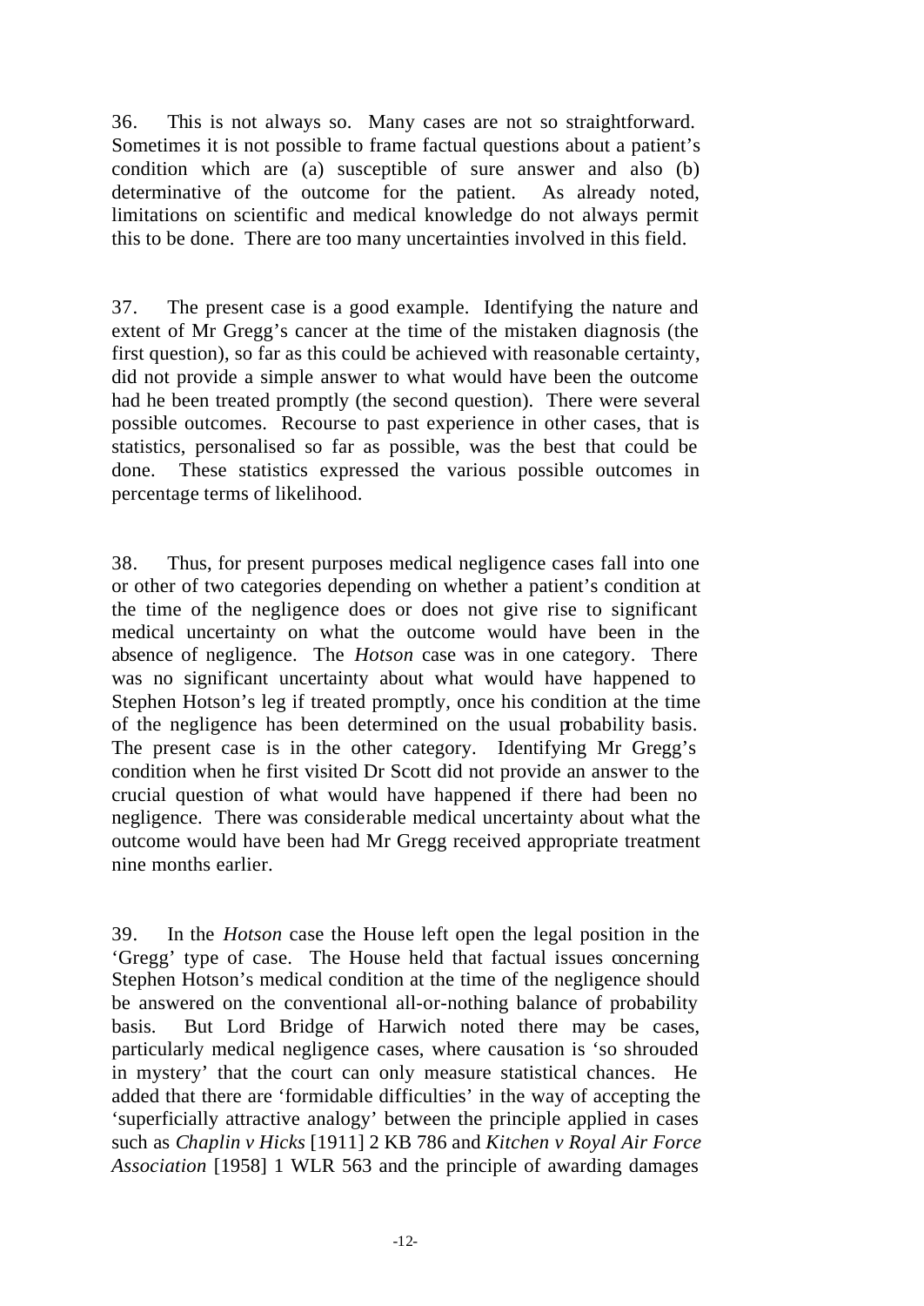36. This is not always so. Many cases are not so straightforward. Sometimes it is not possible to frame factual questions about a patient's condition which are (a) susceptible of sure answer and also (b) determinative of the outcome for the patient. As already noted, limitations on scientific and medical knowledge do not always permit this to be done. There are too many uncertainties involved in this field.

37. The present case is a good example. Identifying the nature and extent of Mr Gregg's cancer at the time of the mistaken diagnosis (the first question), so far as this could be achieved with reasonable certainty, did not provide a simple answer to what would have been the outcome had he been treated promptly (the second question). There were several possible outcomes. Recourse to past experience in other cases, that is statistics, personalised so far as possible, was the best that could be done. These statistics expressed the various possible outcomes in percentage terms of likelihood.

38. Thus, for present purposes medical negligence cases fall into one or other of two categories depending on whether a patient's condition at the time of the negligence does or does not give rise to significant medical uncertainty on what the outcome would have been in the absence of negligence. The *Hotson* case was in one category. There was no significant uncertainty about what would have happened to Stephen Hotson's leg if treated promptly, once his condition at the time of the negligence has been determined on the usual probability basis. The present case is in the other category. Identifying Mr Gregg's condition when he first visited Dr Scott did not provide an answer to the crucial question of what would have happened if there had been no negligence. There was considerable medical uncertainty about what the outcome would have been had Mr Gregg received appropriate treatment nine months earlier.

39. In the *Hotson* case the House left open the legal position in the 'Gregg' type of case. The House held that factual issues concerning Stephen Hotson's medical condition at the time of the negligence should be answered on the conventional all-or-nothing balance of probability basis. But Lord Bridge of Harwich noted there may be cases, particularly medical negligence cases, where causation is 'so shrouded in mystery' that the court can only measure statistical chances. He added that there are 'formidable difficulties' in the way of accepting the 'superficially attractive analogy' between the principle applied in cases such as *Chaplin v Hicks* [1911] 2 KB 786 and *Kitchen v Royal Air Force Association* [1958] 1 WLR 563 and the principle of awarding damages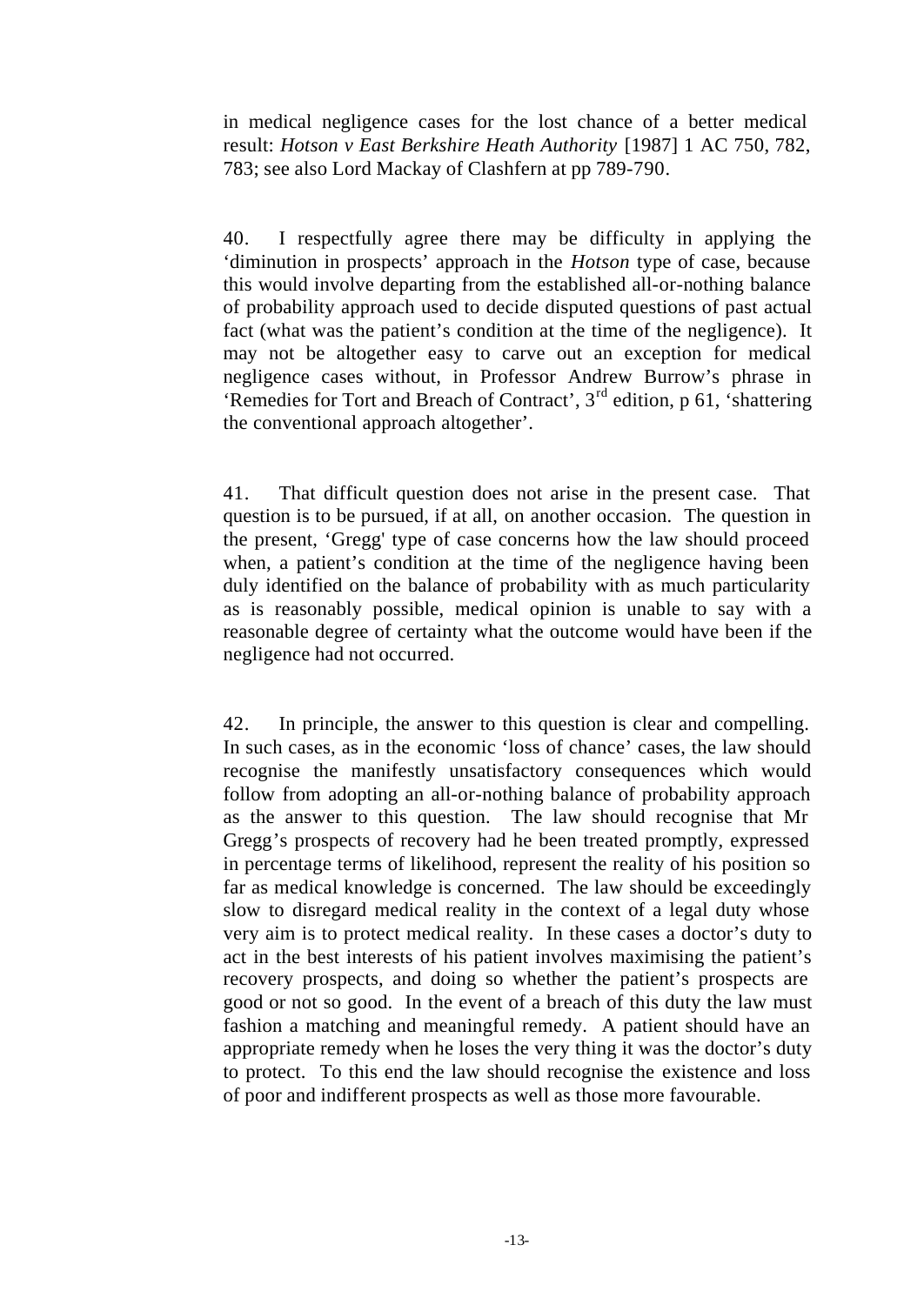in medical negligence cases for the lost chance of a better medical result: *Hotson v East Berkshire Heath Authority* [1987] 1 AC 750, 782, 783; see also Lord Mackay of Clashfern at pp 789-790.

40. I respectfully agree there may be difficulty in applying the 'diminution in prospects' approach in the *Hotson* type of case, because this would involve departing from the established all-or-nothing balance of probability approach used to decide disputed questions of past actual fact (what was the patient's condition at the time of the negligence). It may not be altogether easy to carve out an exception for medical negligence cases without, in Professor Andrew Burrow's phrase in 'Remedies for Tort and Breach of Contract', 3rd edition, p 61, 'shattering the conventional approach altogether'.

41. That difficult question does not arise in the present case. That question is to be pursued, if at all, on another occasion. The question in the present, 'Gregg' type of case concerns how the law should proceed when, a patient's condition at the time of the negligence having been duly identified on the balance of probability with as much particularity as is reasonably possible, medical opinion is unable to say with a reasonable degree of certainty what the outcome would have been if the negligence had not occurred.

42. In principle, the answer to this question is clear and compelling. In such cases, as in the economic 'loss of chance' cases, the law should recognise the manifestly unsatisfactory consequences which would follow from adopting an all-or-nothing balance of probability approach as the answer to this question. The law should recognise that Mr Gregg's prospects of recovery had he been treated promptly, expressed in percentage terms of likelihood, represent the reality of his position so far as medical knowledge is concerned. The law should be exceedingly slow to disregard medical reality in the context of a legal duty whose very aim is to protect medical reality. In these cases a doctor's duty to act in the best interests of his patient involves maximising the patient's recovery prospects, and doing so whether the patient's prospects are good or not so good. In the event of a breach of this duty the law must fashion a matching and meaningful remedy. A patient should have an appropriate remedy when he loses the very thing it was the doctor's duty to protect. To this end the law should recognise the existence and loss of poor and indifferent prospects as well as those more favourable.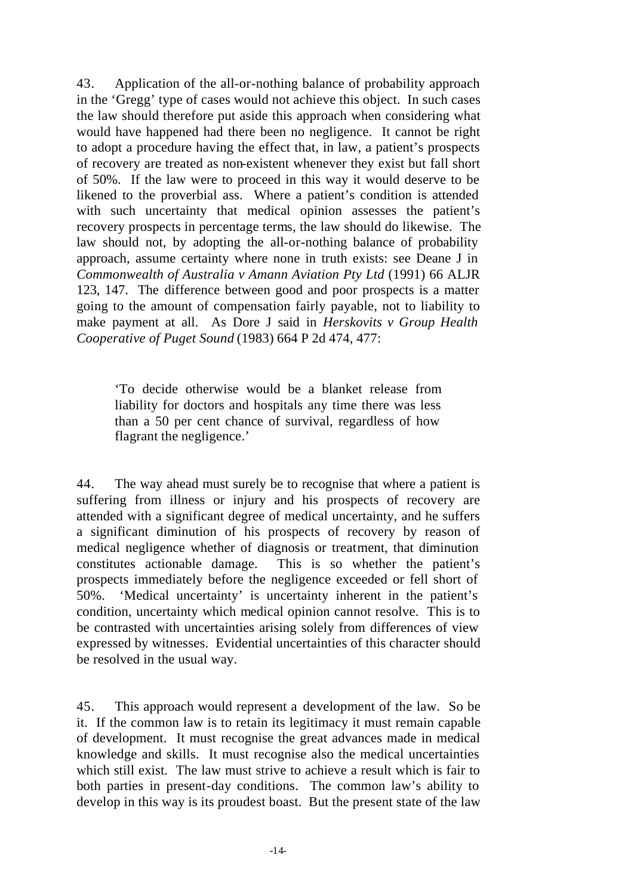43. Application of the all-or-nothing balance of probability approach in the 'Gregg' type of cases would not achieve this object. In such cases the law should therefore put aside this approach when considering what would have happened had there been no negligence. It cannot be right to adopt a procedure having the effect that, in law, a patient's prospects of recovery are treated as non-existent whenever they exist but fall short of 50%. If the law were to proceed in this way it would deserve to be likened to the proverbial ass. Where a patient's condition is attended with such uncertainty that medical opinion assesses the patient's recovery prospects in percentage terms, the law should do likewise. The law should not, by adopting the all-or-nothing balance of probability approach, assume certainty where none in truth exists: see Deane J in *Commonwealth of Australia v Amann Aviation Pty Ltd* (1991) 66 ALJR 123, 147. The difference between good and poor prospects is a matter going to the amount of compensation fairly payable, not to liability to make payment at all. As Dore J said in *Herskovits v Group Health Cooperative of Puget Sound* (1983) 664 P 2d 474, 477:

> 'To decide otherwise would be a blanket release from liability for doctors and hospitals any time there was less than a 50 per cent chance of survival, regardless of how flagrant the negligence.'

44. The way ahead must surely be to recognise that where a patient is suffering from illness or injury and his prospects of recovery are attended with a significant degree of medical uncertainty, and he suffers a significant diminution of his prospects of recovery by reason of medical negligence whether of diagnosis or treatment, that diminution constitutes actionable damage. This is so whether the patient's prospects immediately before the negligence exceeded or fell short of 50%. 'Medical uncertainty' is uncertainty inherent in the patient's condition, uncertainty which medical opinion cannot resolve. This is to be contrasted with uncertainties arising solely from differences of view expressed by witnesses. Evidential uncertainties of this character should be resolved in the usual way.

45. This approach would represent a development of the law. So be it. If the common law is to retain its legitimacy it must remain capable of development. It must recognise the great advances made in medical knowledge and skills. It must recognise also the medical uncertainties which still exist. The law must strive to achieve a result which is fair to both parties in present-day conditions. The common law's ability to develop in this way is its proudest boast. But the present state of the law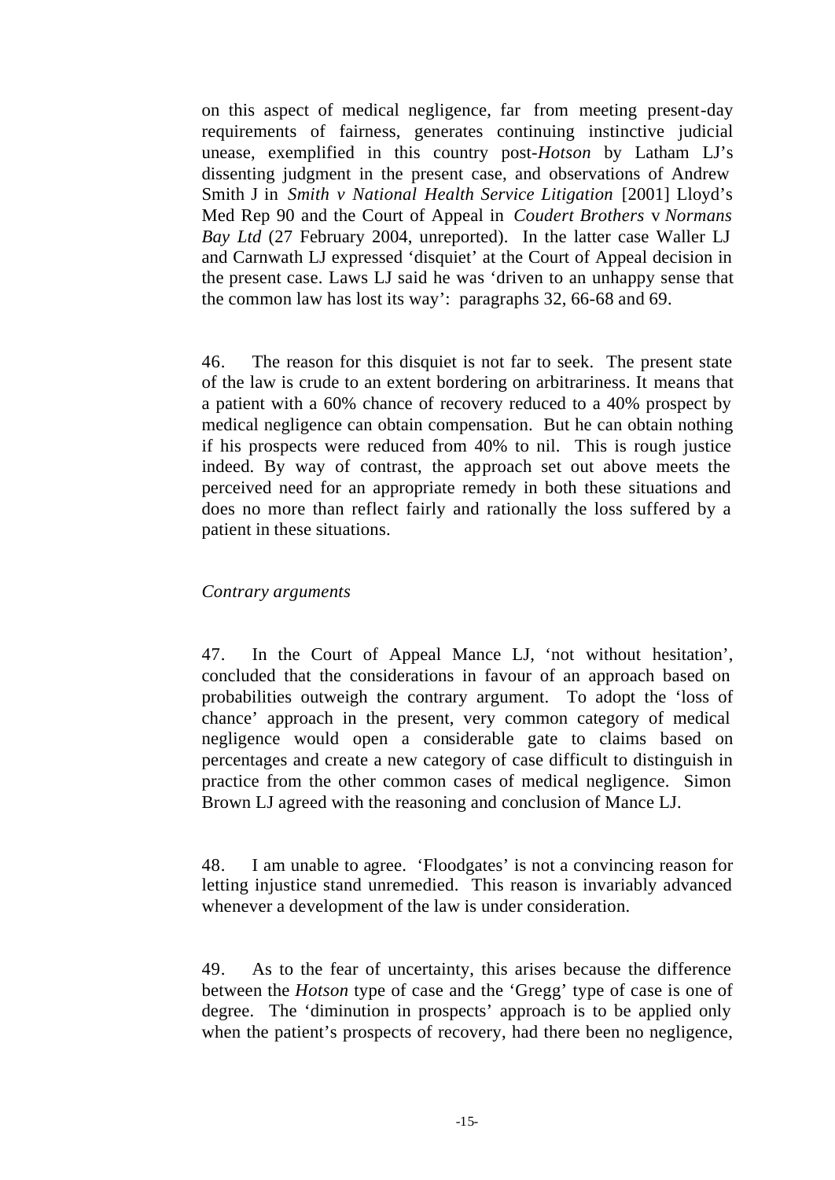on this aspect of medical negligence, far from meeting present-day requirements of fairness, generates continuing instinctive judicial unease, exemplified in this country post-*Hotson* by Latham LJ's dissenting judgment in the present case, and observations of Andrew Smith J in *Smith v National Health Service Litigation* [2001] Lloyd's Med Rep 90 and the Court of Appeal in *Coudert Brothers* v *Normans Bay Ltd* (27 February 2004, unreported). In the latter case Waller LJ and Carnwath LJ expressed 'disquiet' at the Court of Appeal decision in the present case. Laws LJ said he was 'driven to an unhappy sense that the common law has lost its way': paragraphs 32, 66-68 and 69.

46. The reason for this disquiet is not far to seek. The present state of the law is crude to an extent bordering on arbitrariness. It means that a patient with a 60% chance of recovery reduced to a 40% prospect by medical negligence can obtain compensation. But he can obtain nothing if his prospects were reduced from 40% to nil. This is rough justice indeed. By way of contrast, the approach set out above meets the perceived need for an appropriate remedy in both these situations and does no more than reflect fairly and rationally the loss suffered by a patient in these situations.

*Contrary arguments*

47. In the Court of Appeal Mance LJ, 'not without hesitation', concluded that the considerations in favour of an approach based on probabilities outweigh the contrary argument. To adopt the 'loss of chance' approach in the present, very common category of medical negligence would open a considerable gate to claims based on percentages and create a new category of case difficult to distinguish in practice from the other common cases of medical negligence. Simon Brown LJ agreed with the reasoning and conclusion of Mance LJ.

48. I am unable to agree. 'Floodgates' is not a convincing reason for letting injustice stand unremedied. This reason is invariably advanced whenever a development of the law is under consideration.

49. As to the fear of uncertainty, this arises because the difference between the *Hotson* type of case and the 'Gregg' type of case is one of degree. The 'diminution in prospects' approach is to be applied only when the patient's prospects of recovery, had there been no negligence,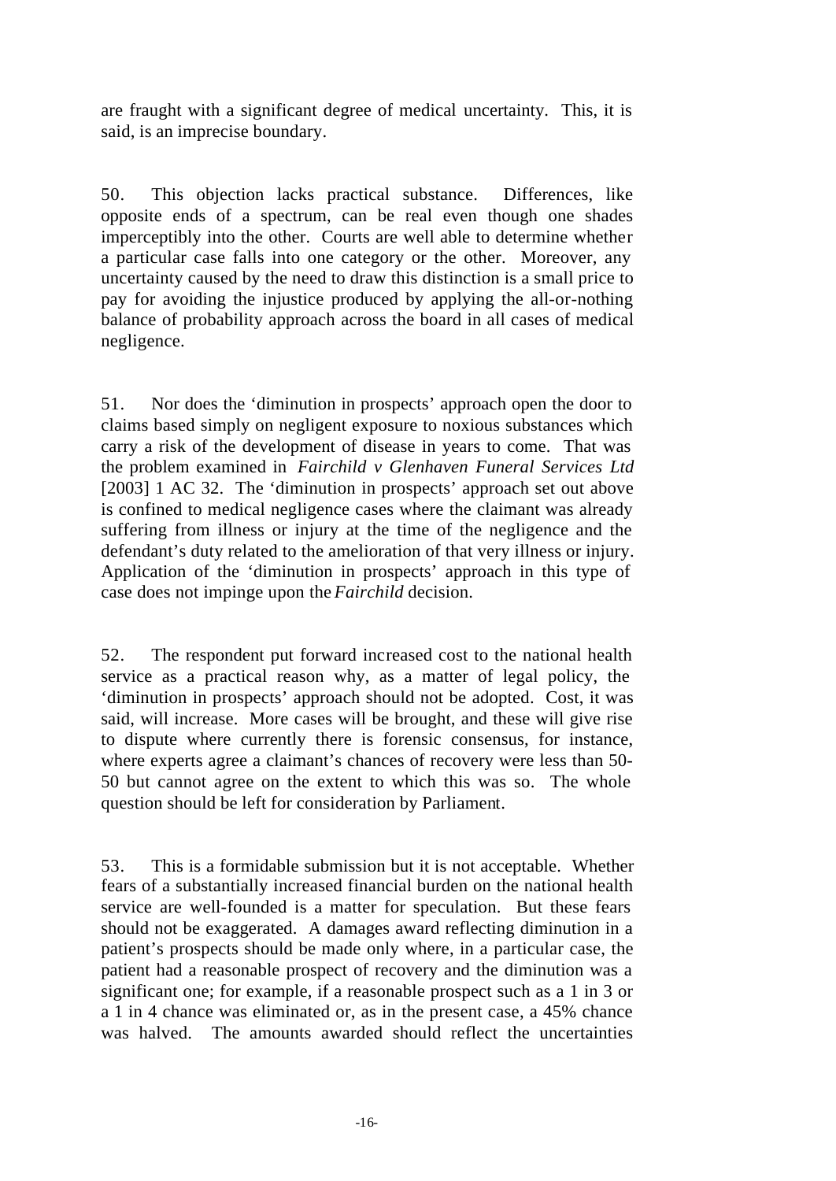are fraught with a significant degree of medical uncertainty. This, it is said, is an imprecise boundary.

50. This objection lacks practical substance. Differences, like opposite ends of a spectrum, can be real even though one shades imperceptibly into the other. Courts are well able to determine whether a particular case falls into one category or the other. Moreover, any uncertainty caused by the need to draw this distinction is a small price to pay for avoiding the injustice produced by applying the all-or-nothing balance of probability approach across the board in all cases of medical negligence.

51. Nor does the 'diminution in prospects' approach open the door to claims based simply on negligent exposure to noxious substances which carry a risk of the development of disease in years to come. That was the problem examined in *Fairchild v Glenhaven Funeral Services Ltd* [2003] 1 AC 32. The 'diminution in prospects' approach set out above is confined to medical negligence cases where the claimant was already suffering from illness or injury at the time of the negligence and the defendant's duty related to the amelioration of that very illness or injury. Application of the 'diminution in prospects' approach in this type of case does not impinge upon the *Fairchild* decision.

52. The respondent put forward increased cost to the national health service as a practical reason why, as a matter of legal policy, the 'diminution in prospects' approach should not be adopted. Cost, it was said, will increase. More cases will be brought, and these will give rise to dispute where currently there is forensic consensus, for instance, where experts agree a claimant's chances of recovery were less than 50-50 but cannot agree on the extent to which this was so. The whole question should be left for consideration by Parliament.

53. This is a formidable submission but it is not acceptable. Whether fears of a substantially increased financial burden on the national health service are well-founded is a matter for speculation. But these fears should not be exaggerated. A damages award reflecting diminution in a patient's prospects should be made only where, in a particular case, the patient had a reasonable prospect of recovery and the diminution was a significant one; for example, if a reasonable prospect such as a 1 in 3 or a 1 in 4 chance was eliminated or, as in the present case, a 45% chance was halved. The amounts awarded should reflect the uncertainties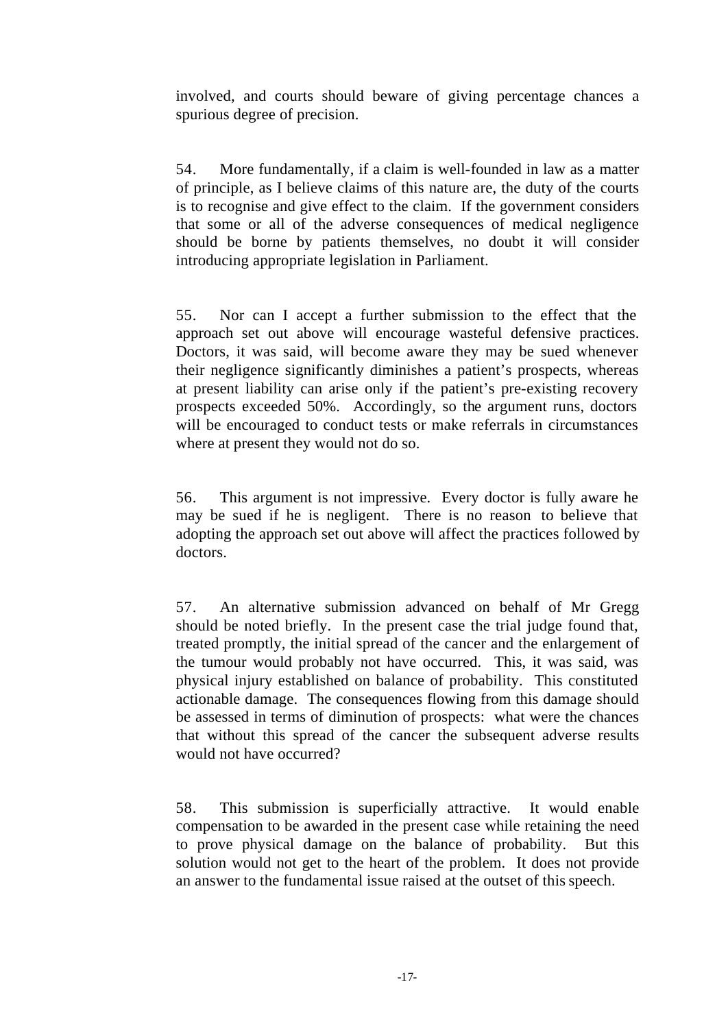involved, and courts should beware of giving percentage chances a spurious degree of precision.

54. More fundamentally, if a claim is well-founded in law as a matter of principle, as I believe claims of this nature are, the duty of the courts is to recognise and give effect to the claim. If the government considers that some or all of the adverse consequences of medical negligence should be borne by patients themselves, no doubt it will consider introducing appropriate legislation in Parliament.

55. Nor can I accept a further submission to the effect that the approach set out above will encourage wasteful defensive practices. Doctors, it was said, will become aware they may be sued whenever their negligence significantly diminishes a patient's prospects, whereas at present liability can arise only if the patient's pre-existing recovery prospects exceeded 50%. Accordingly, so the argument runs, doctors will be encouraged to conduct tests or make referrals in circumstances where at present they would not do so.

56. This argument is not impressive. Every doctor is fully aware he may be sued if he is negligent. There is no reason to believe that adopting the approach set out above will affect the practices followed by doctors.

57. An alternative submission advanced on behalf of Mr Gregg should be noted briefly. In the present case the trial judge found that, treated promptly, the initial spread of the cancer and the enlargement of the tumour would probably not have occurred. This, it was said, was physical injury established on balance of probability. This constituted actionable damage. The consequences flowing from this damage should be assessed in terms of diminution of prospects: what were the chances that without this spread of the cancer the subsequent adverse results would not have occurred?

58. This submission is superficially attractive. It would enable compensation to be awarded in the present case while retaining the need to prove physical damage on the balance of probability. But this solution would not get to the heart of the problem. It does not provide an answer to the fundamental issue raised at the outset of this speech.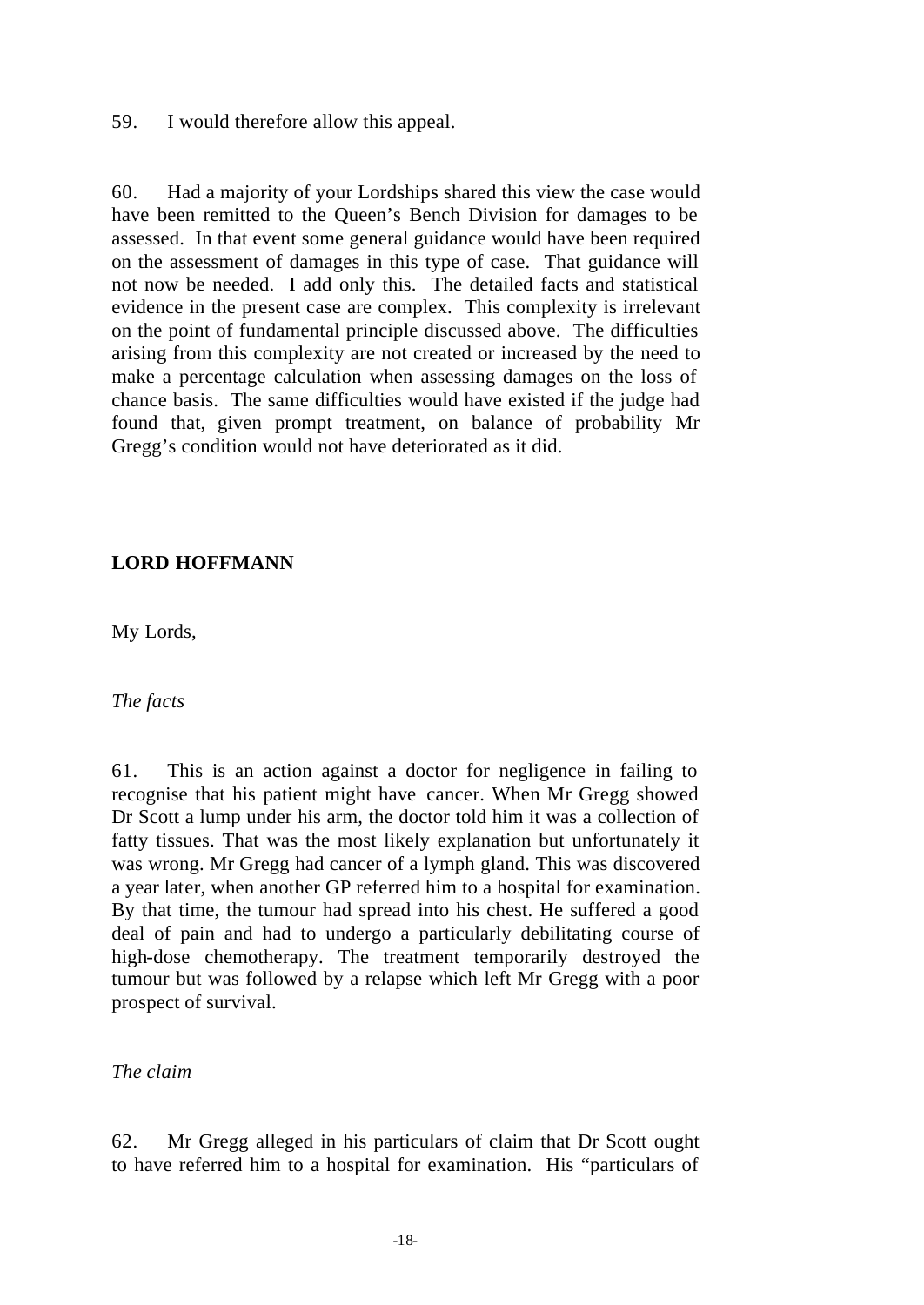59. I would therefore allow this appeal.

60. Had a majority of your Lordships shared this view the case would have been remitted to the Queen's Bench Division for damages to be assessed. In that event some general guidance would have been required on the assessment of damages in this type of case. That guidance will not now be needed. I add only this. The detailed facts and statistical evidence in the present case are complex. This complexity is irrelevant on the point of fundamental principle discussed above. The difficulties arising from this complexity are not created or increased by the need to make a percentage calculation when assessing damages on the loss of chance basis. The same difficulties would have existed if the judge had found that, given prompt treatment, on balance of probability Mr Gregg's condition would not have deteriorated as it did.

**LORD HOFFMANN**

My Lords,

*The facts*

61. This is an action against a doctor for negligence in failing to recognise that his patient might have cancer. When Mr Gregg showed Dr Scott a lump under his arm, the doctor told him it was a collection of fatty tissues. That was the most likely explanation but unfortunately it was wrong. Mr Gregg had cancer of a lymph gland. This was discovered a year later, when another GP referred him to a hospital for examination. By that time, the tumour had spread into his chest. He suffered a good deal of pain and had to undergo a particularly debilitating course of high-dose chemotherapy. The treatment temporarily destroyed the tumour but was followed by a relapse which left Mr Gregg with a poor prospect of survival.

*The claim*

62. Mr Gregg alleged in his particulars of claim that Dr Scott ought to have referred him to a hospital for examination. His "particulars of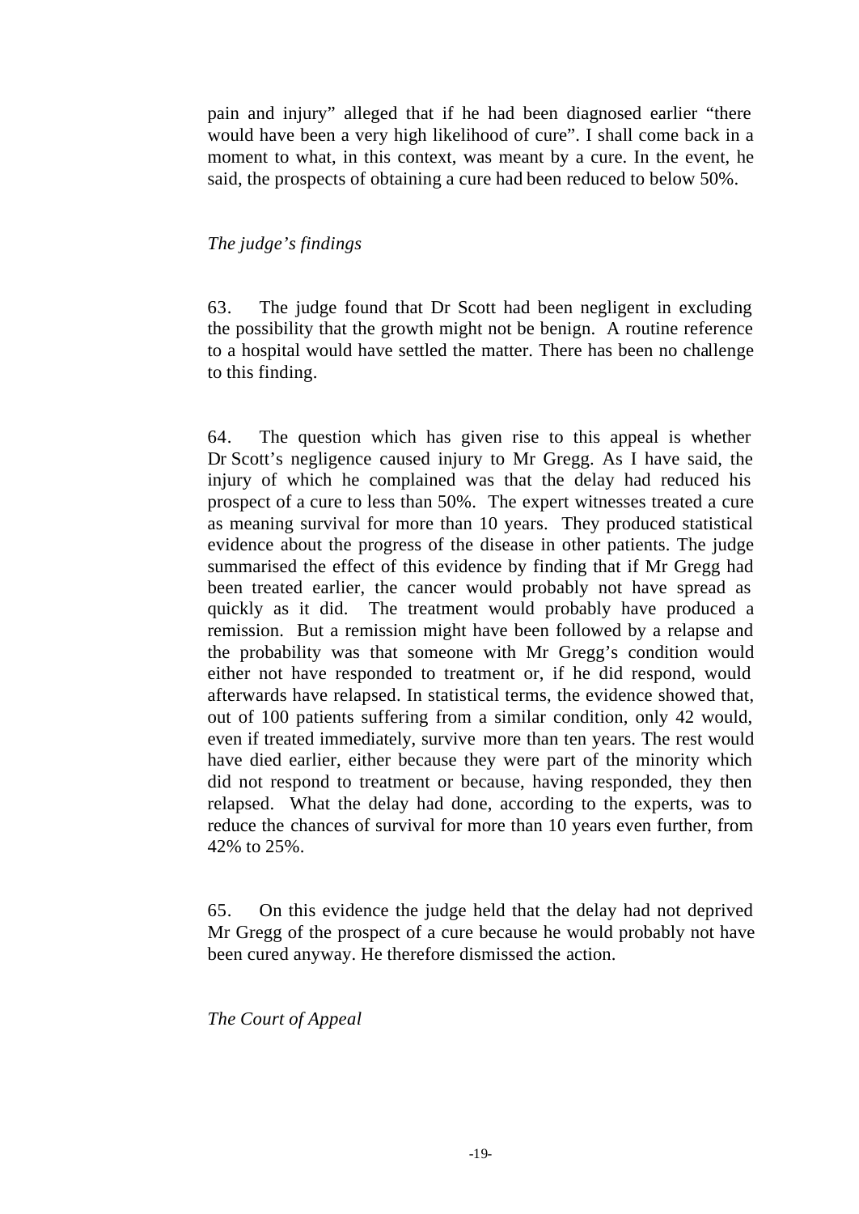pain and injury" alleged that if he had been diagnosed earlier "there would have been a very high likelihood of cure". I shall come back in a moment to what, in this context, was meant by a cure. In the event, he said, the prospects of obtaining a cure had been reduced to below 50%.

*The judge's findings*

63. The judge found that Dr Scott had been negligent in excluding the possibility that the growth might not be benign. A routine reference to a hospital would have settled the matter. There has been no challenge to this finding.

64. The question which has given rise to this appeal is whether Dr Scott's negligence caused injury to Mr Gregg. As I have said, the injury of which he complained was that the delay had reduced his prospect of a cure to less than 50%. The expert witnesses treated a cure as meaning survival for more than 10 years. They produced statistical evidence about the progress of the disease in other patients. The judge summarised the effect of this evidence by finding that if Mr Gregg had been treated earlier, the cancer would probably not have spread as quickly as it did. The treatment would probably have produced a remission. But a remission might have been followed by a relapse and the probability was that someone with Mr Gregg's condition would either not have responded to treatment or, if he did respond, would afterwards have relapsed. In statistical terms, the evidence showed that, out of 100 patients suffering from a similar condition, only 42 would, even if treated immediately, survive more than ten years. The rest would have died earlier, either because they were part of the minority which did not respond to treatment or because, having responded, they then relapsed. What the delay had done, according to the experts, was to reduce the chances of survival for more than 10 years even further, from 42% to 25%.

65. On this evidence the judge held that the delay had not deprived Mr Gregg of the prospect of a cure because he would probably not have been cured anyway. He therefore dismissed the action.

*The Court of Appeal*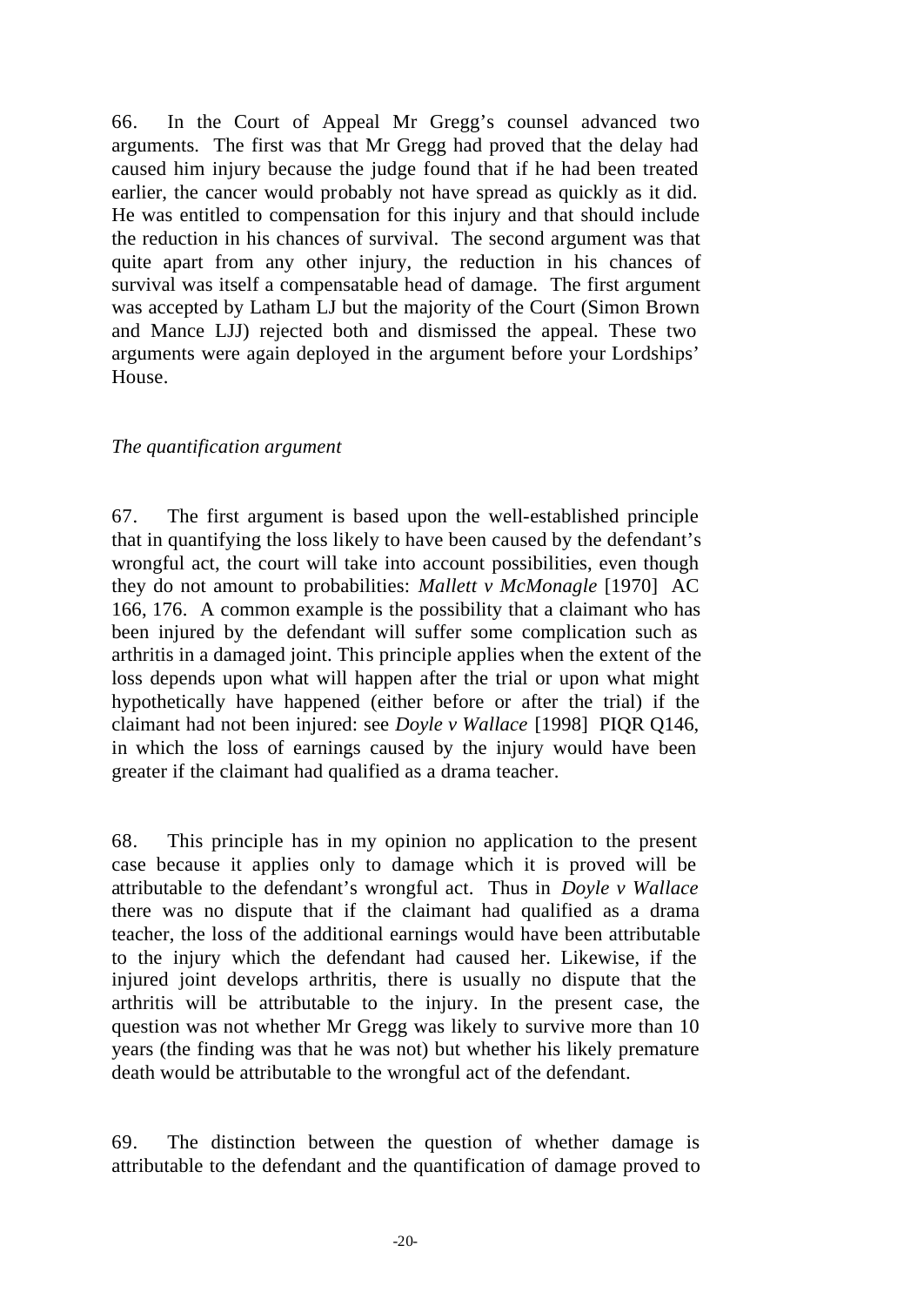66. In the Court of Appeal Mr Gregg's counsel advanced two arguments. The first was that Mr Gregg had proved that the delay had caused him injury because the judge found that if he had been treated earlier, the cancer would probably not have spread as quickly as it did. He was entitled to compensation for this injury and that should include the reduction in his chances of survival. The second argument was that quite apart from any other injury, the reduction in his chances of survival was itself a compensatable head of damage. The first argument was accepted by Latham LJ but the majority of the Court (Simon Brown and Mance LJJ) rejected both and dismissed the appeal. These two arguments were again deployed in the argument before your Lordships' House.

*The quantification argument*

67. The first argument is based upon the well-established principle that in quantifying the loss likely to have been caused by the defendant's wrongful act, the court will take into account possibilities, even though they do not amount to probabilities: *Mallett v McMonagle* [1970] AC 166, 176. A common example is the possibility that a claimant who has been injured by the defendant will suffer some complication such as arthritis in a damaged joint. This principle applies when the extent of the loss depends upon what will happen after the trial or upon what might hypothetically have happened (either before or after the trial) if the claimant had not been injured: see *Doyle v Wallace* [1998] PIQR Q146, in which the loss of earnings caused by the injury would have been greater if the claimant had qualified as a drama teacher.

68. This principle has in my opinion no application to the present case because it applies only to damage which it is proved will be attributable to the defendant's wrongful act. Thus in *Doyle v Wallace* there was no dispute that if the claimant had qualified as a drama teacher, the loss of the additional earnings would have been attributable to the injury which the defendant had caused her. Likewise, if the injured joint develops arthritis, there is usually no dispute that the arthritis will be attributable to the injury. In the present case, the question was not whether Mr Gregg was likely to survive more than 10 years (the finding was that he was not) but whether his likely premature death would be attributable to the wrongful act of the defendant.

69. The distinction between the question of whether damage is attributable to the defendant and the quantification of damage proved to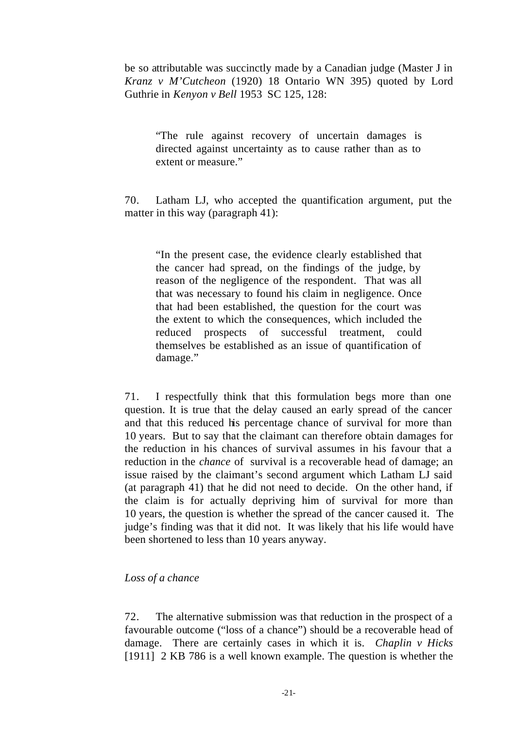be so attributable was succinctly made by a Canadian judge (Master J in *Kranz v M'Cutcheon* (1920) 18 Ontario WN 395) quoted by Lord Guthrie in *Kenyon v Bell* 1953 SC 125, 128:

> "The rule against recovery of uncertain damages is directed against uncertainty as to cause rather than as to extent or measure."

70. Latham LJ, who accepted the quantification argument, put the matter in this way (paragraph 41):

> "In the present case, the evidence clearly established that the cancer had spread, on the findings of the judge, by reason of the negligence of the respondent. That was all that was necessary to found his claim in negligence. Once that had been established, the question for the court was the extent to which the consequences, which included the reduced prospects of successful treatment, could themselves be established as an issue of quantification of damage."

71. I respectfully think that this formulation begs more than one question. It is true that the delay caused an early spread of the cancer and that this reduced his percentage chance of survival for more than 10 years. But to say that the claimant can therefore obtain damages for the reduction in his chances of survival assumes in his favour that a reduction in the *chance* of survival is a recoverable head of damage; an issue raised by the claimant's second argument which Latham LJ said (at paragraph 41) that he did not need to decide. On the other hand, if the claim is for actually depriving him of survival for more than 10 years, the question is whether the spread of the cancer caused it. The judge's finding was that it did not. It was likely that his life would have been shortened to less than 10 years anyway.

*Loss of a chance*

72. The alternative submission was that reduction in the prospect of a favourable outcome ("loss of a chance") should be a recoverable head of damage. There are certainly cases in which it is. *Chaplin v Hicks* [1911] 2 KB 786 is a well known example. The question is whether the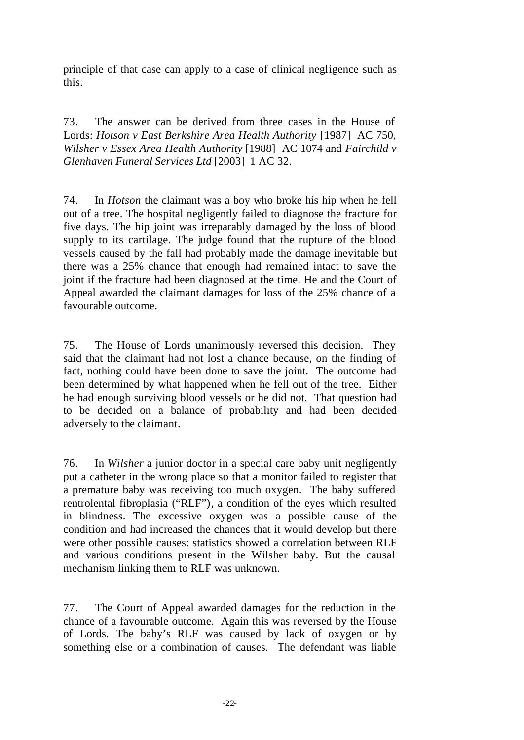principle of that case can apply to a case of clinical negligence such as this.

73. The answer can be derived from three cases in the House of Lords: *Hotson v East Berkshire Area Health Authority* [1987] AC 750, *Wilsher v Essex Area Health Authority* [1988] AC 1074 and *Fairchild v Glenhaven Funeral Services Ltd* [2003] 1 AC 32.

74. In *Hotson* the claimant was a boy who broke his hip when he fell out of a tree. The hospital negligently failed to diagnose the fracture for five days. The hip joint was irreparably damaged by the loss of blood supply to its cartilage. The judge found that the rupture of the blood vessels caused by the fall had probably made the damage inevitable but there was a 25% chance that enough had remained intact to save the joint if the fracture had been diagnosed at the time. He and the Court of Appeal awarded the claimant damages for loss of the 25% chance of a favourable outcome.

75. The House of Lords unanimously reversed this decision. They said that the claimant had not lost a chance because, on the finding of fact, nothing could have been done to save the joint. The outcome had been determined by what happened when he fell out of the tree. Either he had enough surviving blood vessels or he did not. That question had to be decided on a balance of probability and had been decided adversely to the claimant.

76. In *Wilsher* a junior doctor in a special care baby unit negligently put a catheter in the wrong place so that a monitor failed to register that a premature baby was receiving too much oxygen. The baby suffered rentrolental fibroplasia ("RLF"), a condition of the eyes which resulted in blindness. The excessive oxygen was a possible cause of the condition and had increased the chances that it would develop but there were other possible causes: statistics showed a correlation between RLF and various conditions present in the Wilsher baby. But the causal mechanism linking them to RLF was unknown.

77. The Court of Appeal awarded damages for the reduction in the chance of a favourable outcome. Again this was reversed by the House of Lords. The baby's RLF was caused by lack of oxygen or by something else or a combination of causes. The defendant was liable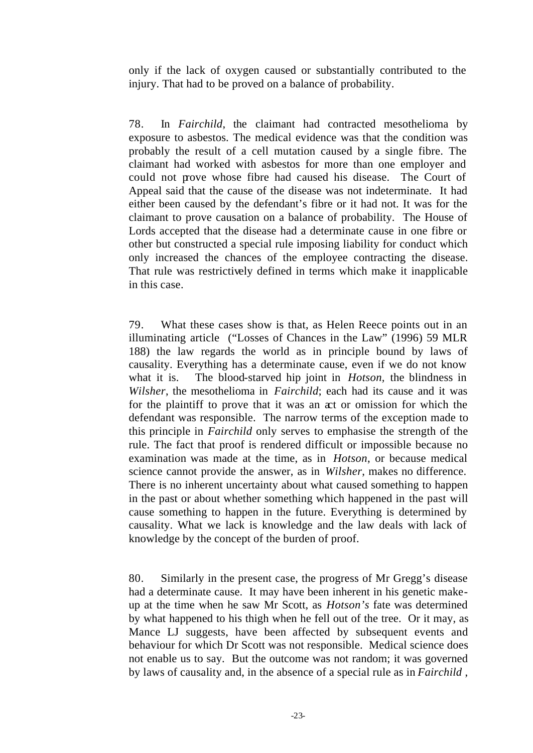only if the lack of oxygen caused or substantially contributed to the injury. That had to be proved on a balance of probability.

78. In *Fairchild*, the claimant had contracted mesothelioma by exposure to asbestos. The medical evidence was that the condition was probably the result of a cell mutation caused by a single fibre. The claimant had worked with asbestos for more than one employer and could not prove whose fibre had caused his disease. The Court of Appeal said that the cause of the disease was not indeterminate. It had either been caused by the defendant's fibre or it had not. It was for the claimant to prove causation on a balance of probability. The House of Lords accepted that the disease had a determinate cause in one fibre or other but constructed a special rule imposing liability for conduct which only increased the chances of the employee contracting the disease. That rule was restrictively defined in terms which make it inapplicable in this case.

79. What these cases show is that, as Helen Reece points out in an illuminating article ("Losses of Chances in the Law" (1996) 59 MLR 188) the law regards the world as in principle bound by laws of causality. Everything has a determinate cause, even if we do not know what it is. The blood-starved hip joint in *Hotson*, the blindness in *Wilsher*, the mesothelioma in *Fairchild*; each had its cause and it was for the plaintiff to prove that it was an act or omission for which the defendant was responsible. The narrow terms of the exception made to this principle in *Fairchild* only serves to emphasise the strength of the rule. The fact that proof is rendered difficult or impossible because no examination was made at the time, as in *Hotson*, or because medical science cannot provide the answer, as in *Wilsher*, makes no difference. There is no inherent uncertainty about what caused something to happen in the past or about whether something which happened in the past will cause something to happen in the future. Everything is determined by causality. What we lack is knowledge and the law deals with lack of knowledge by the concept of the burden of proof.

80. Similarly in the present case, the progress of Mr Gregg's disease had a determinate cause. It may have been inherent in his genetic make-up at the time when he saw Mr Scott, as *Hotson's* fate was determined by what happened to his thigh when he fell out of the tree. Or it may, as Mance LJ suggests, have been affected by subsequent events and behaviour for which Dr Scott was not responsible. Medical science does not enable us to say. But the outcome was not random; it was governed by laws of causality and, in the absence of a special rule as in *Fairchild*,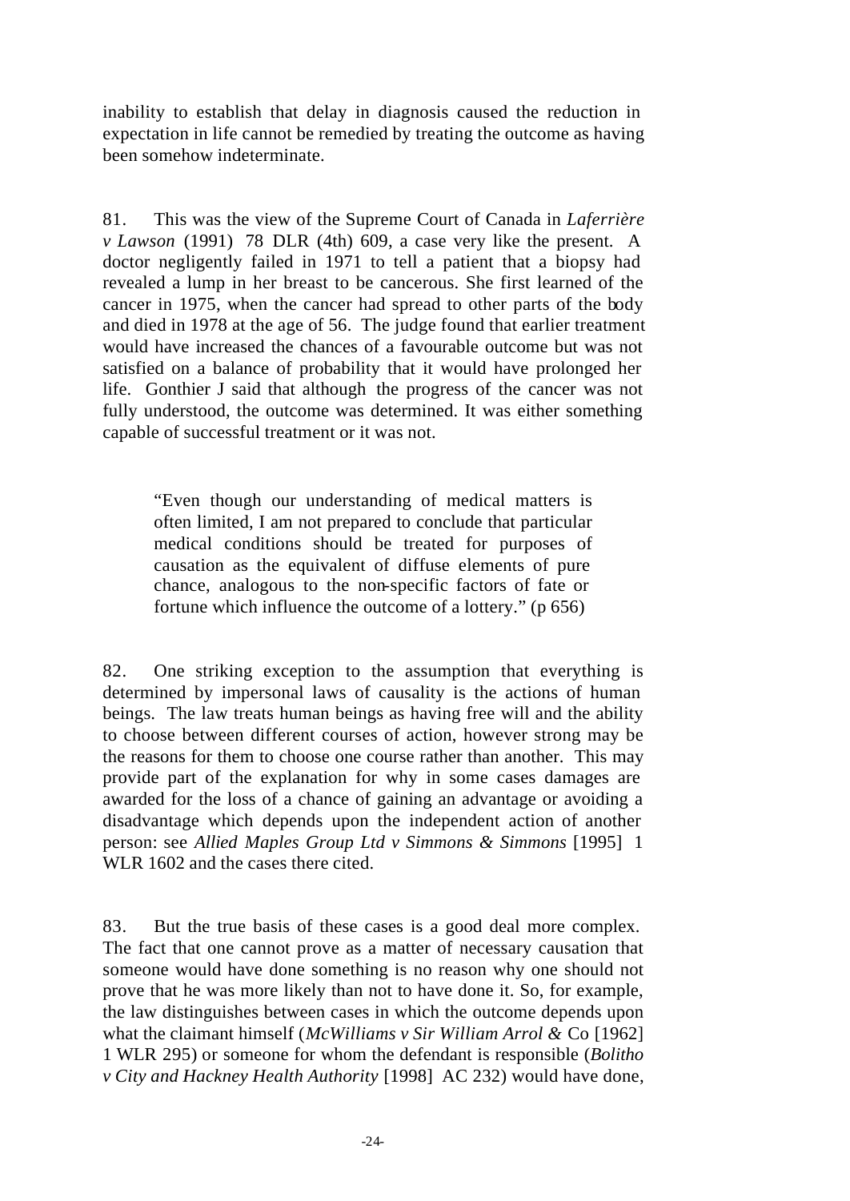inability to establish that delay in diagnosis caused the reduction in expectation in life cannot be remedied by treating the outcome as having been somehow indeterminate.

81. This was the view of the Supreme Court of Canada in *Laferrière v Lawson* (1991) 78 DLR (4th) 609, a case very like the present. A doctor negligently failed in 1971 to tell a patient that a biopsy had revealed a lump in her breast to be cancerous. She first learned of the cancer in 1975, when the cancer had spread to other parts of the body and died in 1978 at the age of 56. The judge found that earlier treatment would have increased the chances of a favourable outcome but was not satisfied on a balance of probability that it would have prolonged her life. Gonthier J said that although the progress of the cancer was not fully understood, the outcome was determined. It was either something capable of successful treatment or it was not.

> "Even though our understanding of medical matters is often limited, I am not prepared to conclude that particular medical conditions should be treated for purposes of causation as the equivalent of diffuse elements of pure chance, analogous to the non-specific factors of fate or fortune which influence the outcome of a lottery." (p 656)

82. One striking exception to the assumption that everything is determined by impersonal laws of causality is the actions of human beings. The law treats human beings as having free will and the ability to choose between different courses of action, however strong may be the reasons for them to choose one course rather than another. This may provide part of the explanation for why in some cases damages are awarded for the loss of a chance of gaining an advantage or avoiding a disadvantage which depends upon the independent action of another person: see *Allied Maples Group Ltd v Simmons & Simmons* [1995] 1 WLR 1602 and the cases there cited.

83. But the true basis of these cases is a good deal more complex. The fact that one cannot prove as a matter of necessary causation that someone would have done something is no reason why one should not prove that he was more likely than not to have done it. So, for example, the law distinguishes between cases in which the outcome depends upon what the claimant himself (*McWilliams v Sir William Arrol &* Co [1962] 1 WLR 295) or someone for whom the defendant is responsible (*Bolitho v City and Hackney Health Authority* [1998] AC 232) would have done,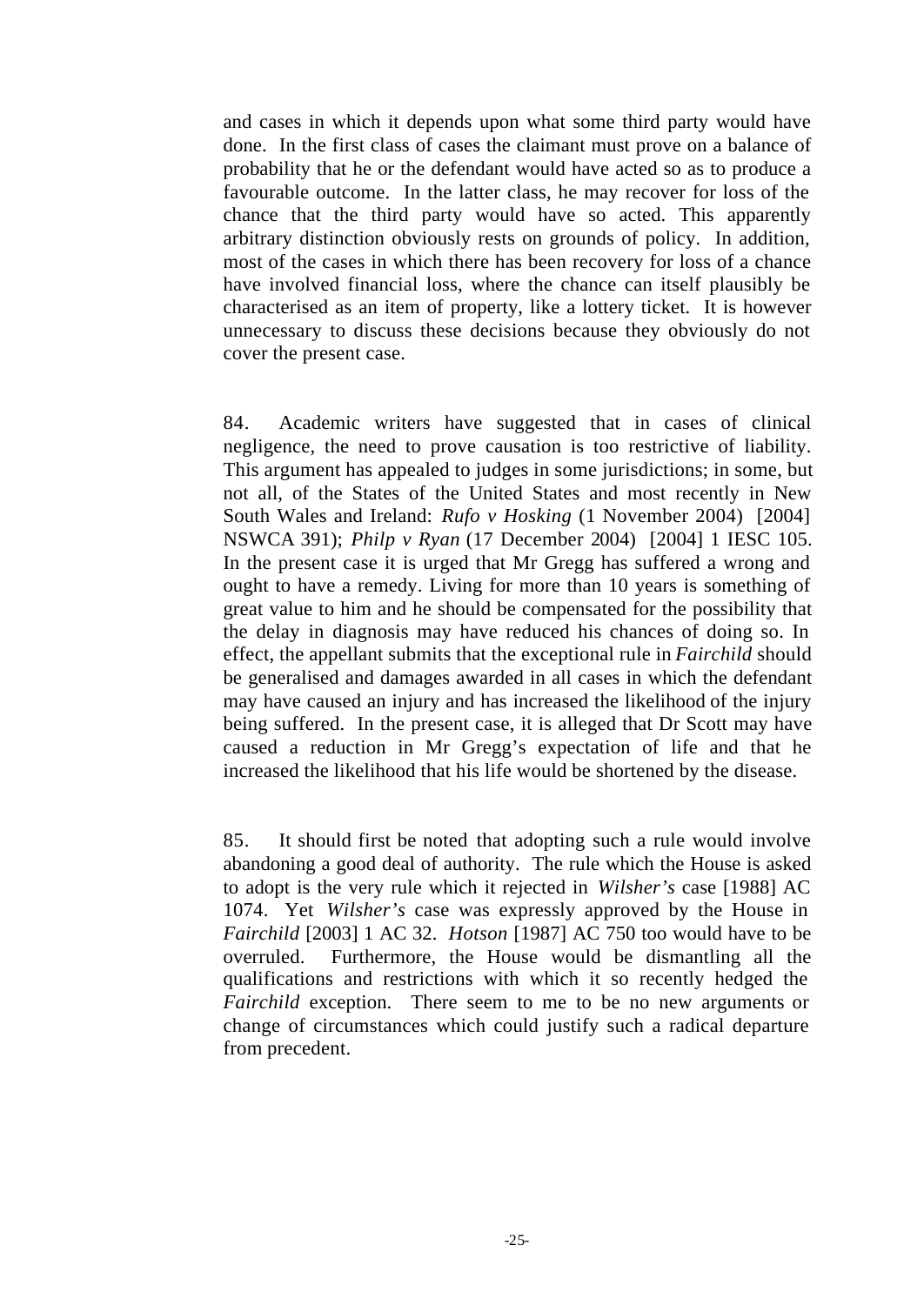and cases in which it depends upon what some third party would have done. In the first class of cases the claimant must prove on a balance of probability that he or the defendant would have acted so as to produce a favourable outcome. In the latter class, he may recover for loss of the chance that the third party would have so acted. This apparently arbitrary distinction obviously rests on grounds of policy. In addition, most of the cases in which there has been recovery for loss of a chance have involved financial loss, where the chance can itself plausibly be characterised as an item of property, like a lottery ticket. It is however unnecessary to discuss these decisions because they obviously do not cover the present case.

84. Academic writers have suggested that in cases of clinical negligence, the need to prove causation is too restrictive of liability. This argument has appealed to judges in some jurisdictions; in some, but not all, of the States of the United States and most recently in New South Wales and Ireland: *Rufo v Hosking* (1 November 2004) [2004] NSWCA 391); *Philp v Ryan* (17 December 2004) [2004] 1 IESC 105. In the present case it is urged that Mr Gregg has suffered a wrong and ought to have a remedy. Living for more than 10 years is something of great value to him and he should be compensated for the possibility that the delay in diagnosis may have reduced his chances of doing so. In effect, the appellant submits that the exceptional rule in *Fairchild* should be generalised and damages awarded in all cases in which the defendant may have caused an injury and has increased the likelihood of the injury being suffered. In the present case, it is alleged that Dr Scott may have caused a reduction in Mr Gregg's expectation of life and that he increased the likelihood that his life would be shortened by the disease.

85. It should first be noted that adopting such a rule would involve abandoning a good deal of authority. The rule which the House is asked to adopt is the very rule which it rejected in *Wilsher's* case [1988] AC 1074. Yet *Wilsher's* case was expressly approved by the House in *Fairchild* [2003] 1 AC 32. *Hotson* [1987] AC 750 too would have to be overruled. Furthermore, the House would be dismantling all the qualifications and restrictions with which it so recently hedged the *Fairchild* exception. There seem to me to be no new arguments or change of circumstances which could justify such a radical departure from precedent.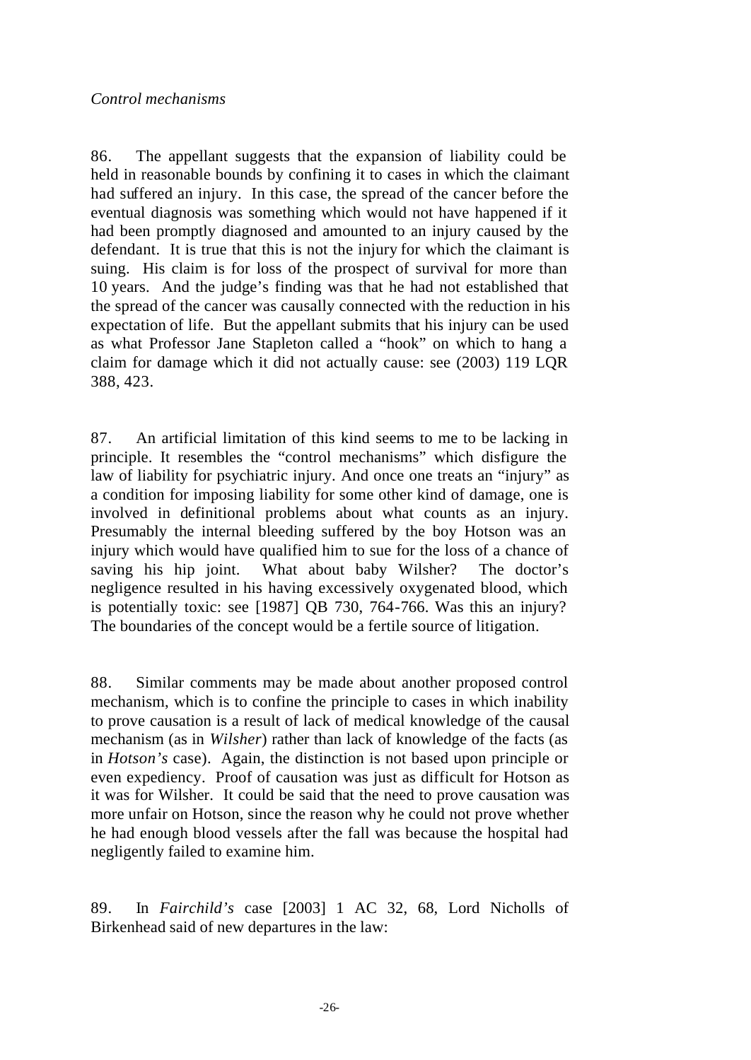*Control mechanisms*

86. The appellant suggests that the expansion of liability could be held in reasonable bounds by confining it to cases in which the claimant had suffered an injury. In this case, the spread of the cancer before the eventual diagnosis was something which would not have happened if it had been promptly diagnosed and amounted to an injury caused by the defendant. It is true that this is not the injury for which the claimant is suing. His claim is for loss of the prospect of survival for more than 10 years. And the judge's finding was that he had not established that the spread of the cancer was causally connected with the reduction in his expectation of life. But the appellant submits that his injury can be used as what Professor Jane Stapleton called a "hook" on which to hang a claim for damage which it did not actually cause: see (2003) 119 LQR 388, 423.

87. An artificial limitation of this kind seems to me to be lacking in principle. It resembles the "control mechanisms" which disfigure the law of liability for psychiatric injury. And once one treats an "injury" as a condition for imposing liability for some other kind of damage, one is involved in definitional problems about what counts as an injury. Presumably the internal bleeding suffered by the boy Hotson was an injury which would have qualified him to sue for the loss of a chance of saving his hip joint. What about baby Wilsher? The doctor's negligence resulted in his having excessively oxygenated blood, which is potentially toxic: see [1987] QB 730, 764-766. Was this an injury? The boundaries of the concept would be a fertile source of litigation.

88. Similar comments may be made about another proposed control mechanism, which is to confine the principle to cases in which inability to prove causation is a result of lack of medical knowledge of the causal mechanism (as in *Wilsher*) rather than lack of knowledge of the facts (as in *Hotson's* case). Again, the distinction is not based upon principle or even expediency. Proof of causation was just as difficult for Hotson as it was for Wilsher. It could be said that the need to prove causation was more unfair on Hotson, since the reason why he could not prove whether he had enough blood vessels after the fall was because the hospital had negligently failed to examine him.

89. In *Fairchild's* case [2003] 1 AC 32, 68, Lord Nicholls of Birkenhead said of new departures in the law: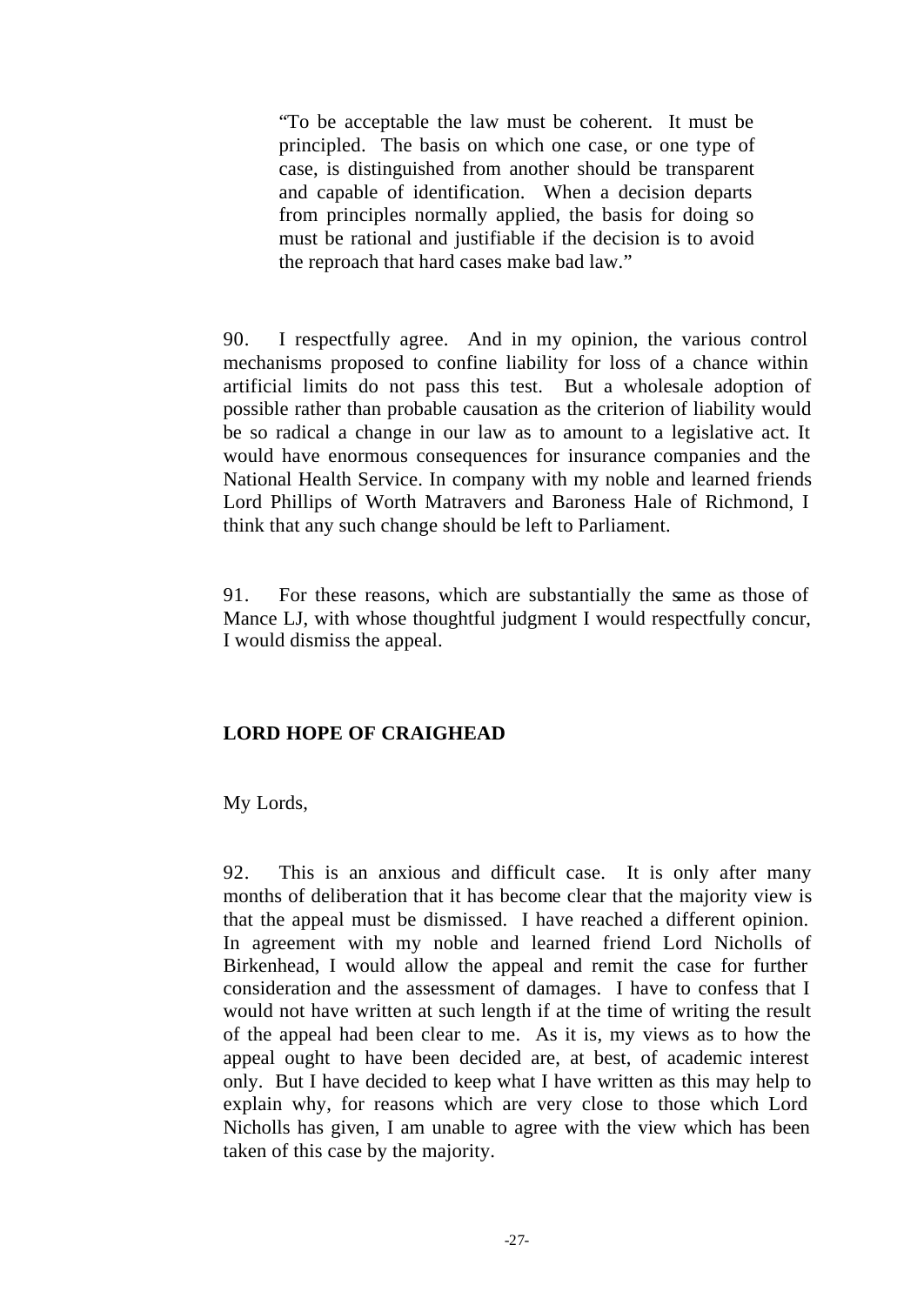> "To be acceptable the law must be coherent. It must be principled. The basis on which one case, or one type of case, is distinguished from another should be transparent and capable of identification. When a decision departs from principles normally applied, the basis for doing so must be rational and justifiable if the decision is to avoid the reproach that hard cases make bad law."

90. I respectfully agree. And in my opinion, the various control mechanisms proposed to confine liability for loss of a chance within artificial limits do not pass this test. But a wholesale adoption of possible rather than probable causation as the criterion of liability would be so radical a change in our law as to amount to a legislative act. It would have enormous consequences for insurance companies and the National Health Service. In company with my noble and learned friends Lord Phillips of Worth Matravers and Baroness Hale of Richmond, I think that any such change should be left to Parliament.

91. For these reasons, which are substantially the same as those of Mance LJ, with whose thoughtful judgment I would respectfully concur, I would dismiss the appeal.

**LORD HOPE OF CRAIGHEAD**

My Lords,

92. This is an anxious and difficult case. It is only after many months of deliberation that it has become clear that the majority view is that the appeal must be dismissed. I have reached a different opinion. In agreement with my noble and learned friend Lord Nicholls of Birkenhead, I would allow the appeal and remit the case for further consideration and the assessment of damages. I have to confess that I would not have written at such length if at the time of writing the result of the appeal had been clear to me. As it is, my views as to how the appeal ought to have been decided are, at best, of academic interest only. But I have decided to keep what I have written as this may help to explain why, for reasons which are very close to those which Lord Nicholls has given, I am unable to agree with the view which has been taken of this case by the majority.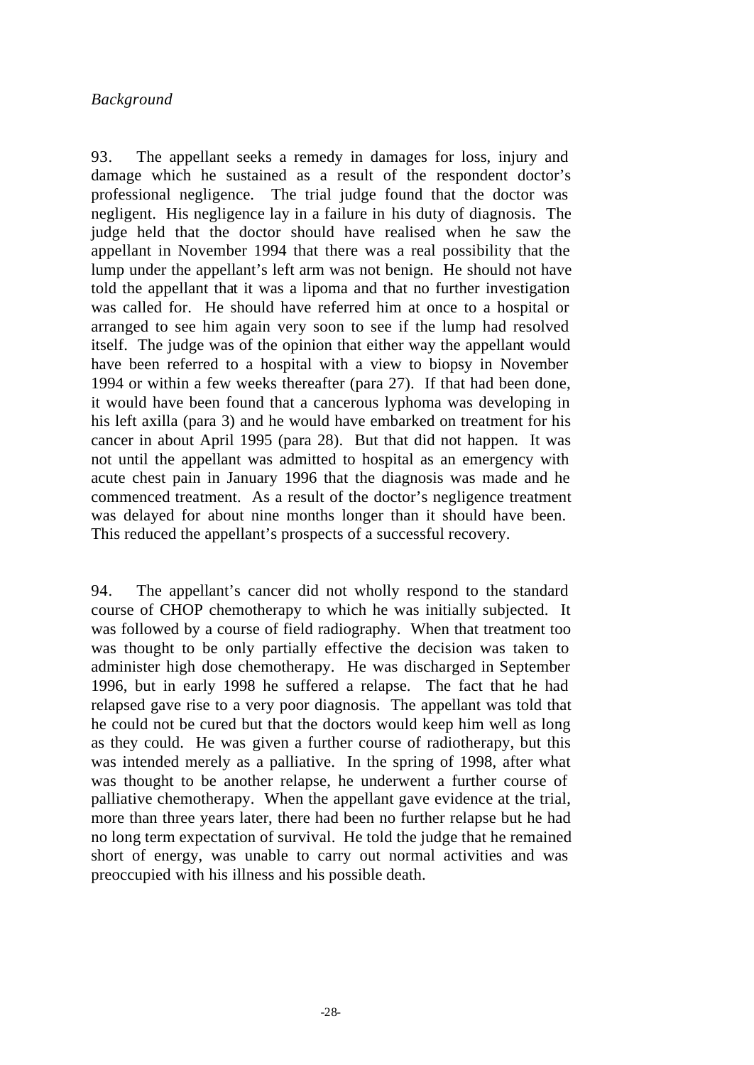*Background*

93. The appellant seeks a remedy in damages for loss, injury and damage which he sustained as a result of the respondent doctor's professional negligence. The trial judge found that the doctor was negligent. His negligence lay in a failure in his duty of diagnosis. The judge held that the doctor should have realised when he saw the appellant in November 1994 that there was a real possibility that the lump under the appellant's left arm was not benign. He should not have told the appellant that it was a lipoma and that no further investigation was called for. He should have referred him at once to a hospital or arranged to see him again very soon to see if the lump had resolved itself. The judge was of the opinion that either way the appellant would have been referred to a hospital with a view to biopsy in November 1994 or within a few weeks thereafter (para 27). If that had been done, it would have been found that a cancerous lyphoma was developing in his left axilla (para 3) and he would have embarked on treatment for his cancer in about April 1995 (para 28). But that did not happen. It was not until the appellant was admitted to hospital as an emergency with acute chest pain in January 1996 that the diagnosis was made and he commenced treatment. As a result of the doctor's negligence treatment was delayed for about nine months longer than it should have been. This reduced the appellant's prospects of a successful recovery.

94. The appellant's cancer did not wholly respond to the standard course of CHOP chemotherapy to which he was initially subjected. It was followed by a course of field radiography. When that treatment too was thought to be only partially effective the decision was taken to administer high dose chemotherapy. He was discharged in September 1996, but in early 1998 he suffered a relapse. The fact that he had relapsed gave rise to a very poor diagnosis. The appellant was told that he could not be cured but that the doctors would keep him well as long as they could. He was given a further course of radiotherapy, but this was intended merely as a palliative. In the spring of 1998, after what was thought to be another relapse, he underwent a further course of palliative chemotherapy. When the appellant gave evidence at the trial, more than three years later, there had been no further relapse but he had no long term expectation of survival. He told the judge that he remained short of energy, was unable to carry out normal activities and was preoccupied with his illness and his possible death.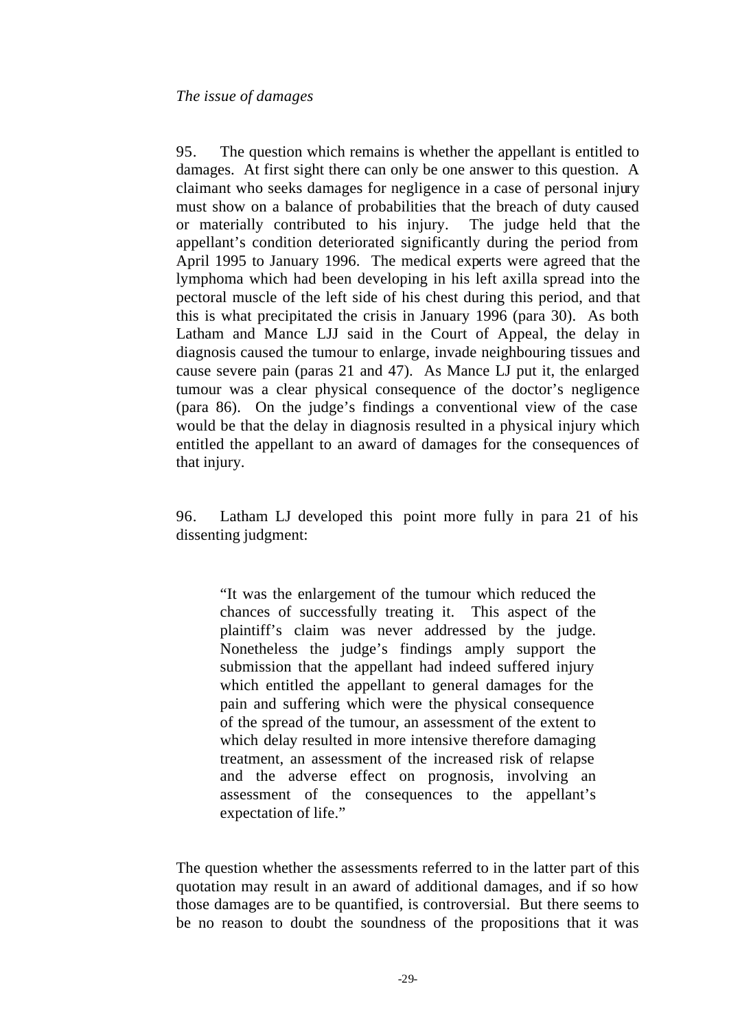*The issue of damages*

95. The question which remains is whether the appellant is entitled to damages. At first sight there can only be one answer to this question. A claimant who seeks damages for negligence in a case of personal injury must show on a balance of probabilities that the breach of duty caused or materially contributed to his injury. The judge held that the appellant's condition deteriorated significantly during the period from April 1995 to January 1996. The medical experts were agreed that the lymphoma which had been developing in his left axilla spread into the pectoral muscle of the left side of his chest during this period, and that this is what precipitated the crisis in January 1996 (para 30). As both Latham and Mance LJJ said in the Court of Appeal, the delay in diagnosis caused the tumour to enlarge, invade neighbouring tissues and cause severe pain (paras 21 and 47). As Mance LJ put it, the enlarged tumour was a clear physical consequence of the doctor's negligence (para 86). On the judge's findings a conventional view of the case would be that the delay in diagnosis resulted in a physical injury which entitled the appellant to an award of damages for the consequences of that injury.

96. Latham LJ developed this point more fully in para 21 of his dissenting judgment:

> "It was the enlargement of the tumour which reduced the chances of successfully treating it. This aspect of the plaintiff's claim was never addressed by the judge. Nonetheless the judge's findings amply support the submission that the appellant had indeed suffered injury which entitled the appellant to general damages for the pain and suffering which were the physical consequence of the spread of the tumour, an assessment of the extent to which delay resulted in more intensive therefore damaging treatment, an assessment of the increased risk of relapse and the adverse effect on prognosis, involving an assessment of the consequences to the appellant's expectation of life."

The question whether the assessments referred to in the latter part of this quotation may result in an award of additional damages, and if so how those damages are to be quantified, is controversial. But there seems to be no reason to doubt the soundness of the propositions that it was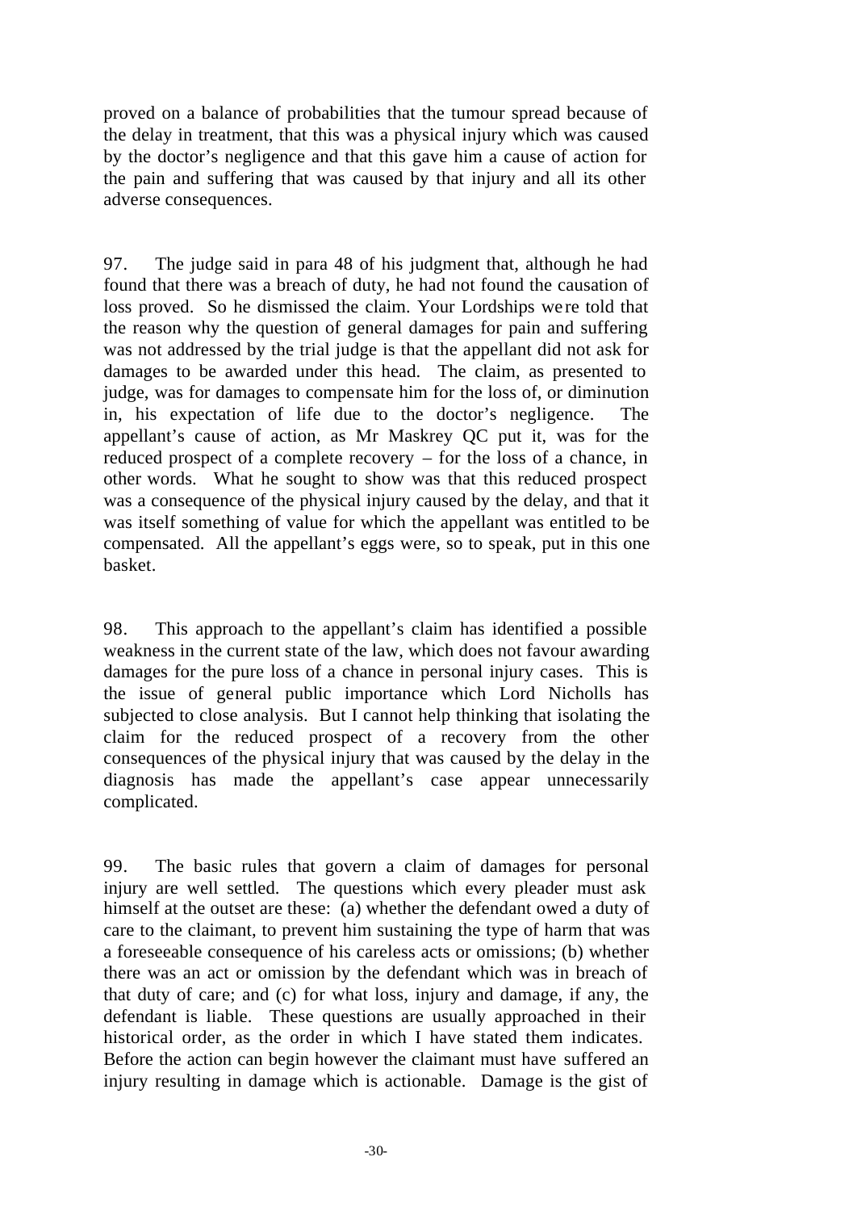proved on a balance of probabilities that the tumour spread because of the delay in treatment, that this was a physical injury which was caused by the doctor's negligence and that this gave him a cause of action for the pain and suffering that was caused by that injury and all its other adverse consequences.

97. The judge said in para 48 of his judgment that, although he had found that there was a breach of duty, he had not found the causation of loss proved. So he dismissed the claim. Your Lordships were told that the reason why the question of general damages for pain and suffering was not addressed by the trial judge is that the appellant did not ask for damages to be awarded under this head. The claim, as presented to judge, was for damages to compensate him for the loss of, or diminution in, his expectation of life due to the doctor's negligence. The appellant's cause of action, as Mr Maskrey QC put it, was for the reduced prospect of a complete recovery – for the loss of a chance, in other words. What he sought to show was that this reduced prospect was a consequence of the physical injury caused by the delay, and that it was itself something of value for which the appellant was entitled to be compensated. All the appellant's eggs were, so to speak, put in this one basket.

98. This approach to the appellant's claim has identified a possible weakness in the current state of the law, which does not favour awarding damages for the pure loss of a chance in personal injury cases. This is the issue of general public importance which Lord Nicholls has subjected to close analysis. But I cannot help thinking that isolating the claim for the reduced prospect of a recovery from the other consequences of the physical injury that was caused by the delay in the diagnosis has made the appellant's case appear unnecessarily complicated.

99. The basic rules that govern a claim of damages for personal injury are well settled. The questions which every pleader must ask himself at the outset are these: (a) whether the defendant owed a duty of care to the claimant, to prevent him sustaining the type of harm that was a foreseeable consequence of his careless acts or omissions; (b) whether there was an act or omission by the defendant which was in breach of that duty of care; and (c) for what loss, injury and damage, if any, the defendant is liable. These questions are usually approached in their historical order, as the order in which I have stated them indicates. Before the action can begin however the claimant must have suffered an injury resulting in damage which is actionable. Damage is the gist of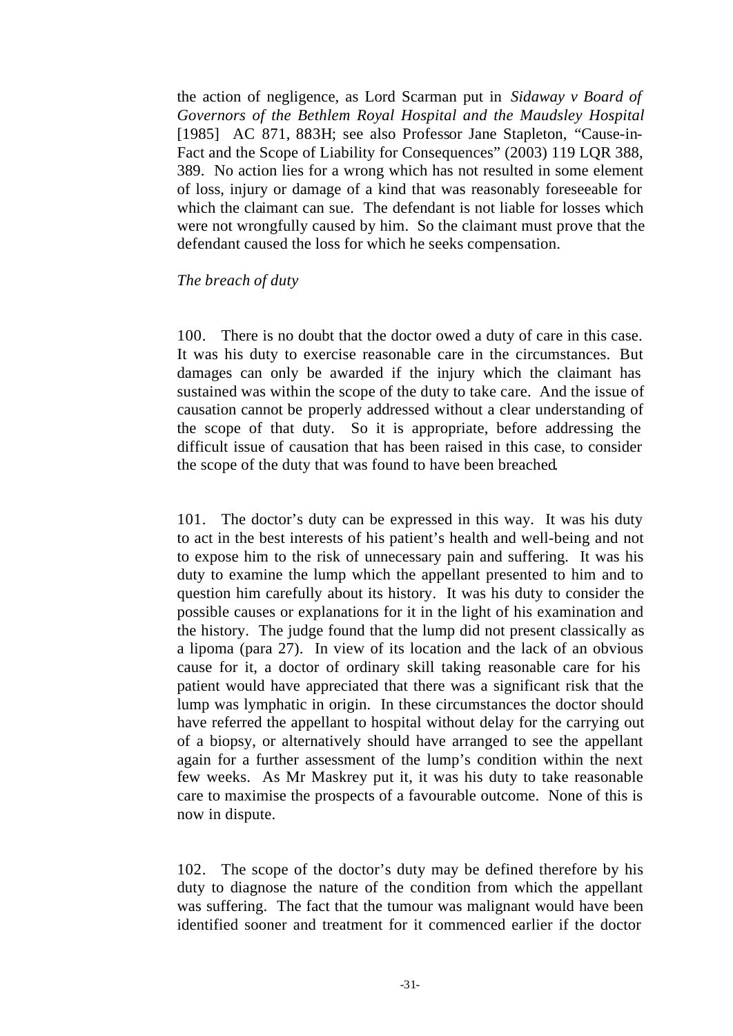the action of negligence, as Lord Scarman put in *Sidaway v Board of Governors of the Bethlem Royal Hospital and the Maudsley Hospital* [1985] AC 871, 883H; see also Professor Jane Stapleton, "Cause-in-Fact and the Scope of Liability for Consequences" (2003) 119 LQR 388, 389. No action lies for a wrong which has not resulted in some element of loss, injury or damage of a kind that was reasonably foreseeable for which the claimant can sue. The defendant is not liable for losses which were not wrongfully caused by him. So the claimant must prove that the defendant caused the loss for which he seeks compensation.

*The breach of duty*

100. There is no doubt that the doctor owed a duty of care in this case. It was his duty to exercise reasonable care in the circumstances. But damages can only be awarded if the injury which the claimant has sustained was within the scope of the duty to take care. And the issue of causation cannot be properly addressed without a clear understanding of the scope of that duty. So it is appropriate, before addressing the difficult issue of causation that has been raised in this case, to consider the scope of the duty that was found to have been breached.

101. The doctor's duty can be expressed in this way. It was his duty to act in the best interests of his patient's health and well-being and not to expose him to the risk of unnecessary pain and suffering. It was his duty to examine the lump which the appellant presented to him and to question him carefully about its history. It was his duty to consider the possible causes or explanations for it in the light of his examination and the history. The judge found that the lump did not present classically as a lipoma (para 27). In view of its location and the lack of an obvious cause for it, a doctor of ordinary skill taking reasonable care for his patient would have appreciated that there was a significant risk that the lump was lymphatic in origin. In these circumstances the doctor should have referred the appellant to hospital without delay for the carrying out of a biopsy, or alternatively should have arranged to see the appellant again for a further assessment of the lump's condition within the next few weeks. As Mr Maskrey put it, it was his duty to take reasonable care to maximise the prospects of a favourable outcome. None of this is now in dispute.

102. The scope of the doctor's duty may be defined therefore by his duty to diagnose the nature of the condition from which the appellant was suffering. The fact that the tumour was malignant would have been identified sooner and treatment for it commenced earlier if the doctor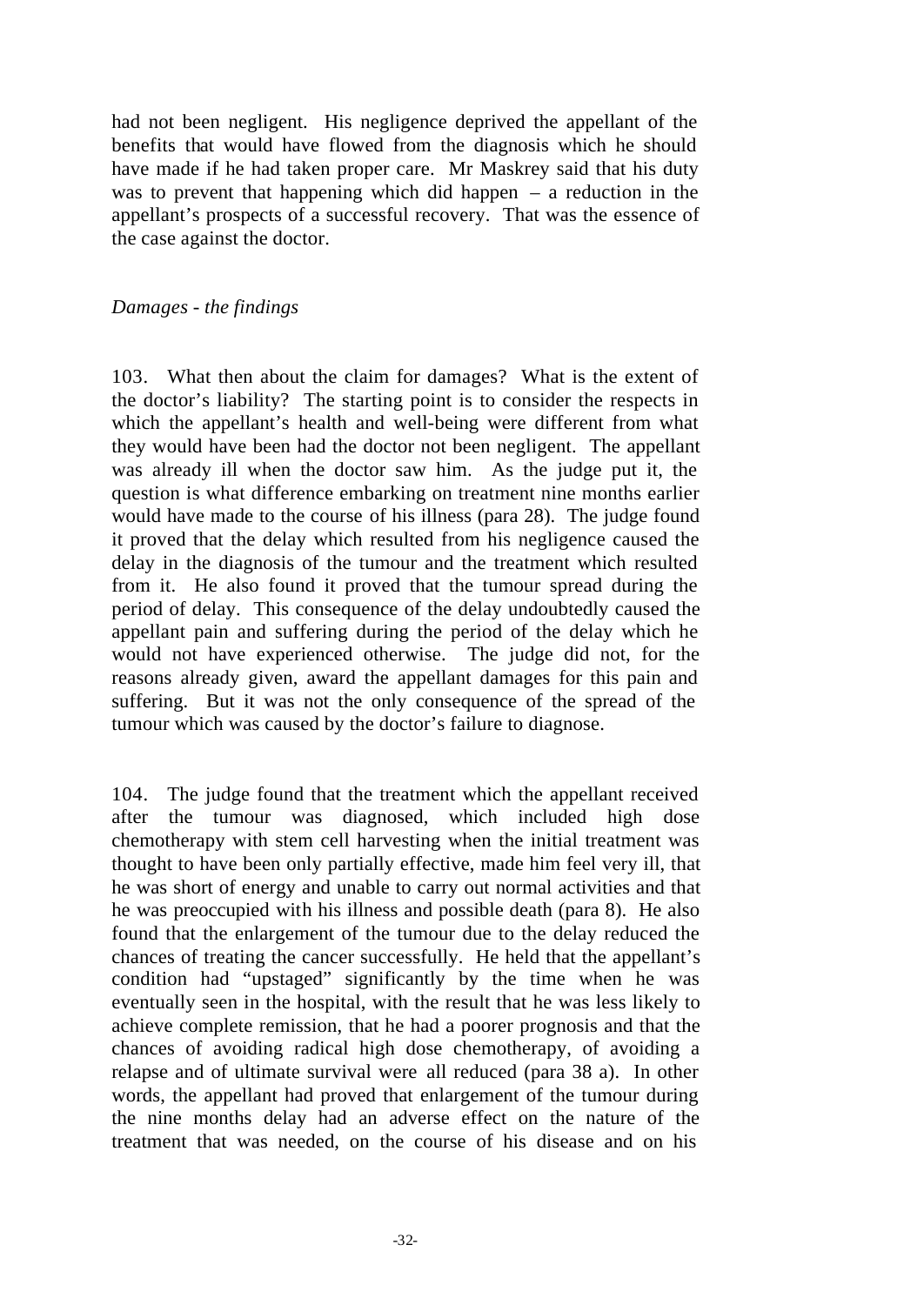had not been negligent. His negligence deprived the appellant of the benefits that would have flowed from the diagnosis which he should have made if he had taken proper care. Mr Maskrey said that his duty was to prevent that happening which did happen – a reduction in the appellant's prospects of a successful recovery. That was the essence of the case against the doctor.

*Damages - the findings*

103. What then about the claim for damages? What is the extent of the doctor's liability? The starting point is to consider the respects in which the appellant's health and well-being were different from what they would have been had the doctor not been negligent. The appellant was already ill when the doctor saw him. As the judge put it, the question is what difference embarking on treatment nine months earlier would have made to the course of his illness (para 28). The judge found it proved that the delay which resulted from his negligence caused the delay in the diagnosis of the tumour and the treatment which resulted from it. He also found it proved that the tumour spread during the period of delay. This consequence of the delay undoubtedly caused the appellant pain and suffering during the period of the delay which he would not have experienced otherwise. The judge did not, for the reasons already given, award the appellant damages for this pain and suffering. But it was not the only consequence of the spread of the tumour which was caused by the doctor's failure to diagnose.

104. The judge found that the treatment which the appellant received after the tumour was diagnosed, which included high dose chemotherapy with stem cell harvesting when the initial treatment was thought to have been only partially effective, made him feel very ill, that he was short of energy and unable to carry out normal activities and that he was preoccupied with his illness and possible death (para 8). He also found that the enlargement of the tumour due to the delay reduced the chances of treating the cancer successfully. He held that the appellant's condition had "upstaged" significantly by the time when he was eventually seen in the hospital, with the result that he was less likely to achieve complete remission, that he had a poorer prognosis and that the chances of avoiding radical high dose chemotherapy, of avoiding a relapse and of ultimate survival were all reduced (para 38 a). In other words, the appellant had proved that enlargement of the tumour during the nine months delay had an adverse effect on the nature of the treatment that was needed, on the course of his disease and on his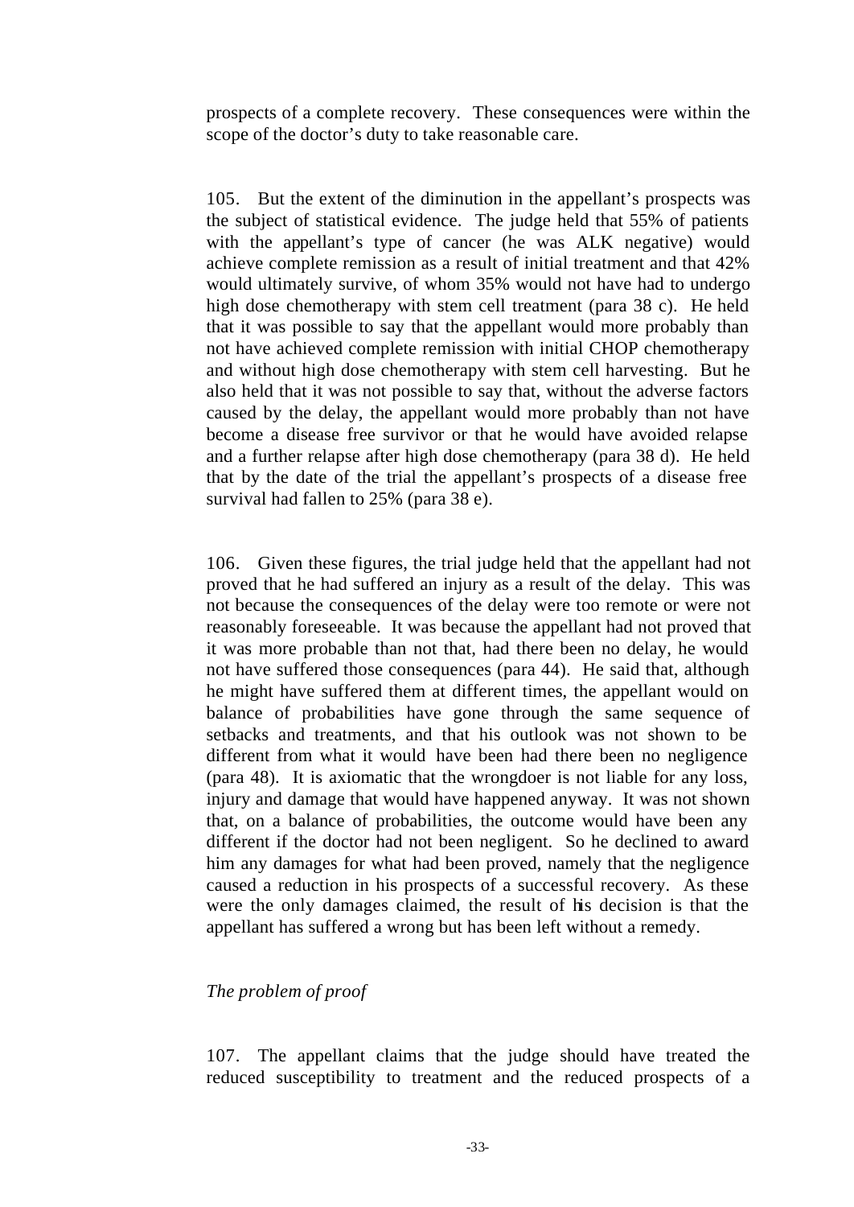prospects of a complete recovery. These consequences were within the scope of the doctor's duty to take reasonable care.

105. But the extent of the diminution in the appellant's prospects was the subject of statistical evidence. The judge held that 55% of patients with the appellant's type of cancer (he was ALK negative) would achieve complete remission as a result of initial treatment and that 42% would ultimately survive, of whom 35% would not have had to undergo high dose chemotherapy with stem cell treatment (para 38 c). He held that it was possible to say that the appellant would more probably than not have achieved complete remission with initial CHOP chemotherapy and without high dose chemotherapy with stem cell harvesting. But he also held that it was not possible to say that, without the adverse factors caused by the delay, the appellant would more probably than not have become a disease free survivor or that he would have avoided relapse and a further relapse after high dose chemotherapy (para 38 d). He held that by the date of the trial the appellant's prospects of a disease free survival had fallen to 25% (para 38 e).

106. Given these figures, the trial judge held that the appellant had not proved that he had suffered an injury as a result of the delay. This was not because the consequences of the delay were too remote or were not reasonably foreseeable. It was because the appellant had not proved that it was more probable than not that, had there been no delay, he would not have suffered those consequences (para 44). He said that, although he might have suffered them at different times, the appellant would on balance of probabilities have gone through the same sequence of setbacks and treatments, and that his outlook was not shown to be different from what it would have been had there been no negligence (para 48). It is axiomatic that the wrongdoer is not liable for any loss, injury and damage that would have happened anyway. It was not shown that, on a balance of probabilities, the outcome would have been any different if the doctor had not been negligent. So he declined to award him any damages for what had been proved, namely that the negligence caused a reduction in his prospects of a successful recovery. As these were the only damages claimed, the result of his decision is that the appellant has suffered a wrong but has been left without a remedy.

*The problem of proof*

107. The appellant claims that the judge should have treated the reduced susceptibility to treatment and the reduced prospects of a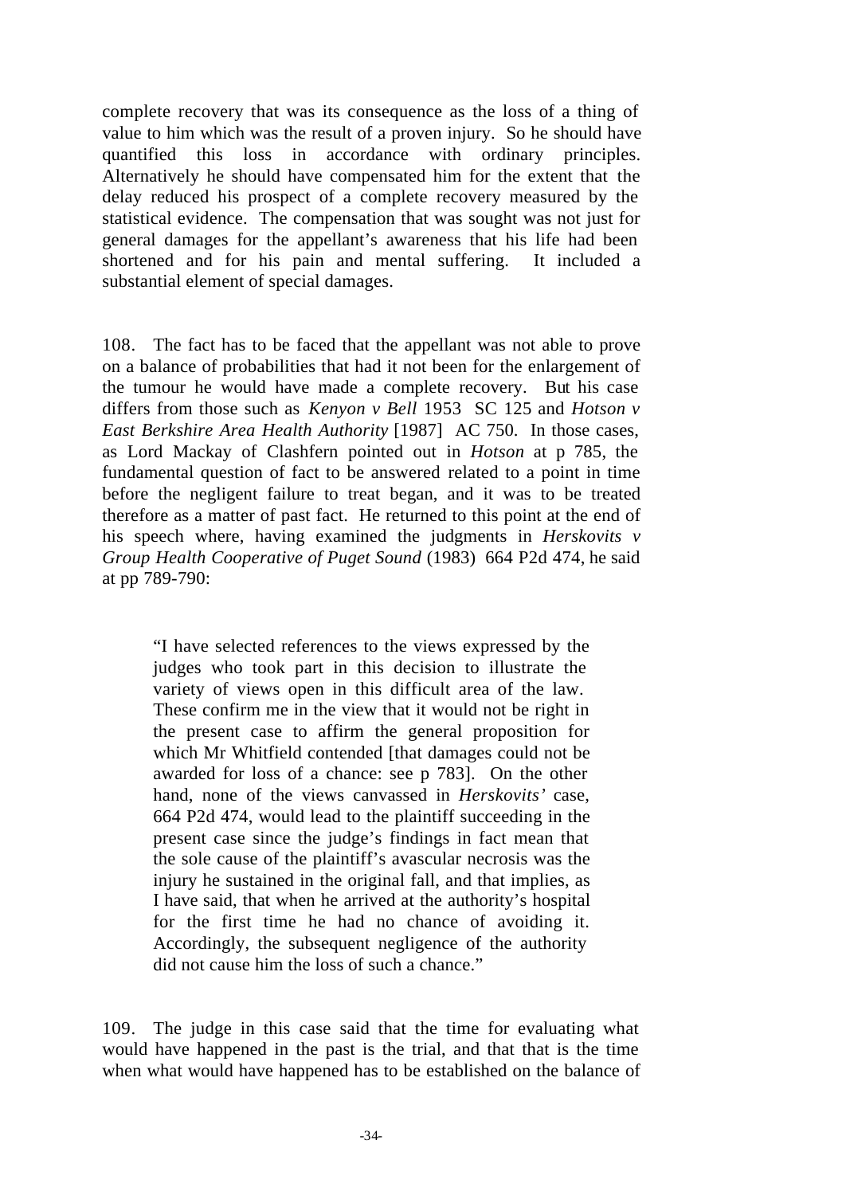complete recovery that was its consequence as the loss of a thing of value to him which was the result of a proven injury. So he should have quantified this loss in accordance with ordinary principles. Alternatively he should have compensated him for the extent that the delay reduced his prospect of a complete recovery measured by the statistical evidence. The compensation that was sought was not just for general damages for the appellant's awareness that his life had been shortened and for his pain and mental suffering. It included a substantial element of special damages.

108. The fact has to be faced that the appellant was not able to prove on a balance of probabilities that had it not been for the enlargement of the tumour he would have made a complete recovery. But his case differs from those such as *Kenyon v Bell* 1953 SC 125 and *Hotson v East Berkshire Area Health Authority* [1987] AC 750. In those cases, as Lord Mackay of Clashfern pointed out in *Hotson* at p 785, the fundamental question of fact to be answered related to a point in time before the negligent failure to treat began, and it was to be treated therefore as a matter of past fact. He returned to this point at the end of his speech where, having examined the judgments in *Herskovits v Group Health Cooperative of Puget Sound* (1983) 664 P2d 474, he said at pp 789-790:

> "I have selected references to the views expressed by the judges who took part in this decision to illustrate the variety of views open in this difficult area of the law. These confirm me in the view that it would not be right in the present case to affirm the general proposition for which Mr Whitfield contended [that damages could not be awarded for loss of a chance: see p 783]. On the other hand, none of the views canvassed in *Herskovits'* case, 664 P2d 474, would lead to the plaintiff succeeding in the present case since the judge's findings in fact mean that the sole cause of the plaintiff's avascular necrosis was the injury he sustained in the original fall, and that implies, as I have said, that when he arrived at the authority's hospital for the first time he had no chance of avoiding it. Accordingly, the subsequent negligence of the authority did not cause him the loss of such a chance."

109. The judge in this case said that the time for evaluating what would have happened in the past is the trial, and that that is the time when what would have happened has to be established on the balance of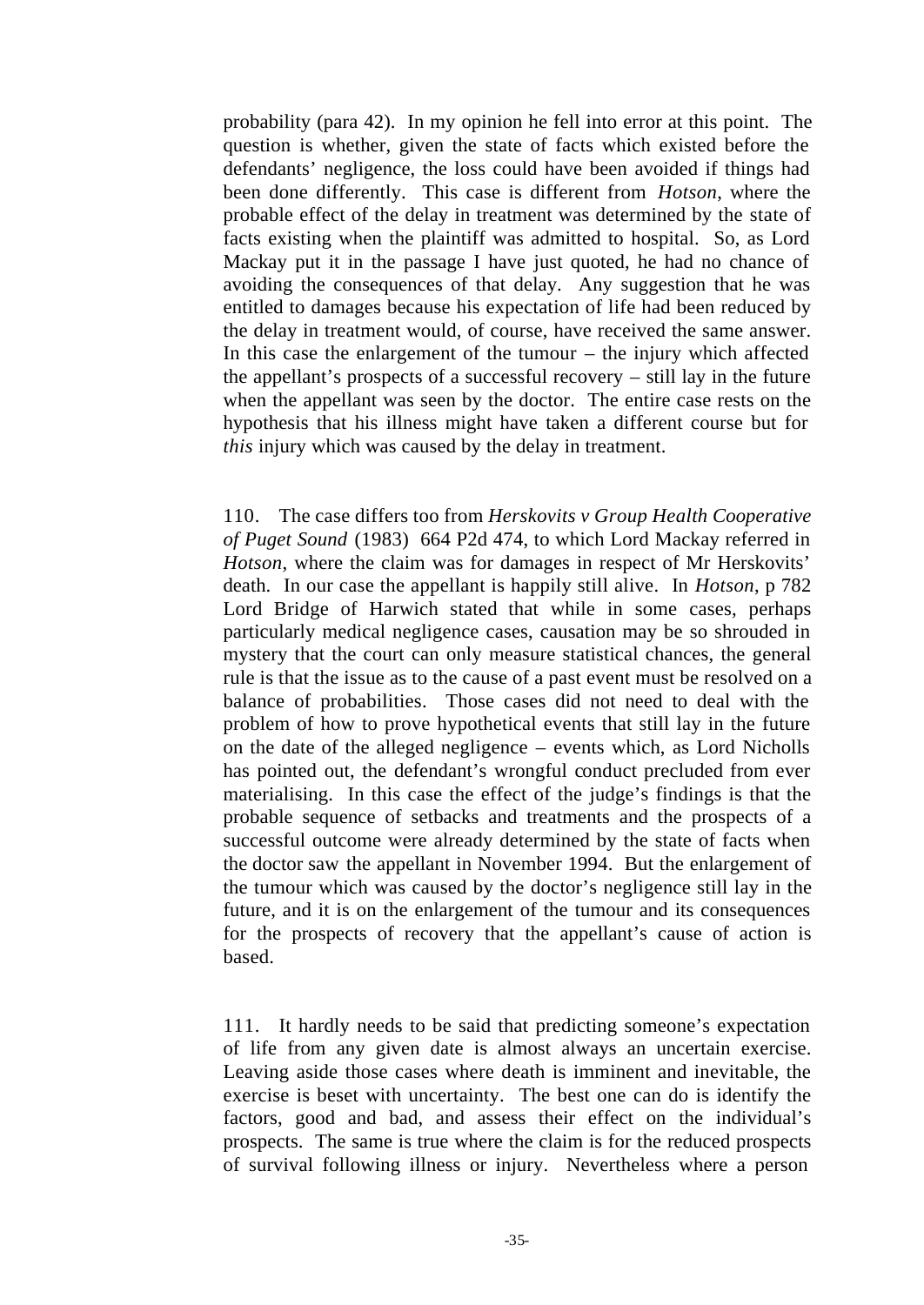probability (para 42). In my opinion he fell into error at this point. The question is whether, given the state of facts which existed before the defendants' negligence, the loss could have been avoided if things had been done differently. This case is different from *Hotson*, where the probable effect of the delay in treatment was determined by the state of facts existing when the plaintiff was admitted to hospital. So, as Lord Mackay put it in the passage I have just quoted, he had no chance of avoiding the consequences of that delay. Any suggestion that he was entitled to damages because his expectation of life had been reduced by the delay in treatment would, of course, have received the same answer. In this case the enlargement of the tumour – the injury which affected the appellant's prospects of a successful recovery – still lay in the future when the appellant was seen by the doctor. The entire case rests on the hypothesis that his illness might have taken a different course but for *this* injury which was caused by the delay in treatment.

110. The case differs too from *Herskovits v Group Health Cooperative of Puget Sound* (1983) 664 P2d 474, to which Lord Mackay referred in *Hotson*, where the claim was for damages in respect of Mr Herskovits' death. In our case the appellant is happily still alive. In *Hotson*, p 782 Lord Bridge of Harwich stated that while in some cases, perhaps particularly medical negligence cases, causation may be so shrouded in mystery that the court can only measure statistical chances, the general rule is that the issue as to the cause of a past event must be resolved on a balance of probabilities. Those cases did not need to deal with the problem of how to prove hypothetical events that still lay in the future on the date of the alleged negligence – events which, as Lord Nicholls has pointed out, the defendant's wrongful conduct precluded from ever materialising. In this case the effect of the judge's findings is that the probable sequence of setbacks and treatments and the prospects of a successful outcome were already determined by the state of facts when the doctor saw the appellant in November 1994. But the enlargement of the tumour which was caused by the doctor's negligence still lay in the future, and it is on the enlargement of the tumour and its consequences for the prospects of recovery that the appellant's cause of action is based.

111. It hardly needs to be said that predicting someone's expectation of life from any given date is almost always an uncertain exercise. Leaving aside those cases where death is imminent and inevitable, the exercise is beset with uncertainty. The best one can do is identify the factors, good and bad, and assess their effect on the individual's prospects. The same is true where the claim is for the reduced prospects of survival following illness or injury. Nevertheless where a person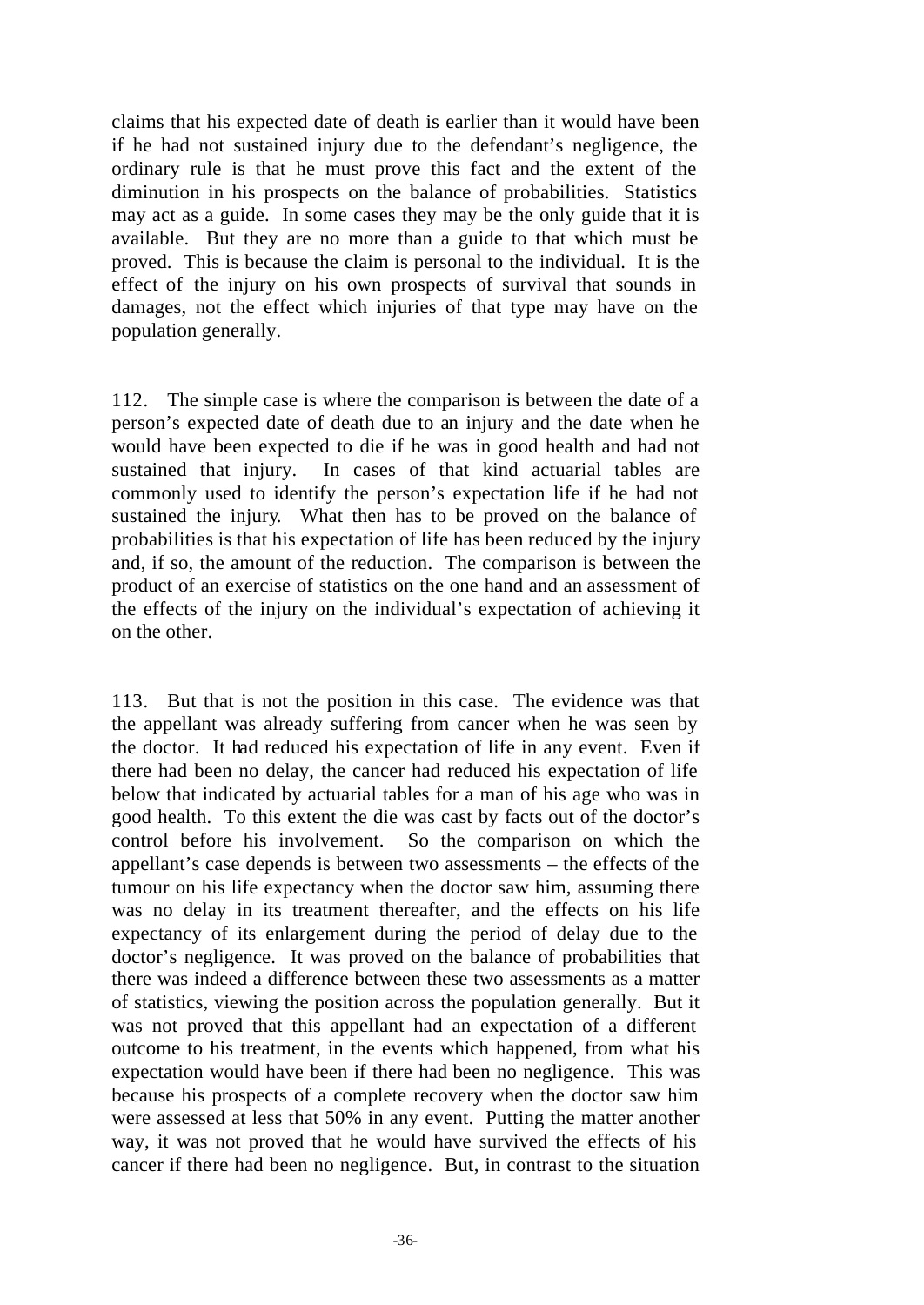claims that his expected date of death is earlier than it would have been if he had not sustained injury due to the defendant's negligence, the ordinary rule is that he must prove this fact and the extent of the diminution in his prospects on the balance of probabilities. Statistics may act as a guide. In some cases they may be the only guide that it is available. But they are no more than a guide to that which must be proved. This is because the claim is personal to the individual. It is the effect of the injury on his own prospects of survival that sounds in damages, not the effect which injuries of that type may have on the population generally.

112. The simple case is where the comparison is between the date of a person's expected date of death due to an injury and the date when he would have been expected to die if he was in good health and had not sustained that injury. In cases of that kind actuarial tables are commonly used to identify the person's expectation life if he had not sustained the injury. What then has to be proved on the balance of probabilities is that his expectation of life has been reduced by the injury and, if so, the amount of the reduction. The comparison is between the product of an exercise of statistics on the one hand and an assessment of the effects of the injury on the individual's expectation of achieving it on the other.

113. But that is not the position in this case. The evidence was that the appellant was already suffering from cancer when he was seen by the doctor. It had reduced his expectation of life in any event. Even if there had been no delay, the cancer had reduced his expectation of life below that indicated by actuarial tables for a man of his age who was in good health. To this extent the die was cast by facts out of the doctor's control before his involvement. So the comparison on which the appellant's case depends is between two assessments – the effects of the tumour on his life expectancy when the doctor saw him, assuming there was no delay in its treatment thereafter, and the effects on his life expectancy of its enlargement during the period of delay due to the doctor's negligence. It was proved on the balance of probabilities that there was indeed a difference between these two assessments as a matter of statistics, viewing the position across the population generally. But it was not proved that this appellant had an expectation of a different outcome to his treatment, in the events which happened, from what his expectation would have been if there had been no negligence. This was because his prospects of a complete recovery when the doctor saw him were assessed at less that 50% in any event. Putting the matter another way, it was not proved that he would have survived the effects of his cancer if there had been no negligence. But, in contrast to the situation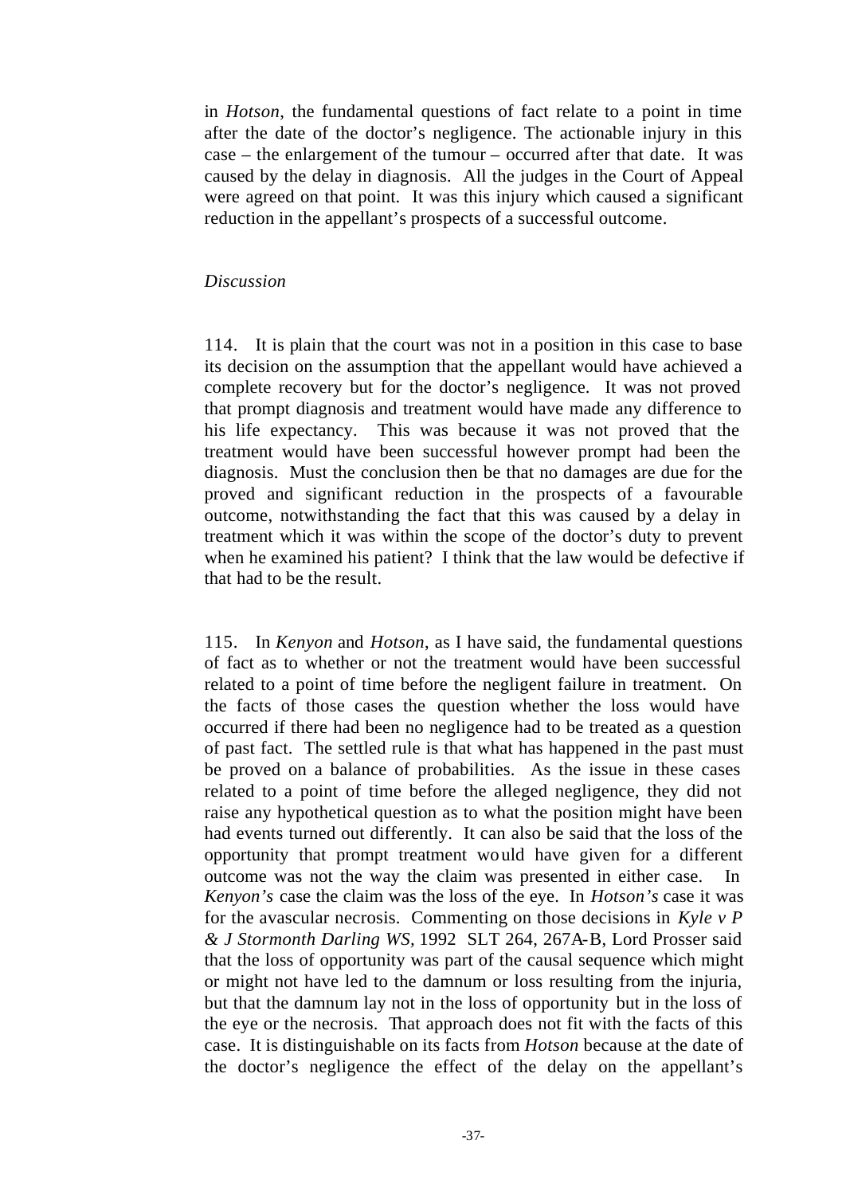in *Hotson*, the fundamental questions of fact relate to a point in time after the date of the doctor's negligence. The actionable injury in this case – the enlargement of the tumour – occurred after that date. It was caused by the delay in diagnosis. All the judges in the Court of Appeal were agreed on that point. It was this injury which caused a significant reduction in the appellant's prospects of a successful outcome.

*Discussion*

114. It is plain that the court was not in a position in this case to base its decision on the assumption that the appellant would have achieved a complete recovery but for the doctor's negligence. It was not proved that prompt diagnosis and treatment would have made any difference to his life expectancy. This was because it was not proved that the treatment would have been successful however prompt had been the diagnosis. Must the conclusion then be that no damages are due for the proved and significant reduction in the prospects of a favourable outcome, notwithstanding the fact that this was caused by a delay in treatment which it was within the scope of the doctor's duty to prevent when he examined his patient? I think that the law would be defective if that had to be the result.

115. In *Kenyon* and *Hotson*, as I have said, the fundamental questions of fact as to whether or not the treatment would have been successful related to a point of time before the negligent failure in treatment. On the facts of those cases the question whether the loss would have occurred if there had been no negligence had to be treated as a question of past fact. The settled rule is that what has happened in the past must be proved on a balance of probabilities. As the issue in these cases related to a point of time before the alleged negligence, they did not raise any hypothetical question as to what the position might have been had events turned out differently. It can also be said that the loss of the opportunity that prompt treatment would have given for a different outcome was not the way the claim was presented in either case. In *Kenyon's* case the claim was the loss of the eye. In *Hotson's* case it was for the avascular necrosis. Commenting on those decisions in *Kyle v P & J Stormonth Darling WS*, 1992 SLT 264, 267A-B, Lord Prosser said that the loss of opportunity was part of the causal sequence which might or might not have led to the damnum or loss resulting from the injuria, but that the damnum lay not in the loss of opportunity but in the loss of the eye or the necrosis. That approach does not fit with the facts of this case. It is distinguishable on its facts from *Hotson* because at the date of the doctor's negligence the effect of the delay on the appellant's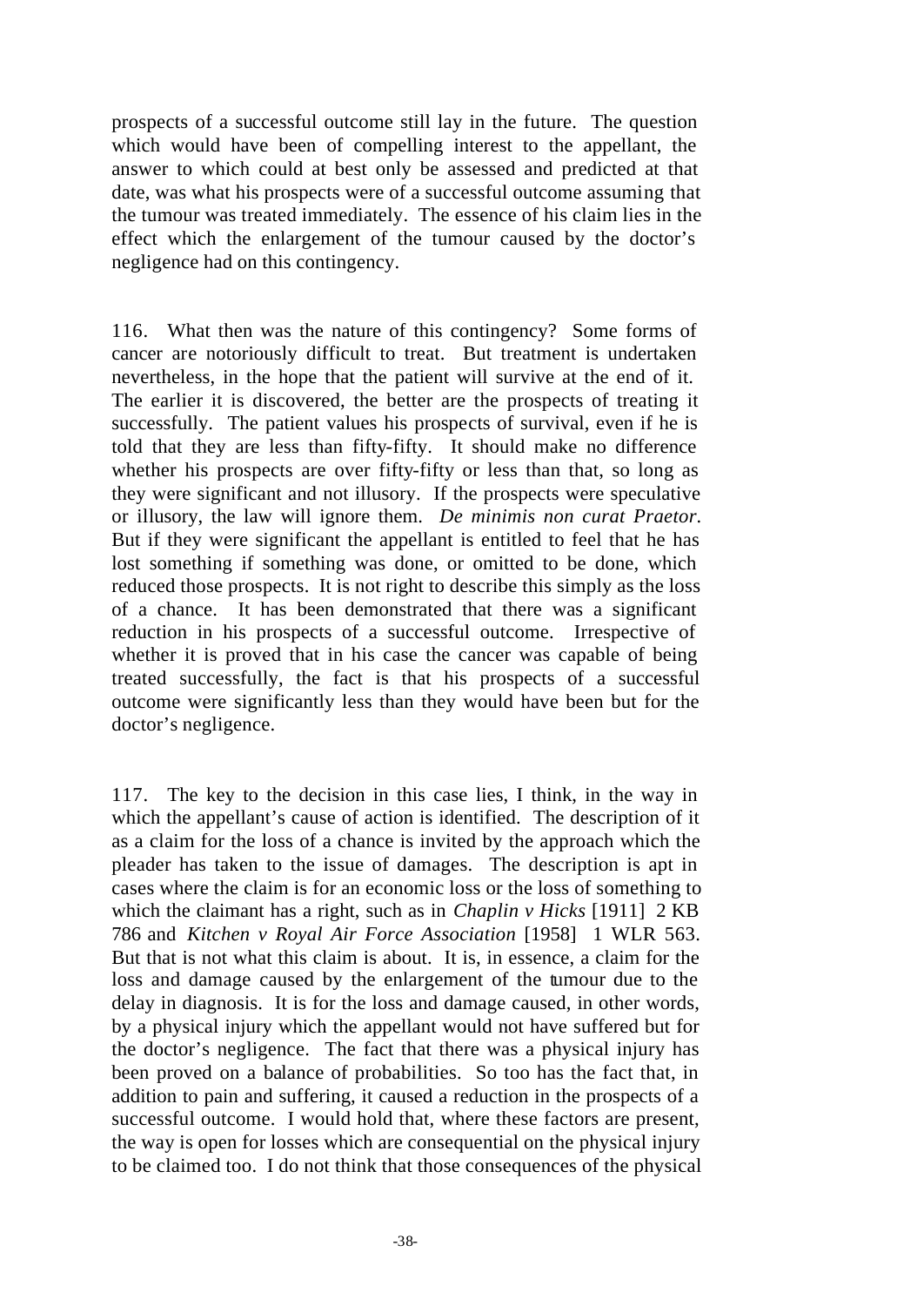prospects of a successful outcome still lay in the future. The question which would have been of compelling interest to the appellant, the answer to which could at best only be assessed and predicted at that date, was what his prospects were of a successful outcome assuming that the tumour was treated immediately. The essence of his claim lies in the effect which the enlargement of the tumour caused by the doctor's negligence had on this contingency.

116. What then was the nature of this contingency? Some forms of cancer are notoriously difficult to treat. But treatment is undertaken nevertheless, in the hope that the patient will survive at the end of it. The earlier it is discovered, the better are the prospects of treating it successfully. The patient values his prospects of survival, even if he is told that they are less than fifty-fifty. It should make no difference whether his prospects are over fifty-fifty or less than that, so long as they were significant and not illusory. If the prospects were speculative or illusory, the law will ignore them. *De minimis non curat Praetor.* But if they were significant the appellant is entitled to feel that he has lost something if something was done, or omitted to be done, which reduced those prospects. It is not right to describe this simply as the loss of a chance. It has been demonstrated that there was a significant reduction in his prospects of a successful outcome. Irrespective of whether it is proved that in his case the cancer was capable of being treated successfully, the fact is that his prospects of a successful outcome were significantly less than they would have been but for the doctor's negligence.

117. The key to the decision in this case lies, I think, in the way in which the appellant's cause of action is identified. The description of it as a claim for the loss of a chance is invited by the approach which the pleader has taken to the issue of damages. The description is apt in cases where the claim is for an economic loss or the loss of something to which the claimant has a right, such as in *Chaplin v Hicks* [1911] 2 KB 786 and *Kitchen v Royal Air Force Association* [1958] 1 WLR 563. But that is not what this claim is about. It is, in essence, a claim for the loss and damage caused by the enlargement of the tumour due to the delay in diagnosis. It is for the loss and damage caused, in other words, by a physical injury which the appellant would not have suffered but for the doctor's negligence. The fact that there was a physical injury has been proved on a balance of probabilities. So too has the fact that, in addition to pain and suffering, it caused a reduction in the prospects of a successful outcome. I would hold that, where these factors are present, the way is open for losses which are consequential on the physical injury to be claimed too. I do not think that those consequences of the physical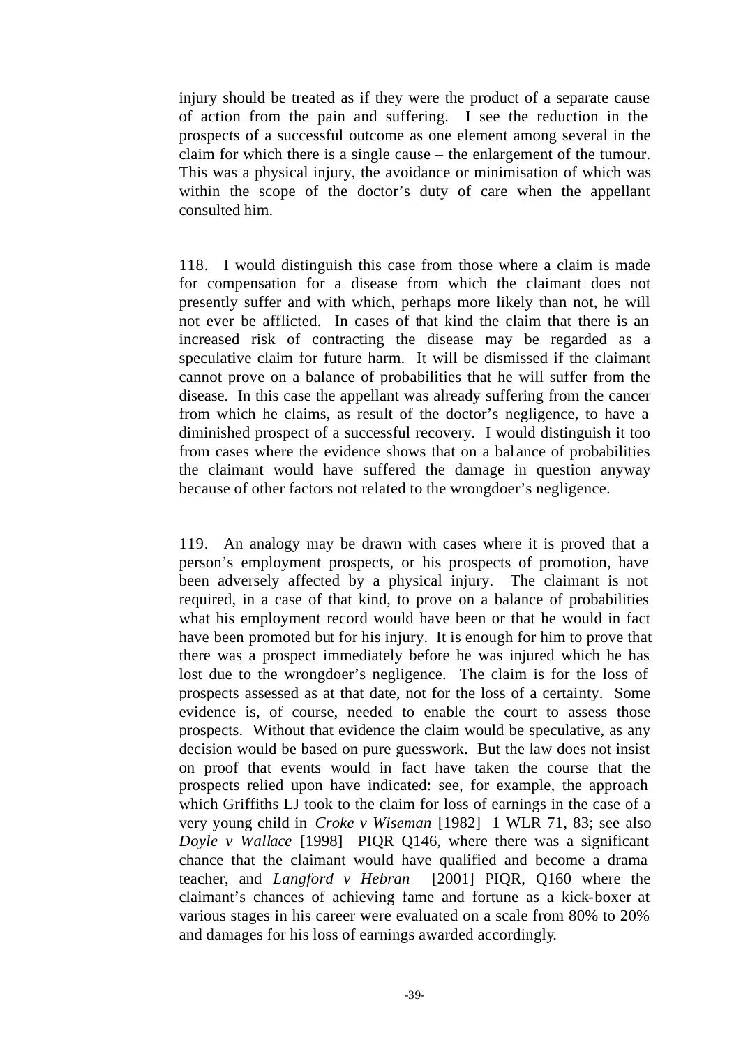injury should be treated as if they were the product of a separate cause of action from the pain and suffering. I see the reduction in the prospects of a successful outcome as one element among several in the claim for which there is a single cause – the enlargement of the tumour. This was a physical injury, the avoidance or minimisation of which was within the scope of the doctor's duty of care when the appellant consulted him.

118. I would distinguish this case from those where a claim is made for compensation for a disease from which the claimant does not presently suffer and with which, perhaps more likely than not, he will not ever be afflicted. In cases of that kind the claim that there is an increased risk of contracting the disease may be regarded as a speculative claim for future harm. It will be dismissed if the claimant cannot prove on a balance of probabilities that he will suffer from the disease. In this case the appellant was already suffering from the cancer from which he claims, as result of the doctor's negligence, to have a diminished prospect of a successful recovery. I would distinguish it too from cases where the evidence shows that on a balance of probabilities the claimant would have suffered the damage in question anyway because of other factors not related to the wrongdoer's negligence.

119. An analogy may be drawn with cases where it is proved that a person's employment prospects, or his prospects of promotion, have been adversely affected by a physical injury. The claimant is not required, in a case of that kind, to prove on a balance of probabilities what his employment record would have been or that he would in fact have been promoted but for his injury. It is enough for him to prove that there was a prospect immediately before he was injured which he has lost due to the wrongdoer's negligence. The claim is for the loss of prospects assessed as at that date, not for the loss of a certainty. Some evidence is, of course, needed to enable the court to assess those prospects. Without that evidence the claim would be speculative, as any decision would be based on pure guesswork. But the law does not insist on proof that events would in fact have taken the course that the prospects relied upon have indicated: see, for example, the approach which Griffiths LJ took to the claim for loss of earnings in the case of a very young child in *Croke v Wiseman* [1982] 1 WLR 71, 83; see also *Doyle v Wallace* [1998] PIQR Q146, where there was a significant chance that the claimant would have qualified and become a drama teacher, and *Langford v Hebran* [2001] PIQR, Q160 where the claimant's chances of achieving fame and fortune as a kick-boxer at various stages in his career were evaluated on a scale from 80% to 20% and damages for his loss of earnings awarded accordingly.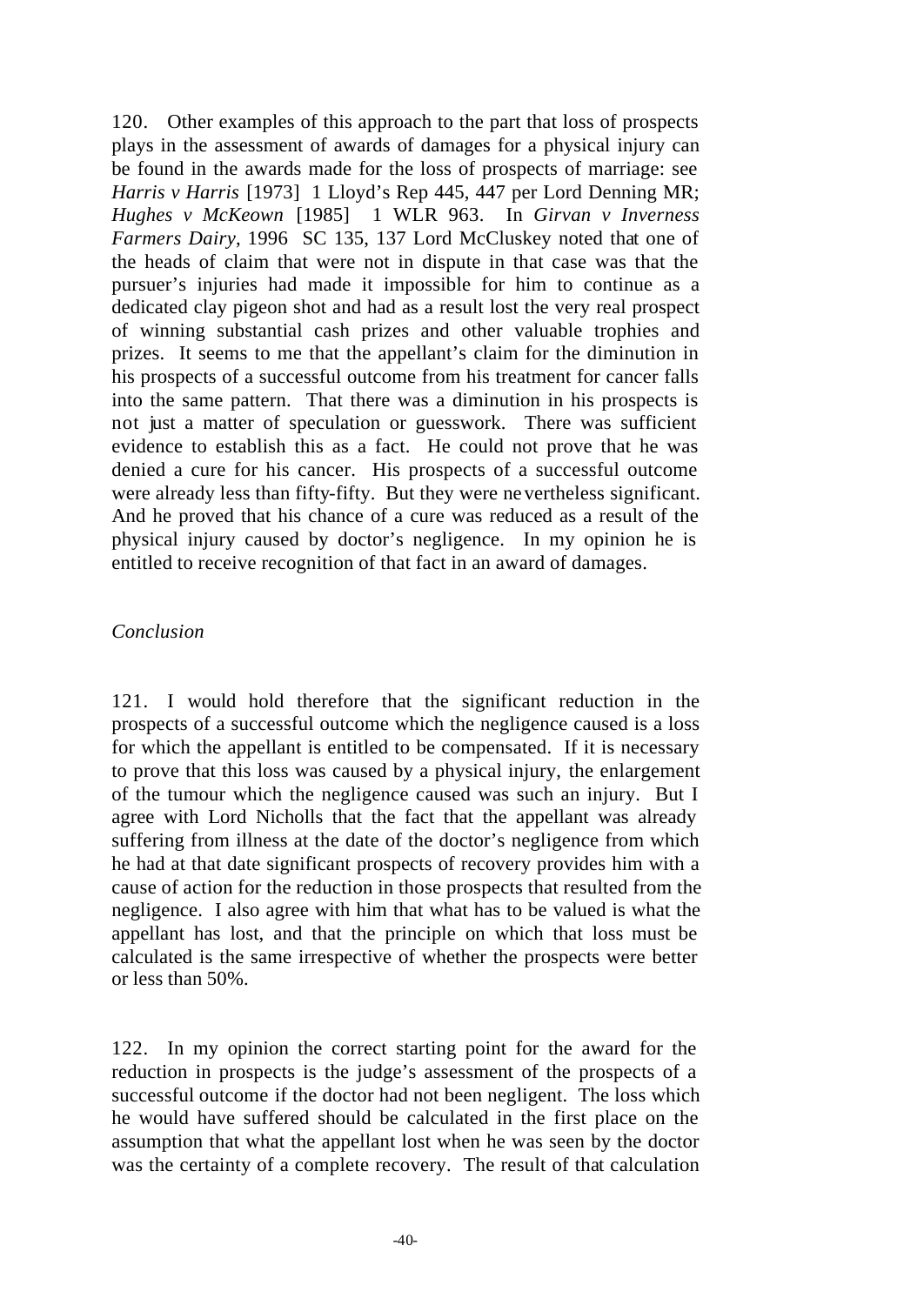120. Other examples of this approach to the part that loss of prospects plays in the assessment of awards of damages for a physical injury can be found in the awards made for the loss of prospects of marriage: see *Harris v Harris* [1973] 1 Lloyd's Rep 445, 447 per Lord Denning MR; *Hughes v McKeown* [1985] 1 WLR 963. In *Girvan v Inverness Farmers Dairy*, 1996 SC 135, 137 Lord McCluskey noted that one of the heads of claim that were not in dispute in that case was that the pursuer's injuries had made it impossible for him to continue as a dedicated clay pigeon shot and had as a result lost the very real prospect of winning substantial cash prizes and other valuable trophies and prizes. It seems to me that the appellant's claim for the diminution in his prospects of a successful outcome from his treatment for cancer falls into the same pattern. That there was a diminution in his prospects is not just a matter of speculation or guesswork. There was sufficient evidence to establish this as a fact. He could not prove that he was denied a cure for his cancer. His prospects of a successful outcome were already less than fifty-fifty. But they were nevertheless significant. And he proved that his chance of a cure was reduced as a result of the physical injury caused by doctor's negligence. In my opinion he is entitled to receive recognition of that fact in an award of damages.

*Conclusion*

121. I would hold therefore that the significant reduction in the prospects of a successful outcome which the negligence caused is a loss for which the appellant is entitled to be compensated. If it is necessary to prove that this loss was caused by a physical injury, the enlargement of the tumour which the negligence caused was such an injury. But I agree with Lord Nicholls that the fact that the appellant was already suffering from illness at the date of the doctor's negligence from which he had at that date significant prospects of recovery provides him with a cause of action for the reduction in those prospects that resulted from the negligence. I also agree with him that what has to be valued is what the appellant has lost, and that the principle on which that loss must be calculated is the same irrespective of whether the prospects were better or less than 50%.

122. In my opinion the correct starting point for the award for the reduction in prospects is the judge's assessment of the prospects of a successful outcome if the doctor had not been negligent. The loss which he would have suffered should be calculated in the first place on the assumption that what the appellant lost when he was seen by the doctor was the certainty of a complete recovery. The result of that calculation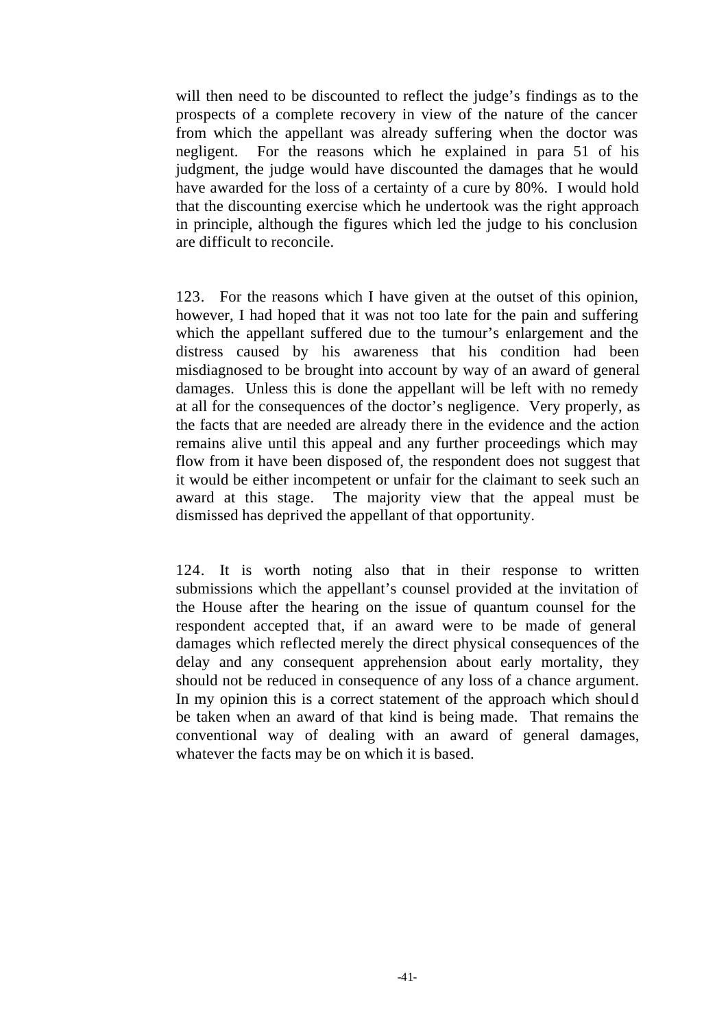will then need to be discounted to reflect the judge's findings as to the prospects of a complete recovery in view of the nature of the cancer from which the appellant was already suffering when the doctor was negligent. For the reasons which he explained in para 51 of his judgment, the judge would have discounted the damages that he would have awarded for the loss of a certainty of a cure by 80%. I would hold that the discounting exercise which he undertook was the right approach in principle, although the figures which led the judge to his conclusion are difficult to reconcile.

123. For the reasons which I have given at the outset of this opinion, however, I had hoped that it was not too late for the pain and suffering which the appellant suffered due to the tumour's enlargement and the distress caused by his awareness that his condition had been misdiagnosed to be brought into account by way of an award of general damages. Unless this is done the appellant will be left with no remedy at all for the consequences of the doctor's negligence. Very properly, as the facts that are needed are already there in the evidence and the action remains alive until this appeal and any further proceedings which may flow from it have been disposed of, the respondent does not suggest that it would be either incompetent or unfair for the claimant to seek such an award at this stage. The majority view that the appeal must be dismissed has deprived the appellant of that opportunity.

124. It is worth noting also that in their response to written submissions which the appellant's counsel provided at the invitation of the House after the hearing on the issue of quantum counsel for the respondent accepted that, if an award were to be made of general damages which reflected merely the direct physical consequences of the delay and any consequent apprehension about early mortality, they should not be reduced in consequence of any loss of a chance argument. In my opinion this is a correct statement of the approach which should be taken when an award of that kind is being made. That remains the conventional way of dealing with an award of general damages, whatever the facts may be on which it is based.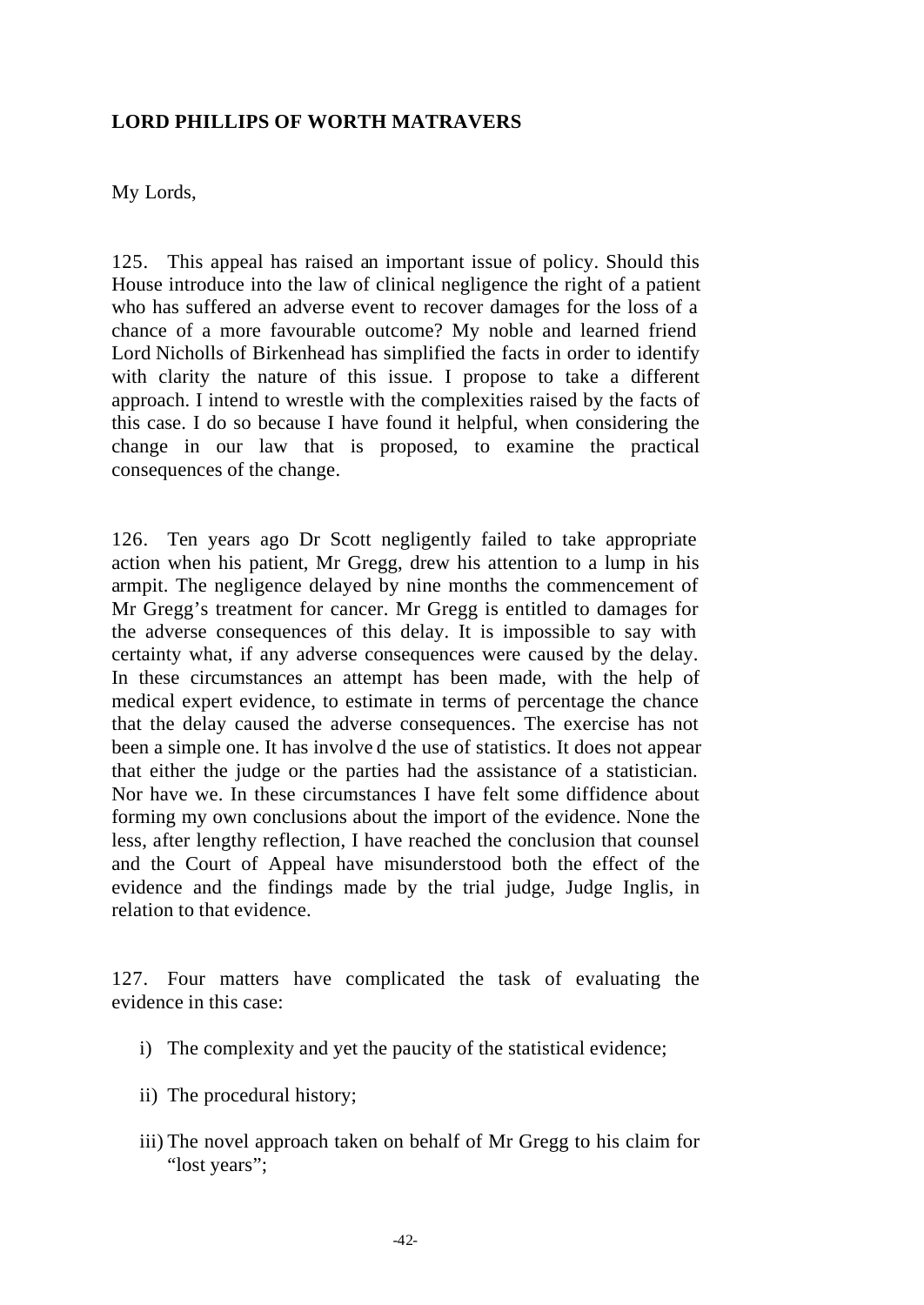**LORD PHILLIPS OF WORTH MATRAVERS**

My Lords,

125. This appeal has raised an important issue of policy. Should this House introduce into the law of clinical negligence the right of a patient who has suffered an adverse event to recover damages for the loss of a chance of a more favourable outcome? My noble and learned friend Lord Nicholls of Birkenhead has simplified the facts in order to identify with clarity the nature of this issue. I propose to take a different approach. I intend to wrestle with the complexities raised by the facts of this case. I do so because I have found it helpful, when considering the change in our law that is proposed, to examine the practical consequences of the change.

126. Ten years ago Dr Scott negligently failed to take appropriate action when his patient, Mr Gregg, drew his attention to a lump in his armpit. The negligence delayed by nine months the commencement of Mr Gregg's treatment for cancer. Mr Gregg is entitled to damages for the adverse consequences of this delay. It is impossible to say with certainty what, if any adverse consequences were caused by the delay. In these circumstances an attempt has been made, with the help of medical expert evidence, to estimate in terms of percentage the chance that the delay caused the adverse consequences. The exercise has not been a simple one. It has involved the use of statistics. It does not appear that either the judge or the parties had the assistance of a statistician. Nor have we. In these circumstances I have felt some diffidence about forming my own conclusions about the import of the evidence. None the less, after lengthy reflection, I have reached the conclusion that counsel and the Court of Appeal have misunderstood both the effect of the evidence and the findings made by the trial judge, Judge Inglis, in relation to that evidence.

127. Four matters have complicated the task of evaluating the evidence in this case:

i) The complexity and yet the paucity of the statistical evidence;

ii) The procedural history;

iii) The novel approach taken on behalf of Mr Gregg to his claim for "lost years";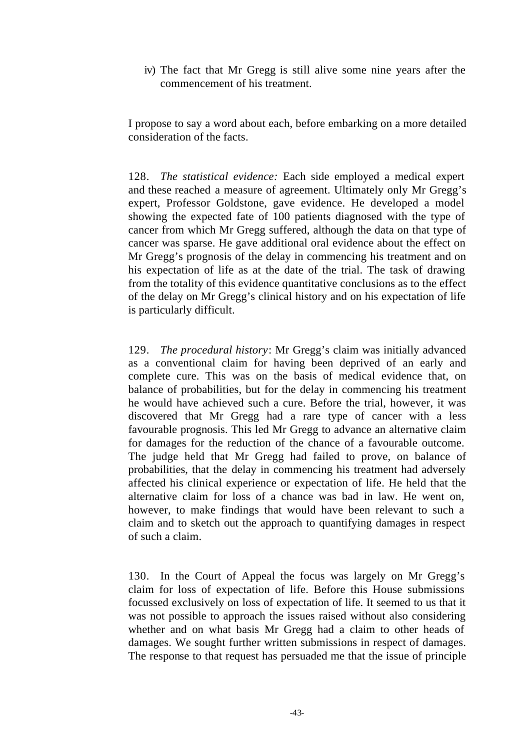iv) The fact that Mr Gregg is still alive some nine years after the commencement of his treatment.

I propose to say a word about each, before embarking on a more detailed consideration of the facts.

128. *The statistical evidence:* Each side employed a medical expert and these reached a measure of agreement. Ultimately only Mr Gregg's expert, Professor Goldstone, gave evidence. He developed a model showing the expected fate of 100 patients diagnosed with the type of cancer from which Mr Gregg suffered, although the data on that type of cancer was sparse. He gave additional oral evidence about the effect on Mr Gregg's prognosis of the delay in commencing his treatment and on his expectation of life as at the date of the trial. The task of drawing from the totality of this evidence quantitative conclusions as to the effect of the delay on Mr Gregg's clinical history and on his expectation of life is particularly difficult.

129. *The procedural history*: Mr Gregg's claim was initially advanced as a conventional claim for having been deprived of an early and complete cure. This was on the basis of medical evidence that, on balance of probabilities, but for the delay in commencing his treatment he would have achieved such a cure. Before the trial, however, it was discovered that Mr Gregg had a rare type of cancer with a less favourable prognosis. This led Mr Gregg to advance an alternative claim for damages for the reduction of the chance of a favourable outcome. The judge held that Mr Gregg had failed to prove, on balance of probabilities, that the delay in commencing his treatment had adversely affected his clinical experience or expectation of life. He held that the alternative claim for loss of a chance was bad in law. He went on, however, to make findings that would have been relevant to such a claim and to sketch out the approach to quantifying damages in respect of such a claim.

130. In the Court of Appeal the focus was largely on Mr Gregg's claim for loss of expectation of life. Before this House submissions focussed exclusively on loss of expectation of life. It seemed to us that it was not possible to approach the issues raised without also considering whether and on what basis Mr Gregg had a claim to other heads of damages. We sought further written submissions in respect of damages. The response to that request has persuaded me that the issue of principle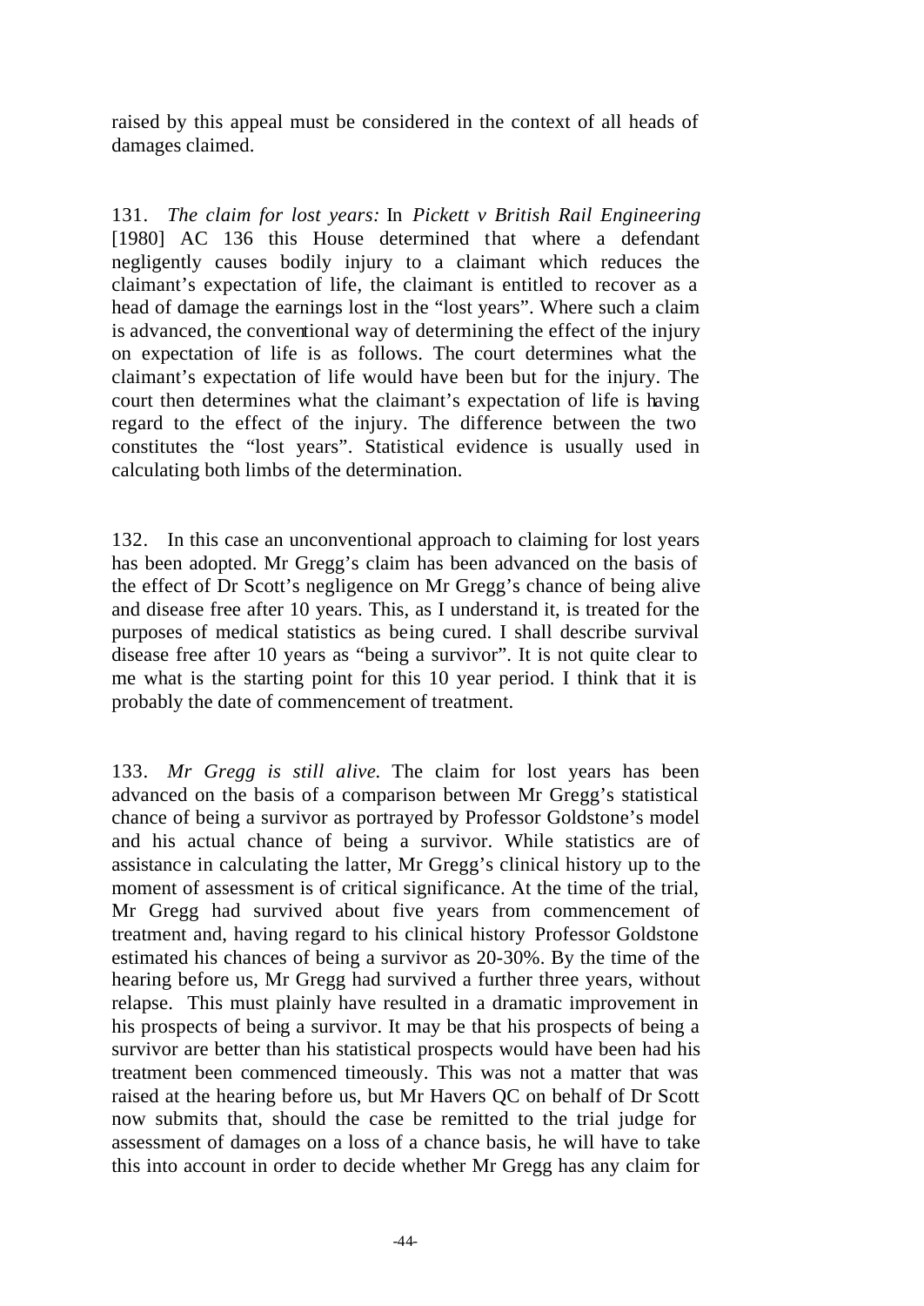raised by this appeal must be considered in the context of all heads of damages claimed.

131. *The claim for lost years:* In *Pickett v British Rail Engineering* [1980] AC 136 this House determined that where a defendant negligently causes bodily injury to a claimant which reduces the claimant's expectation of life, the claimant is entitled to recover as a head of damage the earnings lost in the "lost years". Where such a claim is advanced, the conventional way of determining the effect of the injury on expectation of life is as follows. The court determines what the claimant's expectation of life would have been but for the injury. The court then determines what the claimant's expectation of life is having regard to the effect of the injury. The difference between the two constitutes the "lost years". Statistical evidence is usually used in calculating both limbs of the determination.

132. In this case an unconventional approach to claiming for lost years has been adopted. Mr Gregg's claim has been advanced on the basis of the effect of Dr Scott's negligence on Mr Gregg's chance of being alive and disease free after 10 years. This, as I understand it, is treated for the purposes of medical statistics as being cured. I shall describe survival disease free after 10 years as "being a survivor". It is not quite clear to me what is the starting point for this 10 year period. I think that it is probably the date of commencement of treatment.

133. *Mr Gregg is still alive.* The claim for lost years has been advanced on the basis of a comparison between Mr Gregg's statistical chance of being a survivor as portrayed by Professor Goldstone's model and his actual chance of being a survivor. While statistics are of assistance in calculating the latter, Mr Gregg's clinical history up to the moment of assessment is of critical significance. At the time of the trial, Mr Gregg had survived about five years from commencement of treatment and, having regard to his clinical history Professor Goldstone estimated his chances of being a survivor as 20-30%. By the time of the hearing before us, Mr Gregg had survived a further three years, without relapse. This must plainly have resulted in a dramatic improvement in his prospects of being a survivor. It may be that his prospects of being a survivor are better than his statistical prospects would have been had his treatment been commenced timeously. This was not a matter that was raised at the hearing before us, but Mr Havers QC on behalf of Dr Scott now submits that, should the case be remitted to the trial judge for assessment of damages on a loss of a chance basis, he will have to take this into account in order to decide whether Mr Gregg has any claim for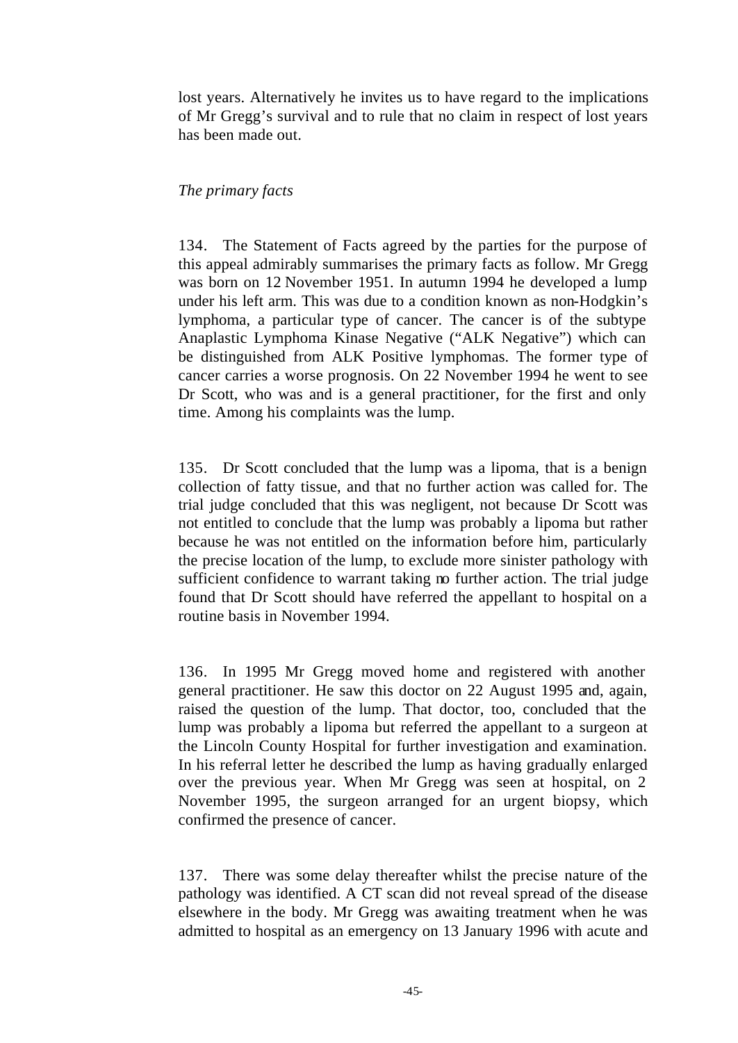lost years. Alternatively he invites us to have regard to the implications of Mr Gregg's survival and to rule that no claim in respect of lost years has been made out.

*The primary facts*

134. The Statement of Facts agreed by the parties for the purpose of this appeal admirably summarises the primary facts as follow. Mr Gregg was born on 12 November 1951. In autumn 1994 he developed a lump under his left arm. This was due to a condition known as non-Hodgkin's lymphoma, a particular type of cancer. The cancer is of the subtype Anaplastic Lymphoma Kinase Negative ("ALK Negative") which can be distinguished from ALK Positive lymphomas. The former type of cancer carries a worse prognosis. On 22 November 1994 he went to see Dr Scott, who was and is a general practitioner, for the first and only time. Among his complaints was the lump.

135. Dr Scott concluded that the lump was a lipoma, that is a benign collection of fatty tissue, and that no further action was called for. The trial judge concluded that this was negligent, not because Dr Scott was not entitled to conclude that the lump was probably a lipoma but rather because he was not entitled on the information before him, particularly the precise location of the lump, to exclude more sinister pathology with sufficient confidence to warrant taking no further action. The trial judge found that Dr Scott should have referred the appellant to hospital on a routine basis in November 1994.

136. In 1995 Mr Gregg moved home and registered with another general practitioner. He saw this doctor on 22 August 1995 and, again, raised the question of the lump. That doctor, too, concluded that the lump was probably a lipoma but referred the appellant to a surgeon at the Lincoln County Hospital for further investigation and examination. In his referral letter he described the lump as having gradually enlarged over the previous year. When Mr Gregg was seen at hospital, on 2 November 1995, the surgeon arranged for an urgent biopsy, which confirmed the presence of cancer.

137. There was some delay thereafter whilst the precise nature of the pathology was identified. A CT scan did not reveal spread of the disease elsewhere in the body. Mr Gregg was awaiting treatment when he was admitted to hospital as an emergency on 13 January 1996 with acute and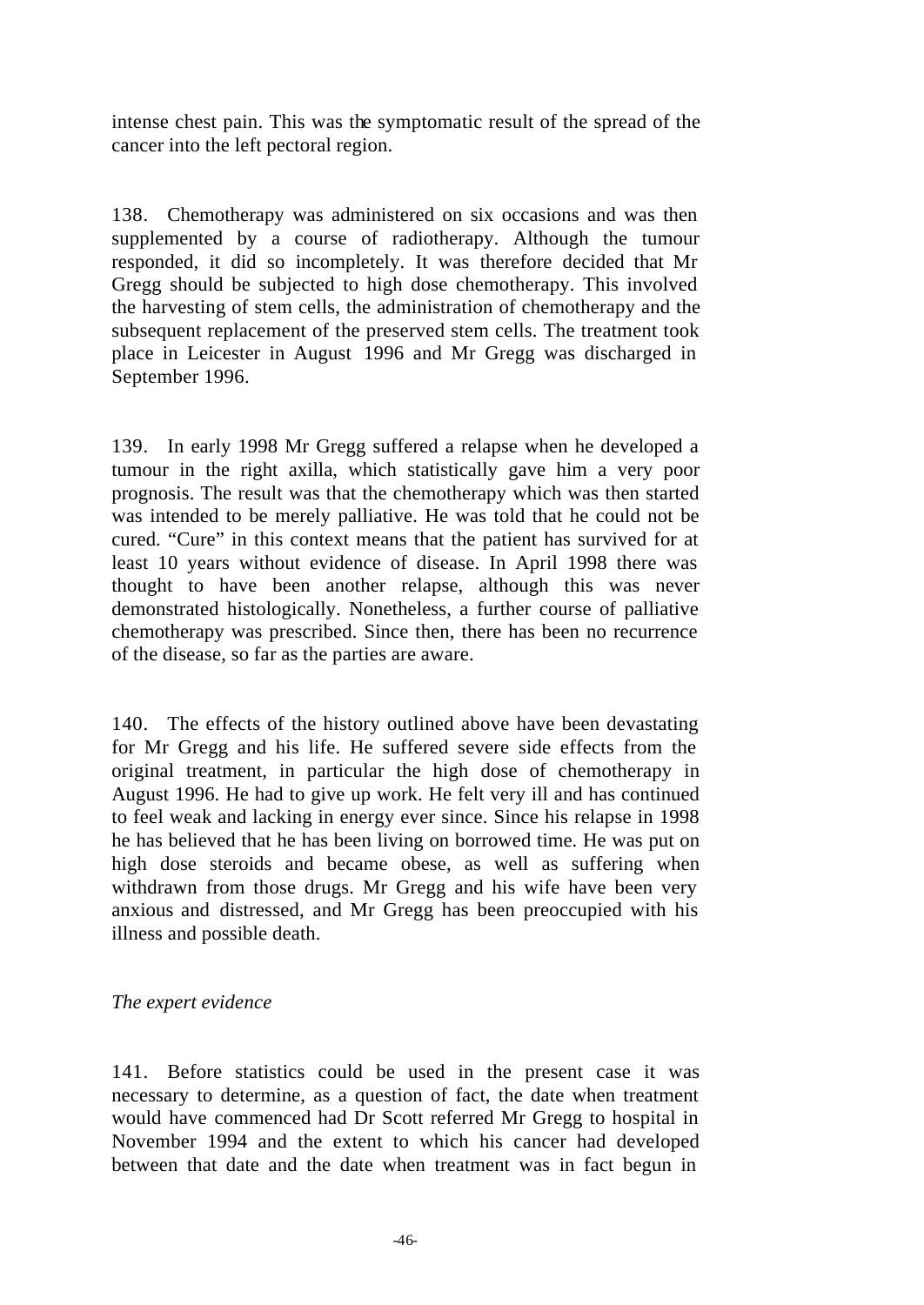intense chest pain. This was the symptomatic result of the spread of the cancer into the left pectoral region.

138. Chemotherapy was administered on six occasions and was then supplemented by a course of radiotherapy. Although the tumour responded, it did so incompletely. It was therefore decided that Mr Gregg should be subjected to high dose chemotherapy. This involved the harvesting of stem cells, the administration of chemotherapy and the subsequent replacement of the preserved stem cells. The treatment took place in Leicester in August 1996 and Mr Gregg was discharged in September 1996.

139. In early 1998 Mr Gregg suffered a relapse when he developed a tumour in the right axilla, which statistically gave him a very poor prognosis. The result was that the chemotherapy which was then started was intended to be merely palliative. He was told that he could not be cured. "Cure" in this context means that the patient has survived for at least 10 years without evidence of disease. In April 1998 there was thought to have been another relapse, although this was never demonstrated histologically. Nonetheless, a further course of palliative chemotherapy was prescribed. Since then, there has been no recurrence of the disease, so far as the parties are aware.

140. The effects of the history outlined above have been devastating for Mr Gregg and his life. He suffered severe side effects from the original treatment, in particular the high dose of chemotherapy in August 1996. He had to give up work. He felt very ill and has continued to feel weak and lacking in energy ever since. Since his relapse in 1998 he has believed that he has been living on borrowed time. He was put on high dose steroids and became obese, as well as suffering when withdrawn from those drugs. Mr Gregg and his wife have been very anxious and distressed, and Mr Gregg has been preoccupied with his illness and possible death.

*The expert evidence*

141. Before statistics could be used in the present case it was necessary to determine, as a question of fact, the date when treatment would have commenced had Dr Scott referred Mr Gregg to hospital in November 1994 and the extent to which his cancer had developed between that date and the date when treatment was in fact begun in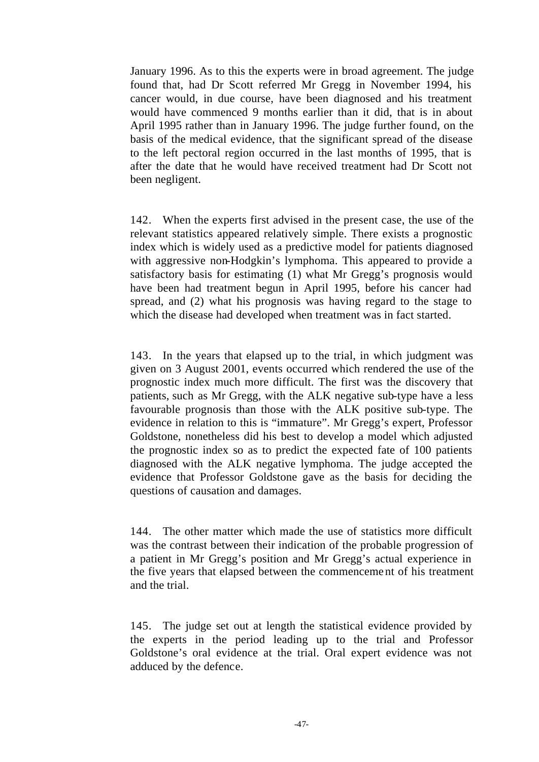January 1996. As to this the experts were in broad agreement. The judge found that, had Dr Scott referred Mr Gregg in November 1994, his cancer would, in due course, have been diagnosed and his treatment would have commenced 9 months earlier than it did, that is in about April 1995 rather than in January 1996. The judge further found, on the basis of the medical evidence, that the significant spread of the disease to the left pectoral region occurred in the last months of 1995, that is after the date that he would have received treatment had Dr Scott not been negligent.

142. When the experts first advised in the present case, the use of the relevant statistics appeared relatively simple. There exists a prognostic index which is widely used as a predictive model for patients diagnosed with aggressive non-Hodgkin's lymphoma. This appeared to provide a satisfactory basis for estimating (1) what Mr Gregg's prognosis would have been had treatment begun in April 1995, before his cancer had spread, and (2) what his prognosis was having regard to the stage to which the disease had developed when treatment was in fact started.

143. In the years that elapsed up to the trial, in which judgment was given on 3 August 2001, events occurred which rendered the use of the prognostic index much more difficult. The first was the discovery that patients, such as Mr Gregg, with the ALK negative sub-type have a less favourable prognosis than those with the ALK positive sub-type. The evidence in relation to this is "immature". Mr Gregg's expert, Professor Goldstone, nonetheless did his best to develop a model which adjusted the prognostic index so as to predict the expected fate of 100 patients diagnosed with the ALK negative lymphoma. The judge accepted the evidence that Professor Goldstone gave as the basis for deciding the questions of causation and damages.

144. The other matter which made the use of statistics more difficult was the contrast between their indication of the probable progression of a patient in Mr Gregg's position and Mr Gregg's actual experience in the five years that elapsed between the commencement of his treatment and the trial.

145. The judge set out at length the statistical evidence provided by the experts in the period leading up to the trial and Professor Goldstone's oral evidence at the trial. Oral expert evidence was not adduced by the defence.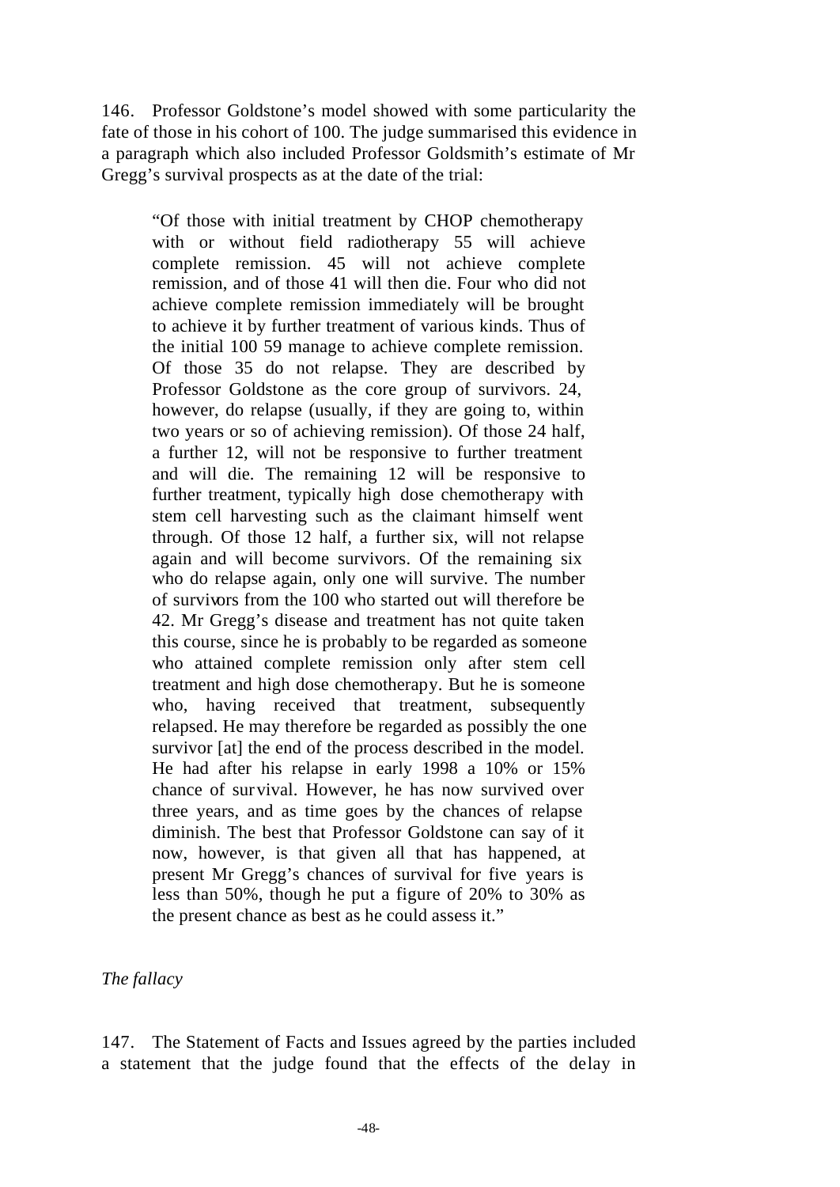146. Professor Goldstone's model showed with some particularity the fate of those in his cohort of 100. The judge summarised this evidence in a paragraph which also included Professor Goldsmith's estimate of Mr Gregg's survival prospects as at the date of the trial:

> "Of those with initial treatment by CHOP chemotherapy with or without field radiotherapy 55 will achieve complete remission. 45 will not achieve complete remission, and of those 41 will then die. Four who did not achieve complete remission immediately will be brought to achieve it by further treatment of various kinds. Thus of the initial 100 59 manage to achieve complete remission. Of those 35 do not relapse. They are described by Professor Goldstone as the core group of survivors. 24, however, do relapse (usually, if they are going to, within two years or so of achieving remission). Of those 24 half, a further 12, will not be responsive to further treatment and will die. The remaining 12 will be responsive to further treatment, typically high dose chemotherapy with stem cell harvesting such as the claimant himself went through. Of those 12 half, a further six, will not relapse again and will become survivors. Of the remaining six who do relapse again, only one will survive. The number of survivors from the 100 who started out will therefore be 42. Mr Gregg's disease and treatment has not quite taken this course, since he is probably to be regarded as someone who attained complete remission only after stem cell treatment and high dose chemotherapy. But he is someone who, having received that treatment, subsequently relapsed. He may therefore be regarded as possibly the one survivor [at] the end of the process described in the model. He had after his relapse in early 1998 a 10% or 15% chance of survival. However, he has now survived over three years, and as time goes by the chances of relapse diminish. The best that Professor Goldstone can say of it now, however, is that given all that has happened, at present Mr Gregg's chances of survival for five years is less than 50%, though he put a figure of 20% to 30% as the present chance as best as he could assess it."

*The fallacy*

147. The Statement of Facts and Issues agreed by the parties included a statement that the judge found that the effects of the delay in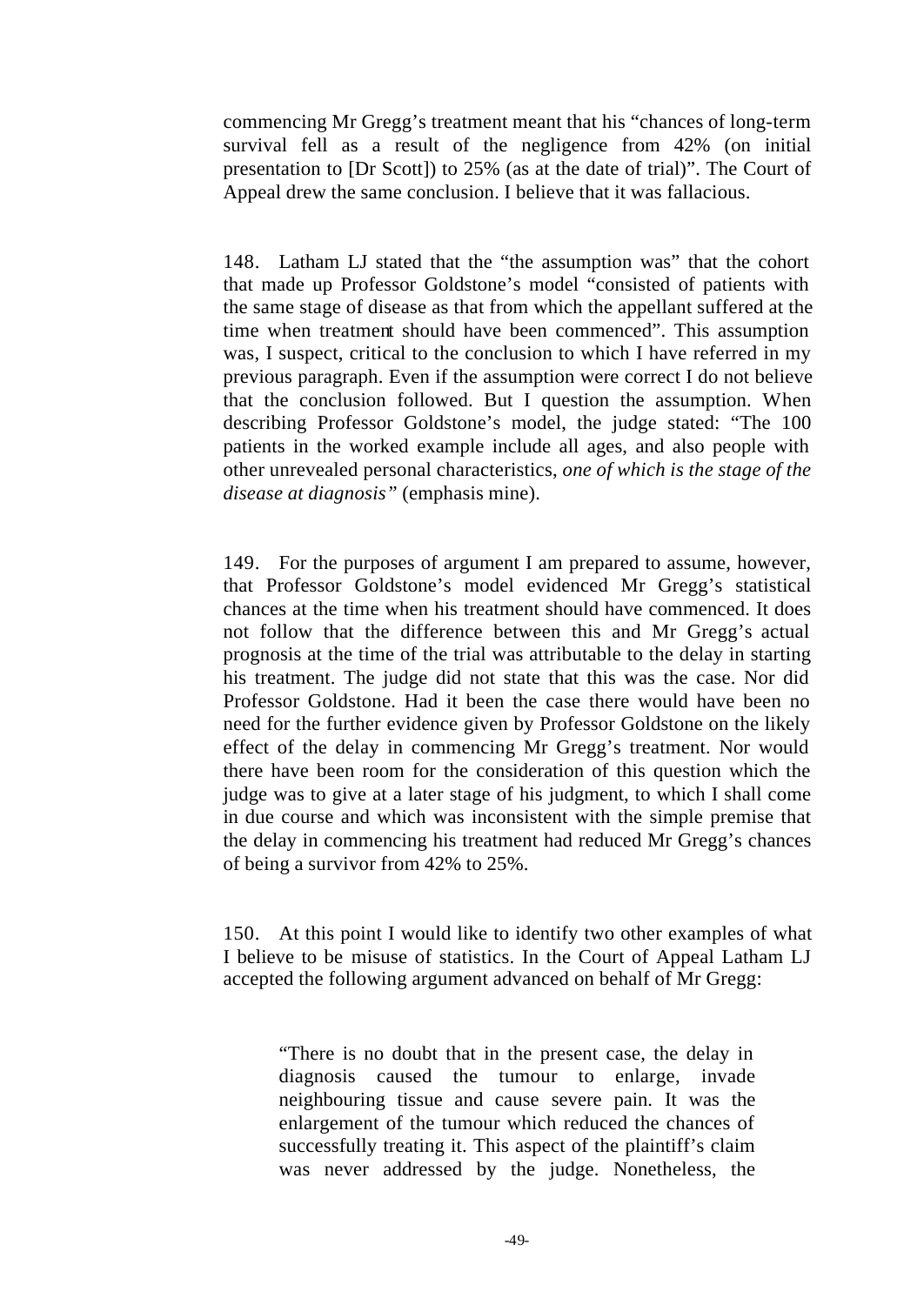commencing Mr Gregg's treatment meant that his "chances of long-term survival fell as a result of the negligence from 42% (on initial presentation to [Dr Scott]) to 25% (as at the date of trial)". The Court of Appeal drew the same conclusion. I believe that it was fallacious.

148. Latham LJ stated that the "the assumption was" that the cohort that made up Professor Goldstone's model "consisted of patients with the same stage of disease as that from which the appellant suffered at the time when treatment should have been commenced". This assumption was, I suspect, critical to the conclusion to which I have referred in my previous paragraph. Even if the assumption were correct I do not believe that the conclusion followed. But I question the assumption. When describing Professor Goldstone's model, the judge stated: "The 100 patients in the worked example include all ages, and also people with other unrevealed personal characteristics, *one of which is the stage of the disease at diagnosis"* (emphasis mine).

149. For the purposes of argument I am prepared to assume, however, that Professor Goldstone's model evidenced Mr Gregg's statistical chances at the time when his treatment should have commenced. It does not follow that the difference between this and Mr Gregg's actual prognosis at the time of the trial was attributable to the delay in starting his treatment. The judge did not state that this was the case. Nor did Professor Goldstone. Had it been the case there would have been no need for the further evidence given by Professor Goldstone on the likely effect of the delay in commencing Mr Gregg's treatment. Nor would there have been room for the consideration of this question which the judge was to give at a later stage of his judgment, to which I shall come in due course and which was inconsistent with the simple premise that the delay in commencing his treatment had reduced Mr Gregg's chances of being a survivor from 42% to 25%.

150. At this point I would like to identify two other examples of what I believe to be misuse of statistics. In the Court of Appeal Latham LJ accepted the following argument advanced on behalf of Mr Gregg:

> "There is no doubt that in the present case, the delay in diagnosis caused the tumour to enlarge, invade neighbouring tissue and cause severe pain. It was the enlargement of the tumour which reduced the chances of successfully treating it. This aspect of the plaintiff's claim was never addressed by the judge. Nonetheless, the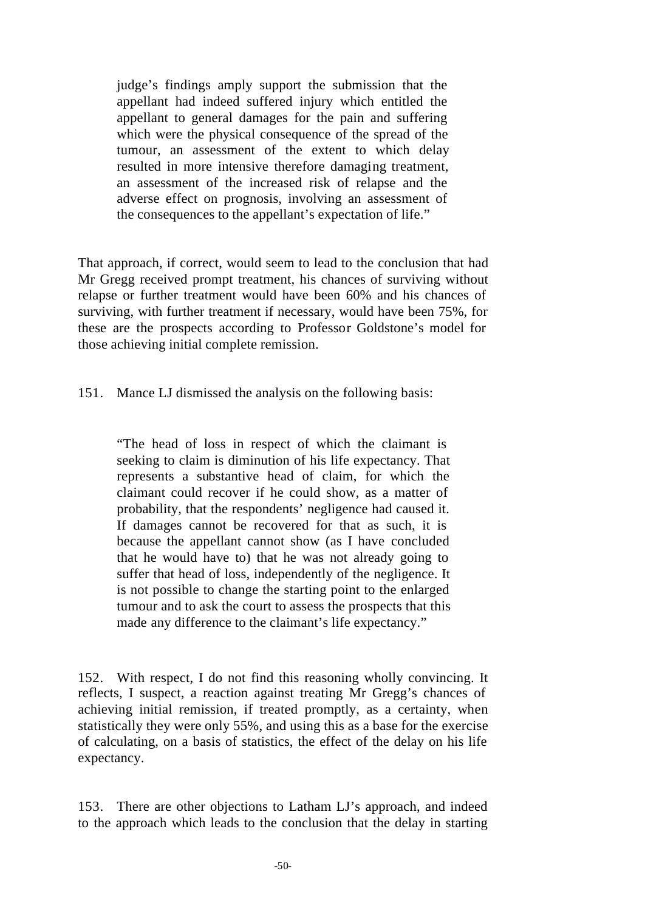> judge's findings amply support the submission that the appellant had indeed suffered injury which entitled the appellant to general damages for the pain and suffering which were the physical consequence of the spread of the tumour, an assessment of the extent to which delay resulted in more intensive therefore damaging treatment, an assessment of the increased risk of relapse and the adverse effect on prognosis, involving an assessment of the consequences to the appellant's expectation of life."

That approach, if correct, would seem to lead to the conclusion that had Mr Gregg received prompt treatment, his chances of surviving without relapse or further treatment would have been 60% and his chances of surviving, with further treatment if necessary, would have been 75%, for these are the prospects according to Professor Goldstone's model for those achieving initial complete remission.

151. Mance LJ dismissed the analysis on the following basis:

> "The head of loss in respect of which the claimant is seeking to claim is diminution of his life expectancy. That represents a substantive head of claim, for which the claimant could recover if he could show, as a matter of probability, that the respondents' negligence had caused it. If damages cannot be recovered for that as such, it is because the appellant cannot show (as I have concluded that he would have to) that he was not already going to suffer that head of loss, independently of the negligence. It is not possible to change the starting point to the enlarged tumour and to ask the court to assess the prospects that this made any difference to the claimant's life expectancy."

152. With respect, I do not find this reasoning wholly convincing. It reflects, I suspect, a reaction against treating Mr Gregg's chances of achieving initial remission, if treated promptly, as a certainty, when statistically they were only 55%, and using this as a base for the exercise of calculating, on a basis of statistics, the effect of the delay on his life expectancy.

153. There are other objections to Latham LJ's approach, and indeed to the approach which leads to the conclusion that the delay in starting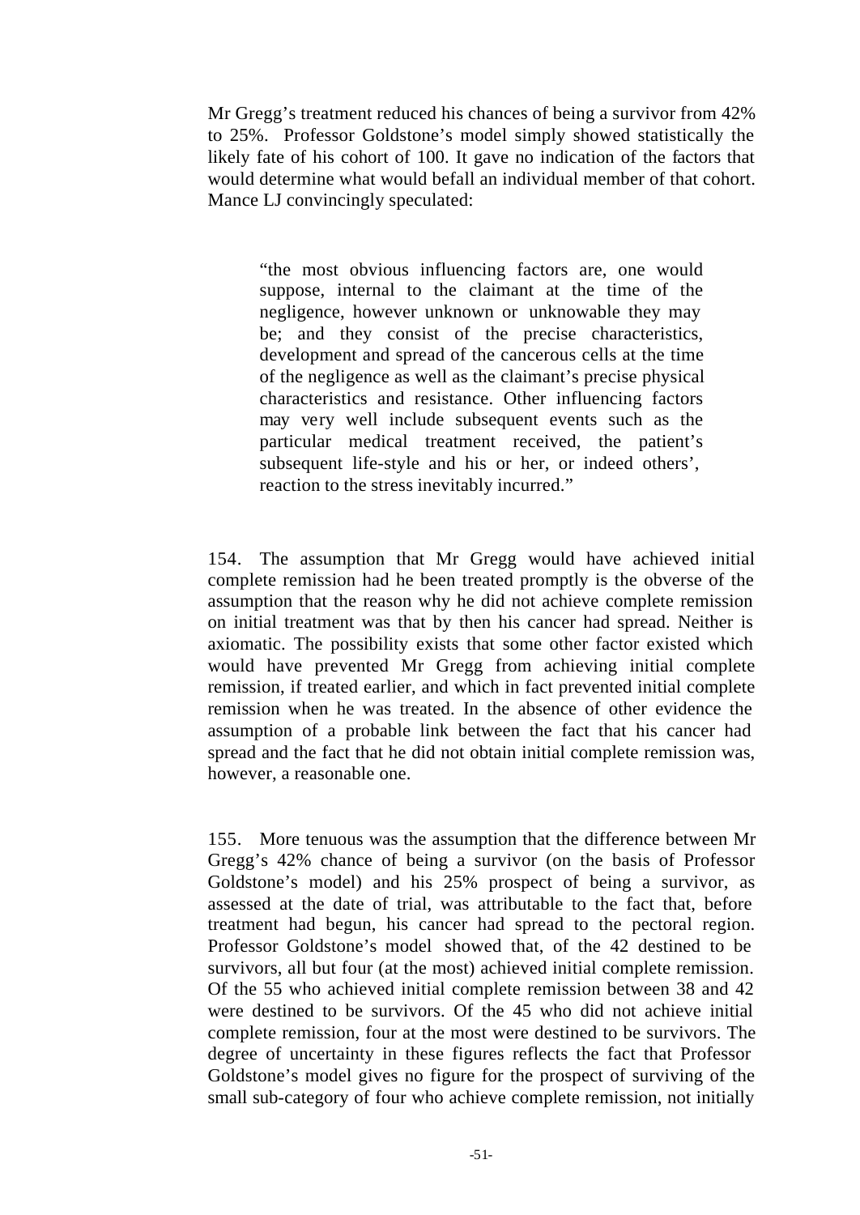Mr Gregg's treatment reduced his chances of being a survivor from 42% to 25%. Professor Goldstone's model simply showed statistically the likely fate of his cohort of 100. It gave no indication of the factors that would determine what would befall an individual member of that cohort. Mance LJ convincingly speculated:

> "the most obvious influencing factors are, one would suppose, internal to the claimant at the time of the negligence, however unknown or unknowable they may be; and they consist of the precise characteristics, development and spread of the cancerous cells at the time of the negligence as well as the claimant's precise physical characteristics and resistance. Other influencing factors may very well include subsequent events such as the particular medical treatment received, the patient's subsequent life-style and his or her, or indeed others', reaction to the stress inevitably incurred."

154. The assumption that Mr Gregg would have achieved initial complete remission had he been treated promptly is the obverse of the assumption that the reason why he did not achieve complete remission on initial treatment was that by then his cancer had spread. Neither is axiomatic. The possibility exists that some other factor existed which would have prevented Mr Gregg from achieving initial complete remission, if treated earlier, and which in fact prevented initial complete remission when he was treated. In the absence of other evidence the assumption of a probable link between the fact that his cancer had spread and the fact that he did not obtain initial complete remission was, however, a reasonable one.

155. More tenuous was the assumption that the difference between Mr Gregg's 42% chance of being a survivor (on the basis of Professor Goldstone's model) and his 25% prospect of being a survivor, as assessed at the date of trial, was attributable to the fact that, before treatment had begun, his cancer had spread to the pectoral region. Professor Goldstone's model showed that, of the 42 destined to be survivors, all but four (at the most) achieved initial complete remission. Of the 55 who achieved initial complete remission between 38 and 42 were destined to be survivors. Of the 45 who did not achieve initial complete remission, four at the most were destined to be survivors. The degree of uncertainty in these figures reflects the fact that Professor Goldstone's model gives no figure for the prospect of surviving of the small sub-category of four who achieve complete remission, not initially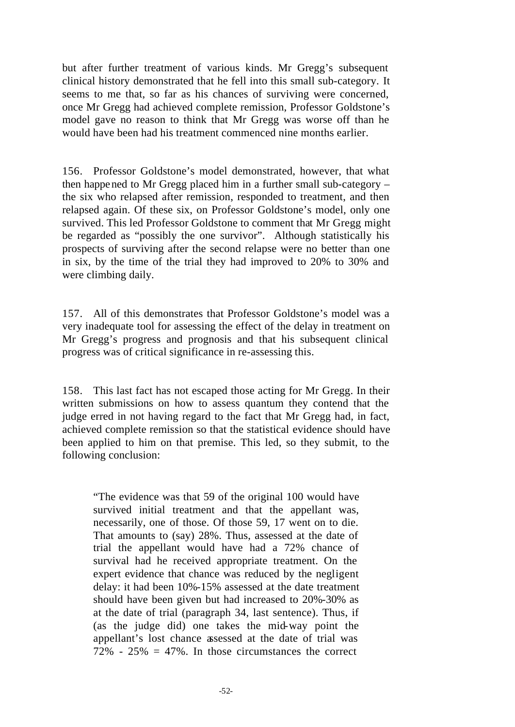but after further treatment of various kinds. Mr Gregg's subsequent clinical history demonstrated that he fell into this small sub-category. It seems to me that, so far as his chances of surviving were concerned, once Mr Gregg had achieved complete remission, Professor Goldstone's model gave no reason to think that Mr Gregg was worse off than he would have been had his treatment commenced nine months earlier.

156. Professor Goldstone's model demonstrated, however, that what then happened to Mr Gregg placed him in a further small sub-category – the six who relapsed after remission, responded to treatment, and then relapsed again. Of these six, on Professor Goldstone's model, only one survived. This led Professor Goldstone to comment that Mr Gregg might be regarded as "possibly the one survivor". Although statistically his prospects of surviving after the second relapse were no better than one in six, by the time of the trial they had improved to 20% to 30% and were climbing daily.

157. All of this demonstrates that Professor Goldstone's model was a very inadequate tool for assessing the effect of the delay in treatment on Mr Gregg's progress and prognosis and that his subsequent clinical progress was of critical significance in re-assessing this.

158. This last fact has not escaped those acting for Mr Gregg. In their written submissions on how to assess quantum they contend that the judge erred in not having regard to the fact that Mr Gregg had, in fact, achieved complete remission so that the statistical evidence should have been applied to him on that premise. This led, so they submit, to the following conclusion:

> "The evidence was that 59 of the original 100 would have survived initial treatment and that the appellant was, necessarily, one of those. Of those 59, 17 went on to die. That amounts to (say) 28%. Thus, assessed at the date of trial the appellant would have had a 72% chance of survival had he received appropriate treatment. On the expert evidence that chance was reduced by the negligent delay: it had been 10%-15% assessed at the date treatment should have been given but had increased to 20%-30% as at the date of trial (paragraph 34, last sentence). Thus, if (as the judge did) one takes the mid-way point the appellant's lost chance assessed at the date of trial was 72% - 25% = 47%. In those circumstances the correct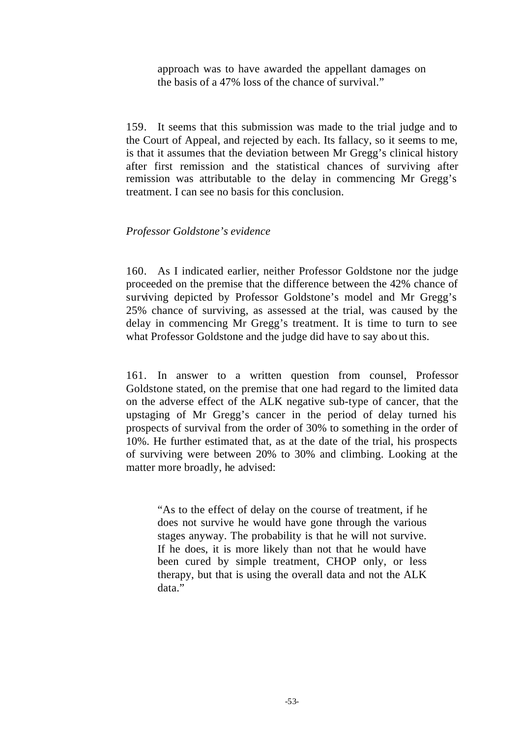approach was to have awarded the appellant damages on the basis of a 47% loss of the chance of survival."

159. It seems that this submission was made to the trial judge and to the Court of Appeal, and rejected by each. Its fallacy, so it seems to me, is that it assumes that the deviation between Mr Gregg's clinical history after first remission and the statistical chances of surviving after remission was attributable to the delay in commencing Mr Gregg's treatment. I can see no basis for this conclusion.

*Professor Goldstone's evidence*

160. As I indicated earlier, neither Professor Goldstone nor the judge proceeded on the premise that the difference between the 42% chance of surviving depicted by Professor Goldstone's model and Mr Gregg's 25% chance of surviving, as assessed at the trial, was caused by the delay in commencing Mr Gregg's treatment. It is time to turn to see what Professor Goldstone and the judge did have to say about this.

161. In answer to a written question from counsel, Professor Goldstone stated, on the premise that one had regard to the limited data on the adverse effect of the ALK negative sub-type of cancer, that the upstaging of Mr Gregg's cancer in the period of delay turned his prospects of survival from the order of 30% to something in the order of 10%. He further estimated that, as at the date of the trial, his prospects of surviving were between 20% to 30% and climbing. Looking at the matter more broadly, he advised:

> "As to the effect of delay on the course of treatment, if he does not survive he would have gone through the various stages anyway. The probability is that he will not survive. If he does, it is more likely than not that he would have been cured by simple treatment, CHOP only, or less therapy, but that is using the overall data and not the ALK data."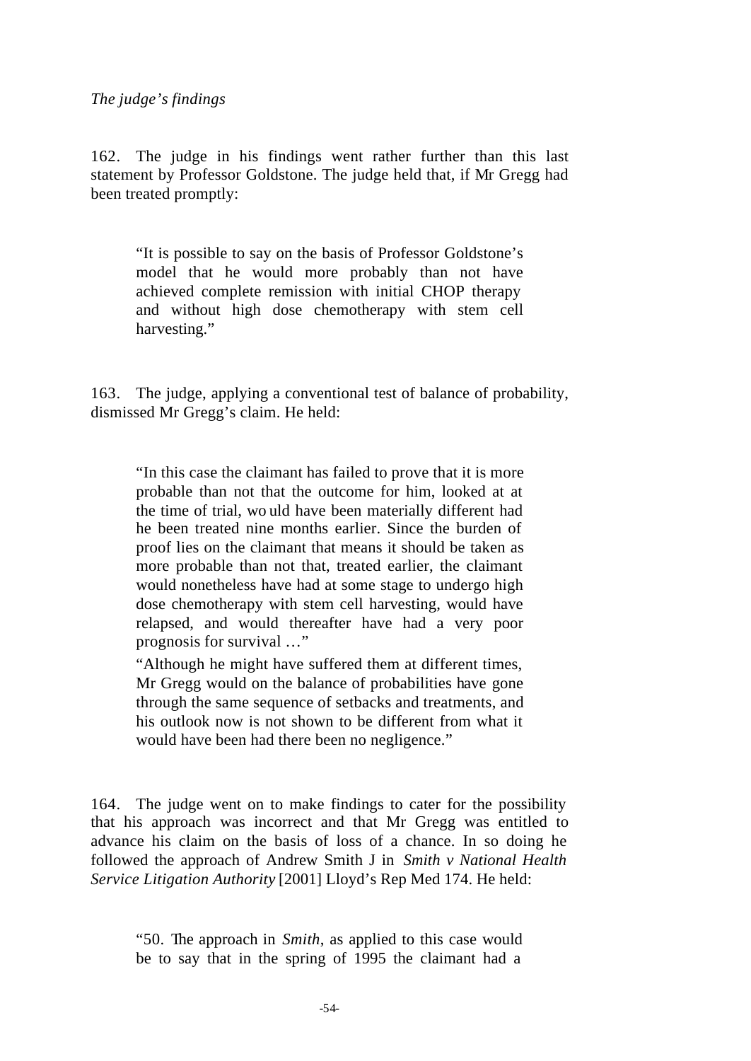*The judge's findings*

162. The judge in his findings went rather further than this last statement by Professor Goldstone. The judge held that, if Mr Gregg had been treated promptly:

> "It is possible to say on the basis of Professor Goldstone's model that he would more probably than not have achieved complete remission with initial CHOP therapy and without high dose chemotherapy with stem cell harvesting."

163. The judge, applying a conventional test of balance of probability, dismissed Mr Gregg's claim. He held:

> "In this case the claimant has failed to prove that it is more probable than not that the outcome for him, looked at at the time of trial, would have been materially different had he been treated nine months earlier. Since the burden of proof lies on the claimant that means it should be taken as more probable than not that, treated earlier, the claimant would nonetheless have had at some stage to undergo high dose chemotherapy with stem cell harvesting, would have relapsed, and would thereafter have had a very poor prognosis for survival …"
>
> "Although he might have suffered them at different times, Mr Gregg would on the balance of probabilities have gone through the same sequence of setbacks and treatments, and his outlook now is not shown to be different from what it would have been had there been no negligence."

164. The judge went on to make findings to cater for the possibility that his approach was incorrect and that Mr Gregg was entitled to advance his claim on the basis of loss of a chance. In so doing he followed the approach of Andrew Smith J in *Smith v National Health Service Litigation Authority* [2001] Lloyd's Rep Med 174. He held:

> "50. The approach in *Smith*, as applied to this case would be to say that in the spring of 1995 the claimant had a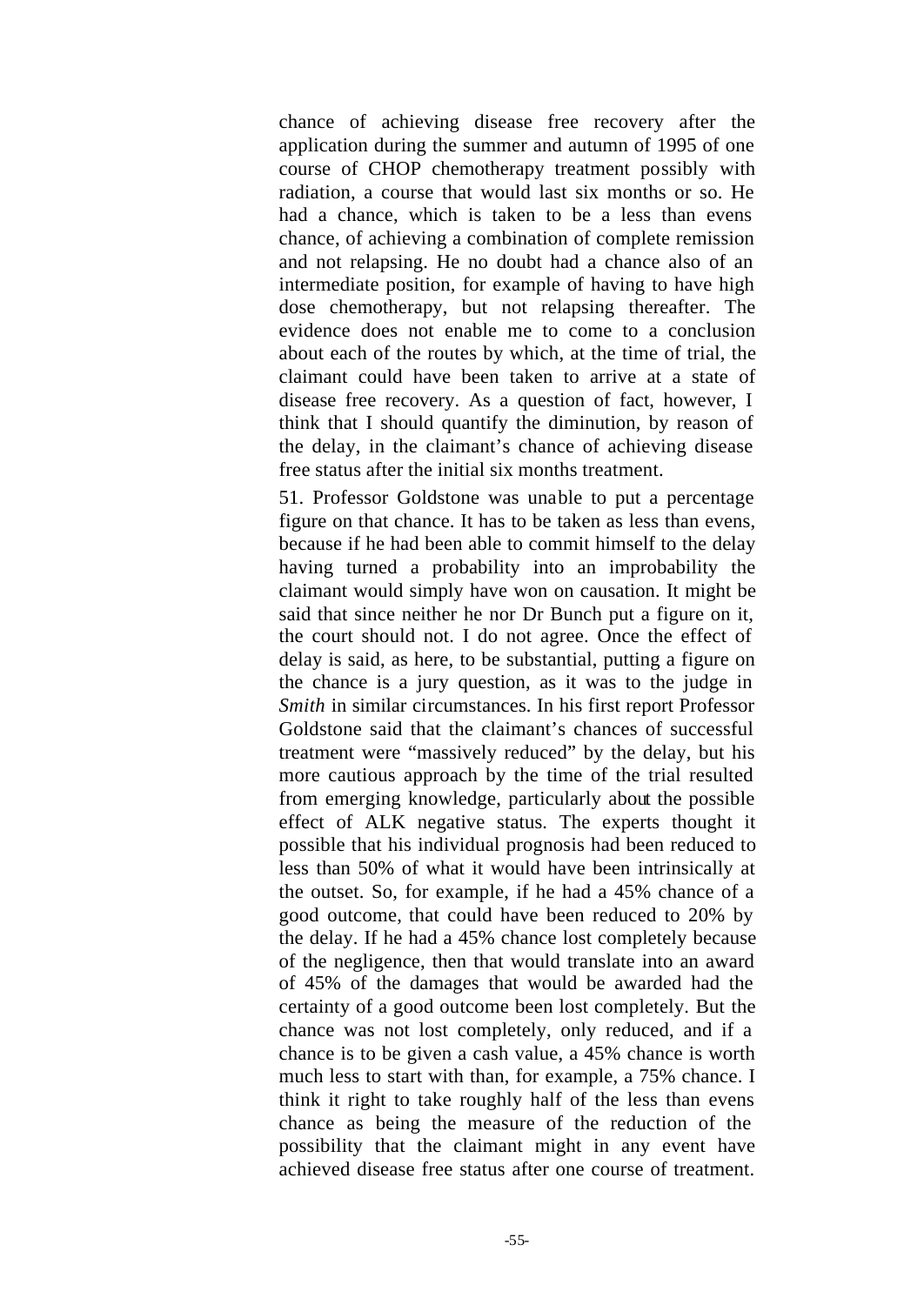chance of achieving disease free recovery after the application during the summer and autumn of 1995 of one course of CHOP chemotherapy treatment possibly with radiation, a course that would last six months or so. He had a chance, which is taken to be a less than evens chance, of achieving a combination of complete remission and not relapsing. He no doubt had a chance also of an intermediate position, for example of having to have high dose chemotherapy, but not relapsing thereafter. The evidence does not enable me to come to a conclusion about each of the routes by which, at the time of trial, the claimant could have been taken to arrive at a state of disease free recovery. As a question of fact, however, I think that I should quantify the diminution, by reason of the delay, in the claimant's chance of achieving disease free status after the initial six months treatment.

51. Professor Goldstone was unable to put a percentage figure on that chance. It has to be taken as less than evens, because if he had been able to commit himself to the delay having turned a probability into an improbability the claimant would simply have won on causation. It might be said that since neither he nor Dr Bunch put a figure on it, the court should not. I do not agree. Once the effect of delay is said, as here, to be substantial, putting a figure on the chance is a jury question, as it was to the judge in *Smith* in similar circumstances. In his first report Professor Goldstone said that the claimant's chances of successful treatment were "massively reduced" by the delay, but his more cautious approach by the time of the trial resulted from emerging knowledge, particularly about the possible effect of ALK negative status. The experts thought it possible that his individual prognosis had been reduced to less than 50% of what it would have been intrinsically at the outset. So, for example, if he had a 45% chance of a good outcome, that could have been reduced to 20% by the delay. If he had a 45% chance lost completely because of the negligence, then that would translate into an award of 45% of the damages that would be awarded had the certainty of a good outcome been lost completely. But the chance was not lost completely, only reduced, and if a chance is to be given a cash value, a 45% chance is worth much less to start with than, for example, a 75% chance. I think it right to take roughly half of the less than evens chance as being the measure of the reduction of the possibility that the claimant might in any event have achieved disease free status after one course of treatment.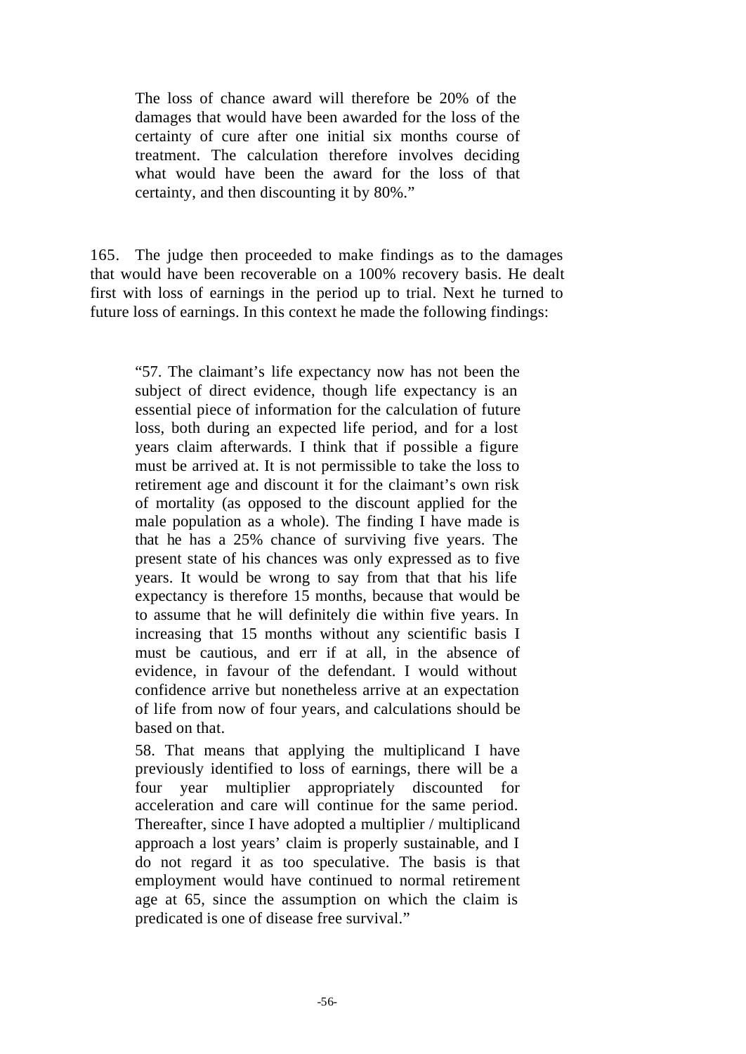> The loss of chance award will therefore be 20% of the damages that would have been awarded for the loss of the certainty of cure after one initial six months course of treatment. The calculation therefore involves deciding what would have been the award for the loss of that certainty, and then discounting it by 80%."

165. The judge then proceeded to make findings as to the damages that would have been recoverable on a 100% recovery basis. He dealt first with loss of earnings in the period up to trial. Next he turned to future loss of earnings. In this context he made the following findings:

> "57. The claimant's life expectancy now has not been the subject of direct evidence, though life expectancy is an essential piece of information for the calculation of future loss, both during an expected life period, and for a lost years claim afterwards. I think that if possible a figure must be arrived at. It is not permissible to take the loss to retirement age and discount it for the claimant's own risk of mortality (as opposed to the discount applied for the male population as a whole). The finding I have made is that he has a 25% chance of surviving five years. The present state of his chances was only expressed as to five years. It would be wrong to say from that that his life expectancy is therefore 15 months, because that would be to assume that he will definitely die within five years. In increasing that 15 months without any scientific basis I must be cautious, and err if at all, in the absence of evidence, in favour of the defendant. I would without confidence arrive but nonetheless arrive at an expectation of life from now of four years, and calculations should be based on that.
>
> 58. That means that applying the multiplicand I have previously identified to loss of earnings, there will be a four year multiplier appropriately discounted for acceleration and care will continue for the same period. Thereafter, since I have adopted a multiplier / multiplicand approach a lost years' claim is properly sustainable, and I do not regard it as too speculative. The basis is that employment would have continued to normal retirement age at 65, since the assumption on which the claim is predicated is one of disease free survival."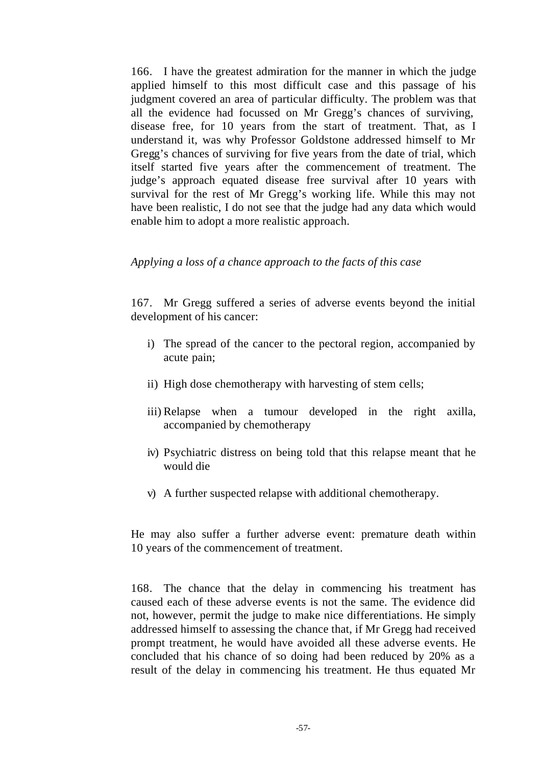166. I have the greatest admiration for the manner in which the judge applied himself to this most difficult case and this passage of his judgment covered an area of particular difficulty. The problem was that all the evidence had focussed on Mr Gregg's chances of surviving, disease free, for 10 years from the start of treatment. That, as I understand it, was why Professor Goldstone addressed himself to Mr Gregg's chances of surviving for five years from the date of trial, which itself started five years after the commencement of treatment. The judge's approach equated disease free survival after 10 years with survival for the rest of Mr Gregg's working life. While this may not have been realistic, I do not see that the judge had any data which would enable him to adopt a more realistic approach.

*Applying a loss of a chance approach to the facts of this case*

167. Mr Gregg suffered a series of adverse events beyond the initial development of his cancer:

i) The spread of the cancer to the pectoral region, accompanied by acute pain;

ii) High dose chemotherapy with harvesting of stem cells;

iii) Relapse when a tumour developed in the right axilla, accompanied by chemotherapy

iv) Psychiatric distress on being told that this relapse meant that he would die

v) A further suspected relapse with additional chemotherapy.

He may also suffer a further adverse event: premature death within 10 years of the commencement of treatment.

168. The chance that the delay in commencing his treatment has caused each of these adverse events is not the same. The evidence did not, however, permit the judge to make nice differentiations. He simply addressed himself to assessing the chance that, if Mr Gregg had received prompt treatment, he would have avoided all these adverse events. He concluded that his chance of so doing had been reduced by 20% as a result of the delay in commencing his treatment. He thus equated Mr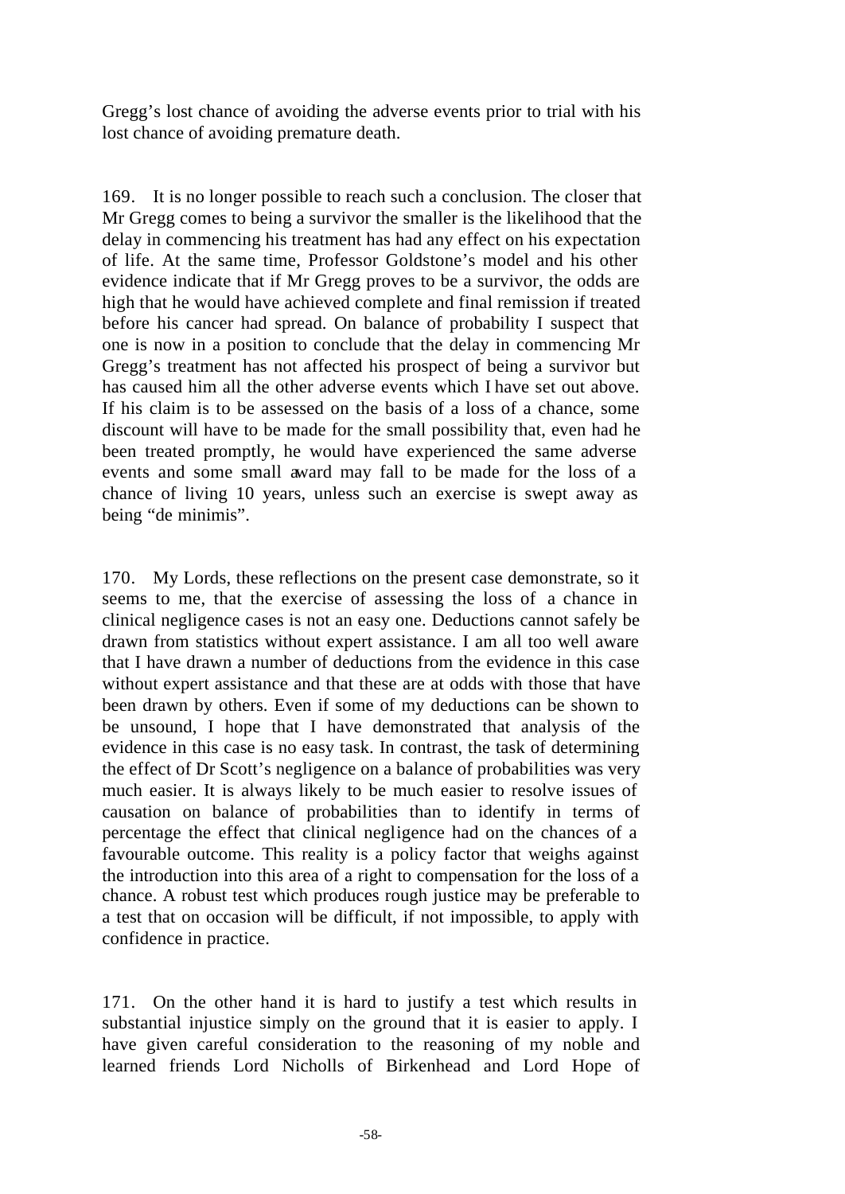Gregg's lost chance of avoiding the adverse events prior to trial with his lost chance of avoiding premature death.

169. It is no longer possible to reach such a conclusion. The closer that Mr Gregg comes to being a survivor the smaller is the likelihood that the delay in commencing his treatment has had any effect on his expectation of life. At the same time, Professor Goldstone's model and his other evidence indicate that if Mr Gregg proves to be a survivor, the odds are high that he would have achieved complete and final remission if treated before his cancer had spread. On balance of probability I suspect that one is now in a position to conclude that the delay in commencing Mr Gregg's treatment has not affected his prospect of being a survivor but has caused him all the other adverse events which I have set out above. If his claim is to be assessed on the basis of a loss of a chance, some discount will have to be made for the small possibility that, even had he been treated promptly, he would have experienced the same adverse events and some small award may fall to be made for the loss of a chance of living 10 years, unless such an exercise is swept away as being "de minimis".

170. My Lords, these reflections on the present case demonstrate, so it seems to me, that the exercise of assessing the loss of a chance in clinical negligence cases is not an easy one. Deductions cannot safely be drawn from statistics without expert assistance. I am all too well aware that I have drawn a number of deductions from the evidence in this case without expert assistance and that these are at odds with those that have been drawn by others. Even if some of my deductions can be shown to be unsound, I hope that I have demonstrated that analysis of the evidence in this case is no easy task. In contrast, the task of determining the effect of Dr Scott's negligence on a balance of probabilities was very much easier. It is always likely to be much easier to resolve issues of causation on balance of probabilities than to identify in terms of percentage the effect that clinical negligence had on the chances of a favourable outcome. This reality is a policy factor that weighs against the introduction into this area of a right to compensation for the loss of a chance. A robust test which produces rough justice may be preferable to a test that on occasion will be difficult, if not impossible, to apply with confidence in practice.

171. On the other hand it is hard to justify a test which results in substantial injustice simply on the ground that it is easier to apply. I have given careful consideration to the reasoning of my noble and learned friends Lord Nicholls of Birkenhead and Lord Hope of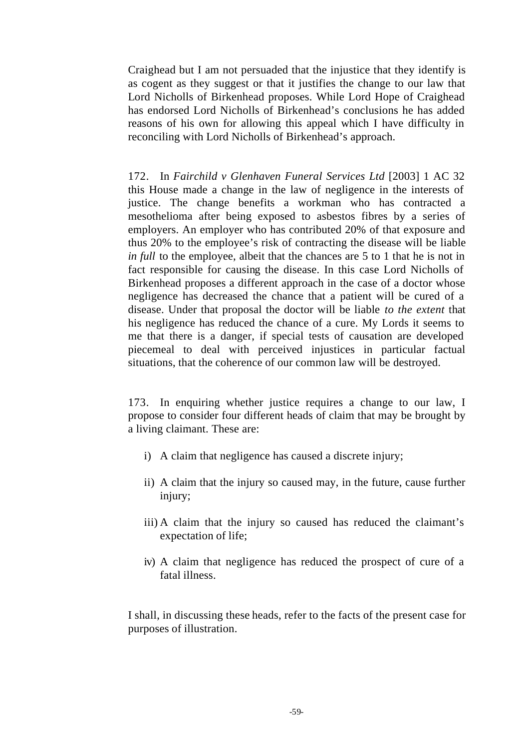Craighead but I am not persuaded that the injustice that they identify is as cogent as they suggest or that it justifies the change to our law that Lord Nicholls of Birkenhead proposes. While Lord Hope of Craighead has endorsed Lord Nicholls of Birkenhead's conclusions he has added reasons of his own for allowing this appeal which I have difficulty in reconciling with Lord Nicholls of Birkenhead's approach.

172. In *Fairchild v Glenhaven Funeral Services Ltd* [2003] 1 AC 32 this House made a change in the law of negligence in the interests of justice. The change benefits a workman who has contracted a mesothelioma after being exposed to asbestos fibres by a series of employers. An employer who has contributed 20% of that exposure and thus 20% to the employee's risk of contracting the disease will be liable *in full* to the employee, albeit that the chances are 5 to 1 that he is not in fact responsible for causing the disease. In this case Lord Nicholls of Birkenhead proposes a different approach in the case of a doctor whose negligence has decreased the chance that a patient will be cured of a disease. Under that proposal the doctor will be liable *to the extent* that his negligence has reduced the chance of a cure. My Lords it seems to me that there is a danger, if special tests of causation are developed piecemeal to deal with perceived injustices in particular factual situations, that the coherence of our common law will be destroyed.

173. In enquiring whether justice requires a change to our law, I propose to consider four different heads of claim that may be brought by a living claimant. These are:

i) A claim that negligence has caused a discrete injury;

ii) A claim that the injury so caused may, in the future, cause further injury;

iii) A claim that the injury so caused has reduced the claimant's expectation of life;

iv) A claim that negligence has reduced the prospect of cure of a fatal illness.

I shall, in discussing these heads, refer to the facts of the present case for purposes of illustration.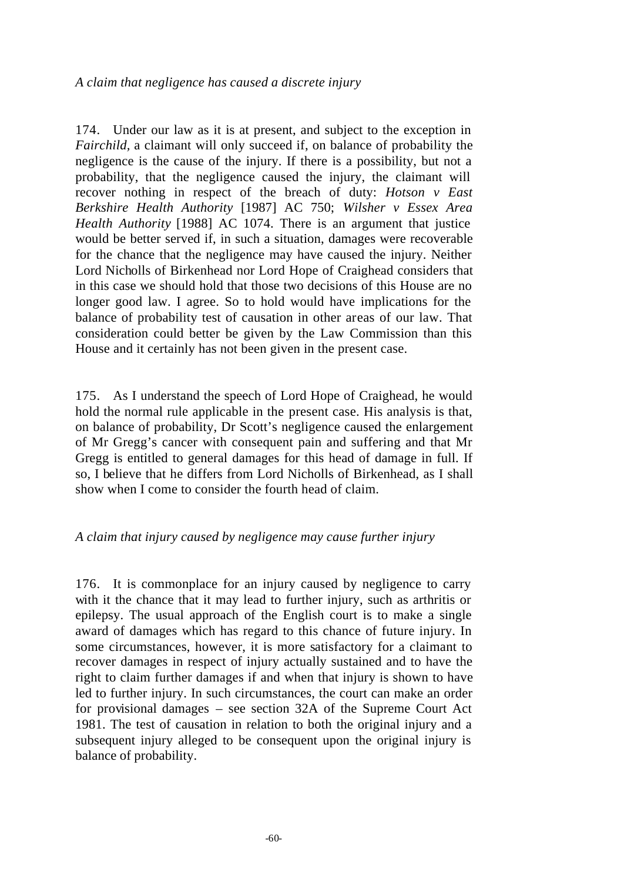*A claim that negligence has caused a discrete injury*

174. Under our law as it is at present, and subject to the exception in *Fairchild*, a claimant will only succeed if, on balance of probability the negligence is the cause of the injury. If there is a possibility, but not a probability, that the negligence caused the injury, the claimant will recover nothing in respect of the breach of duty: *Hotson v East Berkshire Health Authority* [1987] AC 750; *Wilsher v Essex Area Health Authority* [1988] AC 1074. There is an argument that justice would be better served if, in such a situation, damages were recoverable for the chance that the negligence may have caused the injury. Neither Lord Nicholls of Birkenhead nor Lord Hope of Craighead considers that in this case we should hold that those two decisions of this House are no longer good law. I agree. So to hold would have implications for the balance of probability test of causation in other areas of our law. That consideration could better be given by the Law Commission than this House and it certainly has not been given in the present case.

175. As I understand the speech of Lord Hope of Craighead, he would hold the normal rule applicable in the present case. His analysis is that, on balance of probability, Dr Scott's negligence caused the enlargement of Mr Gregg's cancer with consequent pain and suffering and that Mr Gregg is entitled to general damages for this head of damage in full. If so, I believe that he differs from Lord Nicholls of Birkenhead, as I shall show when I come to consider the fourth head of claim.

*A claim that injury caused by negligence may cause further injury*

176. It is commonplace for an injury caused by negligence to carry with it the chance that it may lead to further injury, such as arthritis or epilepsy. The usual approach of the English court is to make a single award of damages which has regard to this chance of future injury. In some circumstances, however, it is more satisfactory for a claimant to recover damages in respect of injury actually sustained and to have the right to claim further damages if and when that injury is shown to have led to further injury. In such circumstances, the court can make an order for provisional damages – see section 32A of the Supreme Court Act 1981. The test of causation in relation to both the original injury and a subsequent injury alleged to be consequent upon the original injury is balance of probability.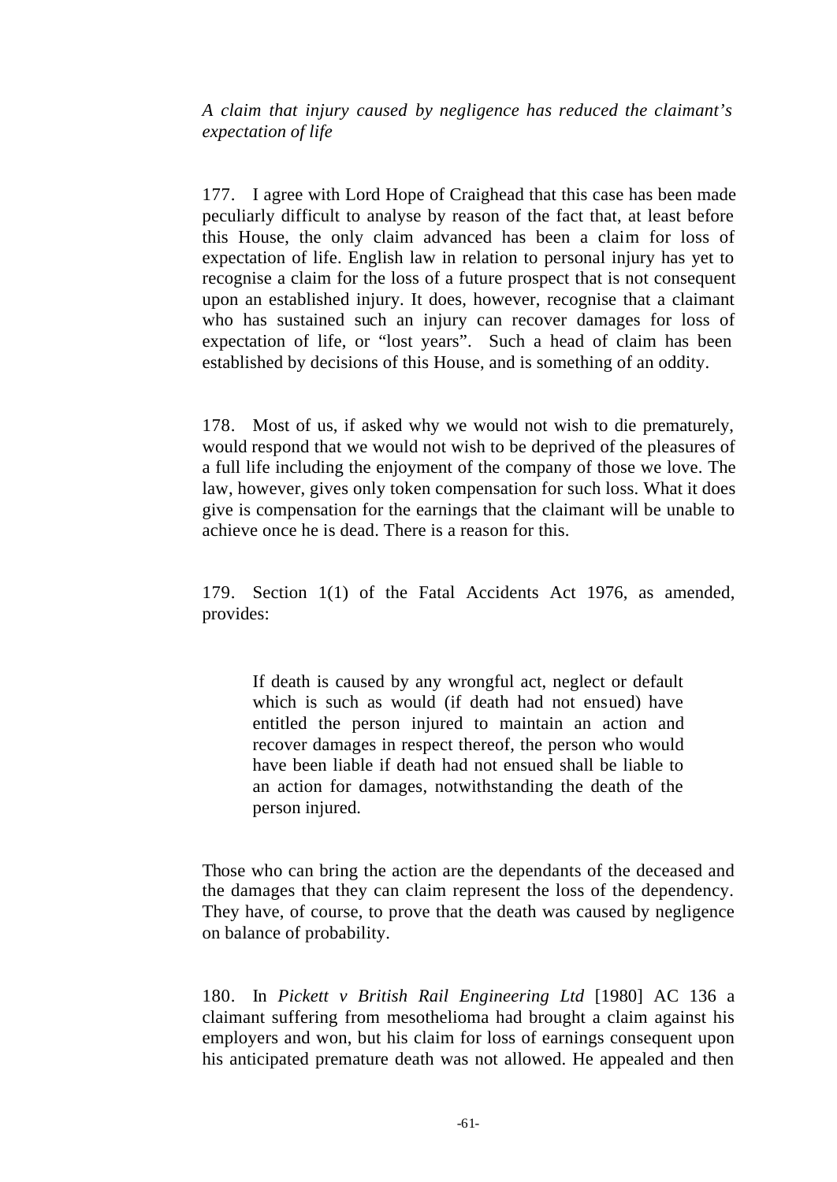*A claim that injury caused by negligence has reduced the claimant's expectation of life*

177. I agree with Lord Hope of Craighead that this case has been made peculiarly difficult to analyse by reason of the fact that, at least before this House, the only claim advanced has been a claim for loss of expectation of life. English law in relation to personal injury has yet to recognise a claim for the loss of a future prospect that is not consequent upon an established injury. It does, however, recognise that a claimant who has sustained such an injury can recover damages for loss of expectation of life, or "lost years". Such a head of claim has been established by decisions of this House, and is something of an oddity.

178. Most of us, if asked why we would not wish to die prematurely, would respond that we would not wish to be deprived of the pleasures of a full life including the enjoyment of the company of those we love. The law, however, gives only token compensation for such loss. What it does give is compensation for the earnings that the claimant will be unable to achieve once he is dead. There is a reason for this.

179. Section 1(1) of the Fatal Accidents Act 1976, as amended, provides:

> If death is caused by any wrongful act, neglect or default which is such as would (if death had not ensued) have entitled the person injured to maintain an action and recover damages in respect thereof, the person who would have been liable if death had not ensued shall be liable to an action for damages, notwithstanding the death of the person injured.

Those who can bring the action are the dependants of the deceased and the damages that they can claim represent the loss of the dependency. They have, of course, to prove that the death was caused by negligence on balance of probability.

180. In *Pickett v British Rail Engineering Ltd* [1980] AC 136 a claimant suffering from mesothelioma had brought a claim against his employers and won, but his claim for loss of earnings consequent upon his anticipated premature death was not allowed. He appealed and then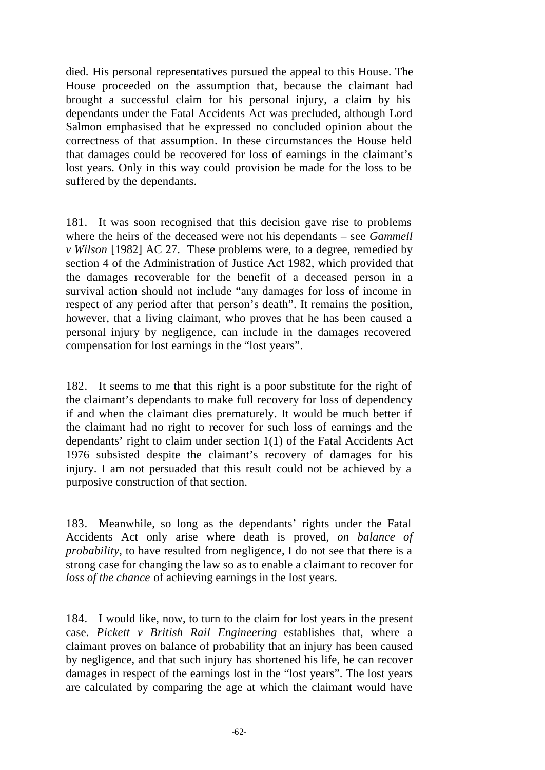died. His personal representatives pursued the appeal to this House. The House proceeded on the assumption that, because the claimant had brought a successful claim for his personal injury, a claim by his dependants under the Fatal Accidents Act was precluded, although Lord Salmon emphasised that he expressed no concluded opinion about the correctness of that assumption. In these circumstances the House held that damages could be recovered for loss of earnings in the claimant's lost years. Only in this way could provision be made for the loss to be suffered by the dependants.

181. It was soon recognised that this decision gave rise to problems where the heirs of the deceased were not his dependants – see *Gammell v Wilson* [1982] AC 27. These problems were, to a degree, remedied by section 4 of the Administration of Justice Act 1982, which provided that the damages recoverable for the benefit of a deceased person in a survival action should not include "any damages for loss of income in respect of any period after that person's death". It remains the position, however, that a living claimant, who proves that he has been caused a personal injury by negligence, can include in the damages recovered compensation for lost earnings in the "lost years".

182. It seems to me that this right is a poor substitute for the right of the claimant's dependants to make full recovery for loss of dependency if and when the claimant dies prematurely. It would be much better if the claimant had no right to recover for such loss of earnings and the dependants' right to claim under section 1(1) of the Fatal Accidents Act 1976 subsisted despite the claimant's recovery of damages for his injury. I am not persuaded that this result could not be achieved by a purposive construction of that section.

183. Meanwhile, so long as the dependants' rights under the Fatal Accidents Act only arise where death is proved, *on balance of probability*, to have resulted from negligence, I do not see that there is a strong case for changing the law so as to enable a claimant to recover for *loss of the chance* of achieving earnings in the lost years.

184. I would like, now, to turn to the claim for lost years in the present case. *Pickett v British Rail Engineering* establishes that, where a claimant proves on balance of probability that an injury has been caused by negligence, and that such injury has shortened his life, he can recover damages in respect of the earnings lost in the "lost years". The lost years are calculated by comparing the age at which the claimant would have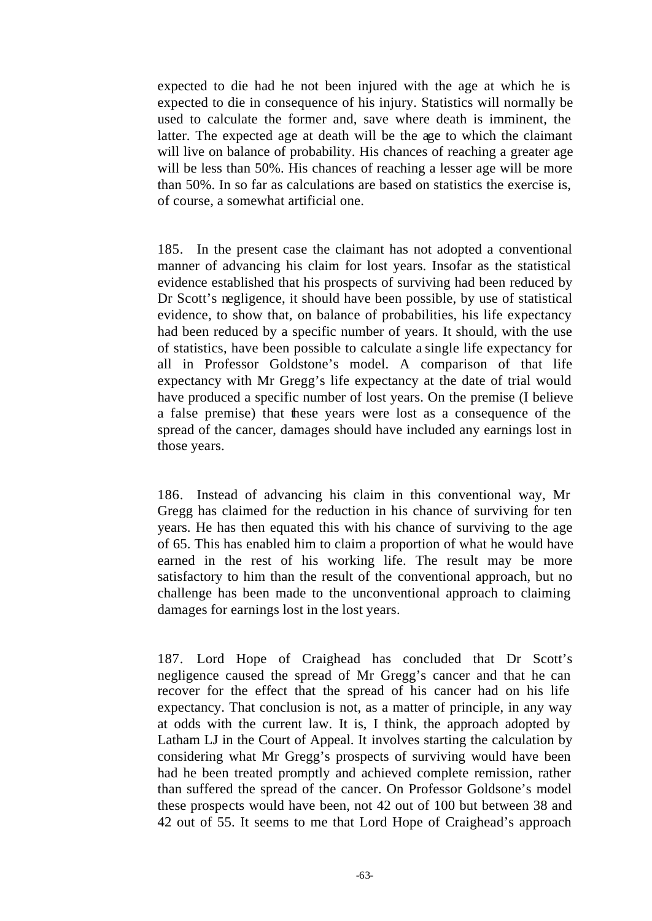expected to die had he not been injured with the age at which he is expected to die in consequence of his injury. Statistics will normally be used to calculate the former and, save where death is imminent, the latter. The expected age at death will be the age to which the claimant will live on balance of probability. His chances of reaching a greater age will be less than 50%. His chances of reaching a lesser age will be more than 50%. In so far as calculations are based on statistics the exercise is, of course, a somewhat artificial one.

185. In the present case the claimant has not adopted a conventional manner of advancing his claim for lost years. Insofar as the statistical evidence established that his prospects of surviving had been reduced by Dr Scott's negligence, it should have been possible, by use of statistical evidence, to show that, on balance of probabilities, his life expectancy had been reduced by a specific number of years. It should, with the use of statistics, have been possible to calculate a single life expectancy for all in Professor Goldstone's model. A comparison of that life expectancy with Mr Gregg's life expectancy at the date of trial would have produced a specific number of lost years. On the premise (I believe a false premise) that these years were lost as a consequence of the spread of the cancer, damages should have included any earnings lost in those years.

186. Instead of advancing his claim in this conventional way, Mr Gregg has claimed for the reduction in his chance of surviving for ten years. He has then equated this with his chance of surviving to the age of 65. This has enabled him to claim a proportion of what he would have earned in the rest of his working life. The result may be more satisfactory to him than the result of the conventional approach, but no challenge has been made to the unconventional approach to claiming damages for earnings lost in the lost years.

187. Lord Hope of Craighead has concluded that Dr Scott's negligence caused the spread of Mr Gregg's cancer and that he can recover for the effect that the spread of his cancer had on his life expectancy. That conclusion is not, as a matter of principle, in any way at odds with the current law. It is, I think, the approach adopted by Latham LJ in the Court of Appeal. It involves starting the calculation by considering what Mr Gregg's prospects of surviving would have been had he been treated promptly and achieved complete remission, rather than suffered the spread of the cancer. On Professor Goldsone's model these prospects would have been, not 42 out of 100 but between 38 and 42 out of 55. It seems to me that Lord Hope of Craighead's approach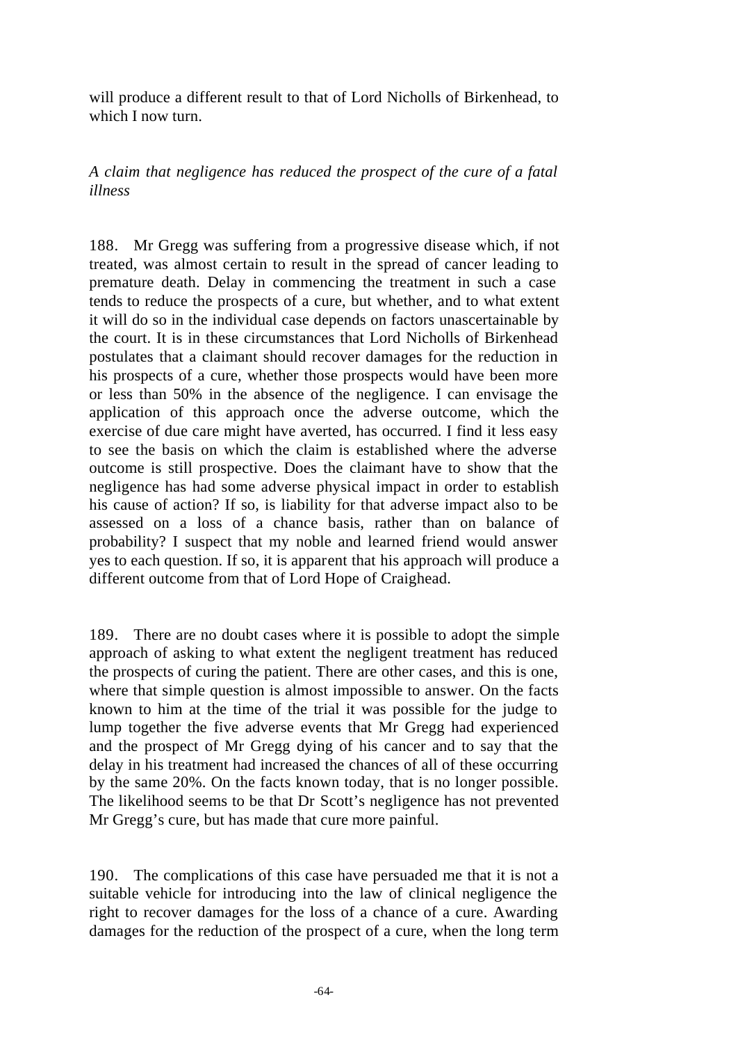will produce a different result to that of Lord Nicholls of Birkenhead, to which I now turn.

*A claim that negligence has reduced the prospect of the cure of a fatal illness*

188. Mr Gregg was suffering from a progressive disease which, if not treated, was almost certain to result in the spread of cancer leading to premature death. Delay in commencing the treatment in such a case tends to reduce the prospects of a cure, but whether, and to what extent it will do so in the individual case depends on factors unascertainable by the court. It is in these circumstances that Lord Nicholls of Birkenhead postulates that a claimant should recover damages for the reduction in his prospects of a cure, whether those prospects would have been more or less than 50% in the absence of the negligence. I can envisage the application of this approach once the adverse outcome, which the exercise of due care might have averted, has occurred. I find it less easy to see the basis on which the claim is established where the adverse outcome is still prospective. Does the claimant have to show that the negligence has had some adverse physical impact in order to establish his cause of action? If so, is liability for that adverse impact also to be assessed on a loss of a chance basis, rather than on balance of probability? I suspect that my noble and learned friend would answer yes to each question. If so, it is apparent that his approach will produce a different outcome from that of Lord Hope of Craighead.

189. There are no doubt cases where it is possible to adopt the simple approach of asking to what extent the negligent treatment has reduced the prospects of curing the patient. There are other cases, and this is one, where that simple question is almost impossible to answer. On the facts known to him at the time of the trial it was possible for the judge to lump together the five adverse events that Mr Gregg had experienced and the prospect of Mr Gregg dying of his cancer and to say that the delay in his treatment had increased the chances of all of these occurring by the same 20%. On the facts known today, that is no longer possible. The likelihood seems to be that Dr Scott's negligence has not prevented Mr Gregg's cure, but has made that cure more painful.

190. The complications of this case have persuaded me that it is not a suitable vehicle for introducing into the law of clinical negligence the right to recover damages for the loss of a chance of a cure. Awarding damages for the reduction of the prospect of a cure, when the long term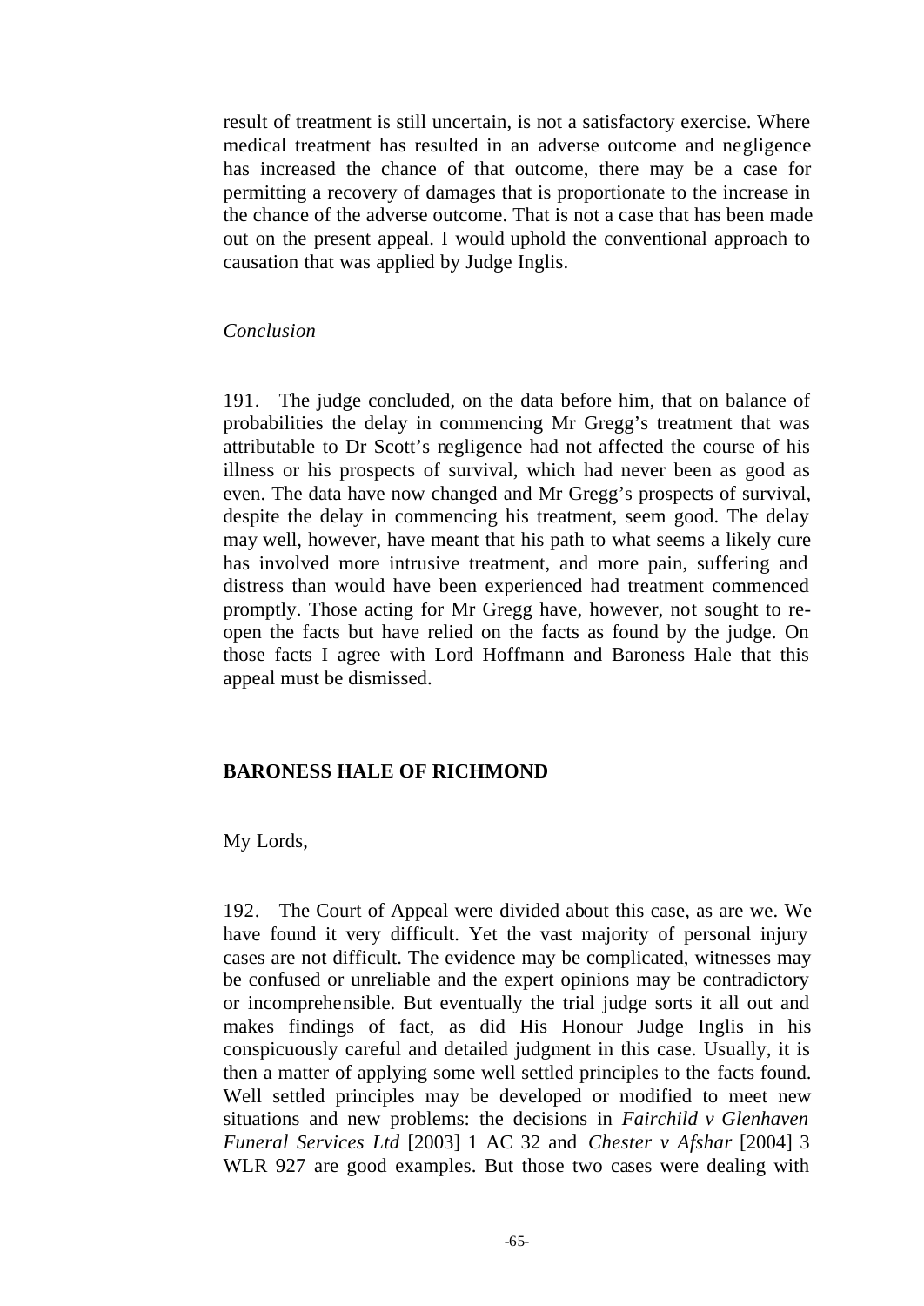result of treatment is still uncertain, is not a satisfactory exercise. Where medical treatment has resulted in an adverse outcome and negligence has increased the chance of that outcome, there may be a case for permitting a recovery of damages that is proportionate to the increase in the chance of the adverse outcome. That is not a case that has been made out on the present appeal. I would uphold the conventional approach to causation that was applied by Judge Inglis.

*Conclusion*

191. The judge concluded, on the data before him, that on balance of probabilities the delay in commencing Mr Gregg's treatment that was attributable to Dr Scott's negligence had not affected the course of his illness or his prospects of survival, which had never been as good as even. The data have now changed and Mr Gregg's prospects of survival, despite the delay in commencing his treatment, seem good. The delay may well, however, have meant that his path to what seems a likely cure has involved more intrusive treatment, and more pain, suffering and distress than would have been experienced had treatment commenced promptly. Those acting for Mr Gregg have, however, not sought to re-open the facts but have relied on the facts as found by the judge. On those facts I agree with Lord Hoffmann and Baroness Hale that this appeal must be dismissed.

## BARONESS HALE OF RICHMOND

My Lords,

192. The Court of Appeal were divided about this case, as are we. We have found it very difficult. Yet the vast majority of personal injury cases are not difficult. The evidence may be complicated, witnesses may be confused or unreliable and the expert opinions may be contradictory or incomprehensible. But eventually the trial judge sorts it all out and makes findings of fact, as did His Honour Judge Inglis in his conspicuously careful and detailed judgment in this case. Usually, it is then a matter of applying some well settled principles to the facts found. Well settled principles may be developed or modified to meet new situations and new problems: the decisions in *Fairchild v Glenhaven Funeral Services Ltd* [2003] 1 AC 32 and *Chester v Afshar* [2004] 3 WLR 927 are good examples. But those two cases were dealing with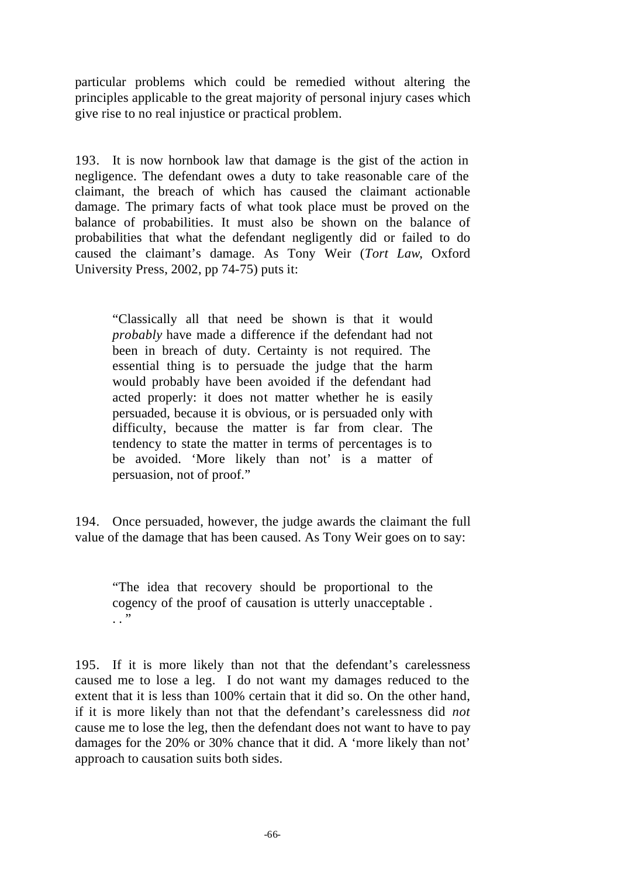particular problems which could be remedied without altering the principles applicable to the great majority of personal injury cases which give rise to no real injustice or practical problem.

193. It is now hornbook law that damage is the gist of the action in negligence. The defendant owes a duty to take reasonable care of the claimant, the breach of which has caused the claimant actionable damage. The primary facts of what took place must be proved on the balance of probabilities. It must also be shown on the balance of probabilities that what the defendant negligently did or failed to do caused the claimant's damage. As Tony Weir (*Tort Law*, Oxford University Press, 2002, pp 74-75) puts it:

> "Classically all that need be shown is that it would *probably* have made a difference if the defendant had not been in breach of duty. Certainty is not required. The essential thing is to persuade the judge that the harm would probably have been avoided if the defendant had acted properly: it does not matter whether he is easily persuaded, because it is obvious, or is persuaded only with difficulty, because the matter is far from clear. The tendency to state the matter in terms of percentages is to be avoided. 'More likely than not' is a matter of persuasion, not of proof."

194. Once persuaded, however, the judge awards the claimant the full value of the damage that has been caused. As Tony Weir goes on to say:

> "The idea that recovery should be proportional to the cogency of the proof of causation is utterly unacceptable . . ."

195. If it is more likely than not that the defendant's carelessness caused me to lose a leg. I do not want my damages reduced to the extent that it is less than 100% certain that it did so. On the other hand, if it is more likely than not that the defendant's carelessness did *not* cause me to lose the leg, then the defendant does not want to have to pay damages for the 20% or 30% chance that it did. A 'more likely than not' approach to causation suits both sides.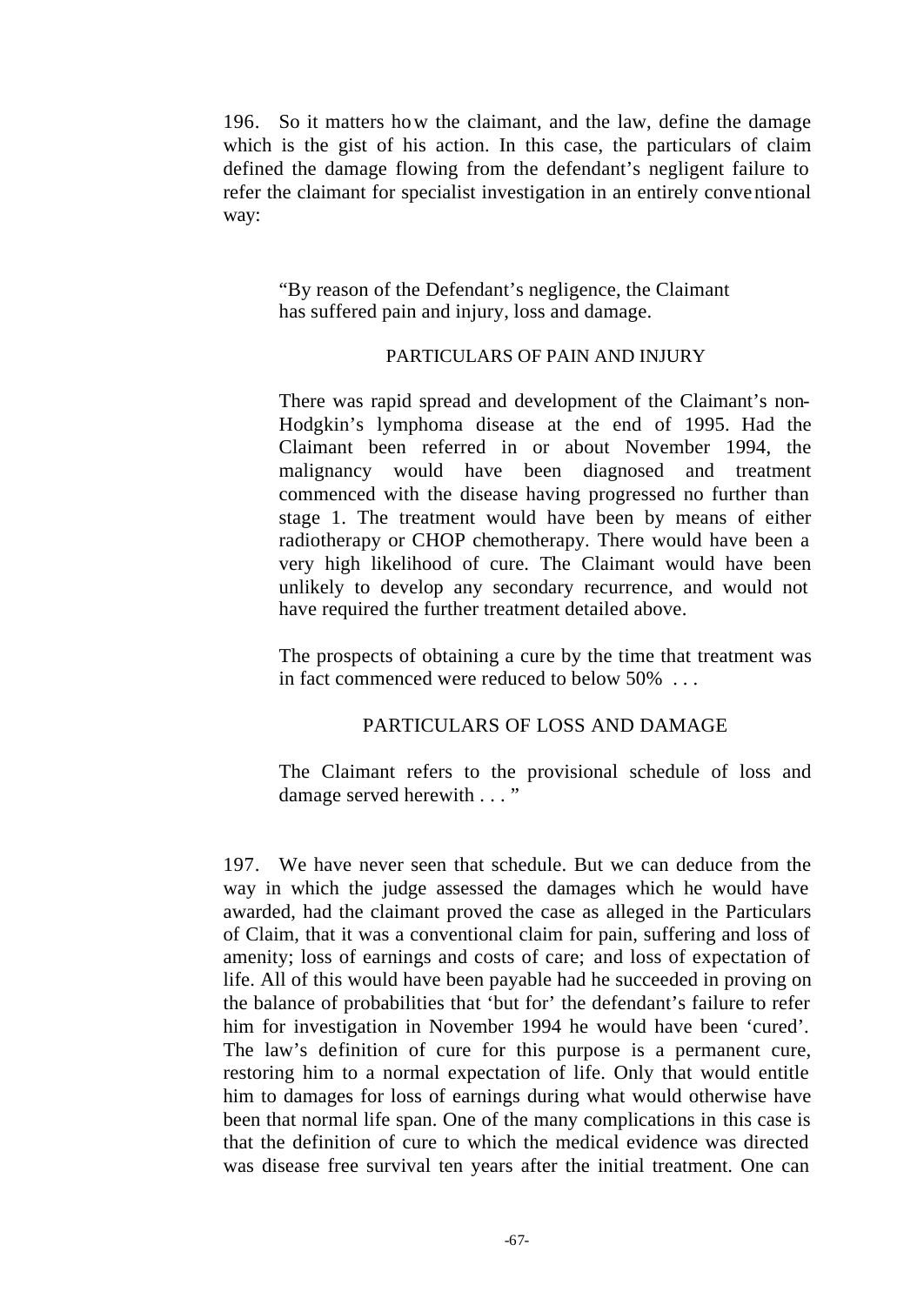196. So it matters how the claimant, and the law, define the damage which is the gist of his action. In this case, the particulars of claim defined the damage flowing from the defendant's negligent failure to refer the claimant for specialist investigation in an entirely conventional way:

> "By reason of the Defendant's negligence, the Claimant has suffered pain and injury, loss and damage.
>
> PARTICULARS OF PAIN AND INJURY
>
> There was rapid spread and development of the Claimant's non-Hodgkin's lymphoma disease at the end of 1995. Had the Claimant been referred in or about November 1994, the malignancy would have been diagnosed and treatment commenced with the disease having progressed no further than stage 1. The treatment would have been by means of either radiotherapy or CHOP chemotherapy. There would have been a very high likelihood of cure. The Claimant would have been unlikely to develop any secondary recurrence, and would not have required the further treatment detailed above.
>
> The prospects of obtaining a cure by the time that treatment was in fact commenced were reduced to below 50% . . .
>
> PARTICULARS OF LOSS AND DAMAGE
>
> The Claimant refers to the provisional schedule of loss and damage served herewith . . . "

197. We have never seen that schedule. But we can deduce from the way in which the judge assessed the damages which he would have awarded, had the claimant proved the case as alleged in the Particulars of Claim, that it was a conventional claim for pain, suffering and loss of amenity; loss of earnings and costs of care; and loss of expectation of life. All of this would have been payable had he succeeded in proving on the balance of probabilities that 'but for' the defendant's failure to refer him for investigation in November 1994 he would have been 'cured'. The law's definition of cure for this purpose is a permanent cure, restoring him to a normal expectation of life. Only that would entitle him to damages for loss of earnings during what would otherwise have been that normal life span. One of the many complications in this case is that the definition of cure to which the medical evidence was directed was disease free survival ten years after the initial treatment. One can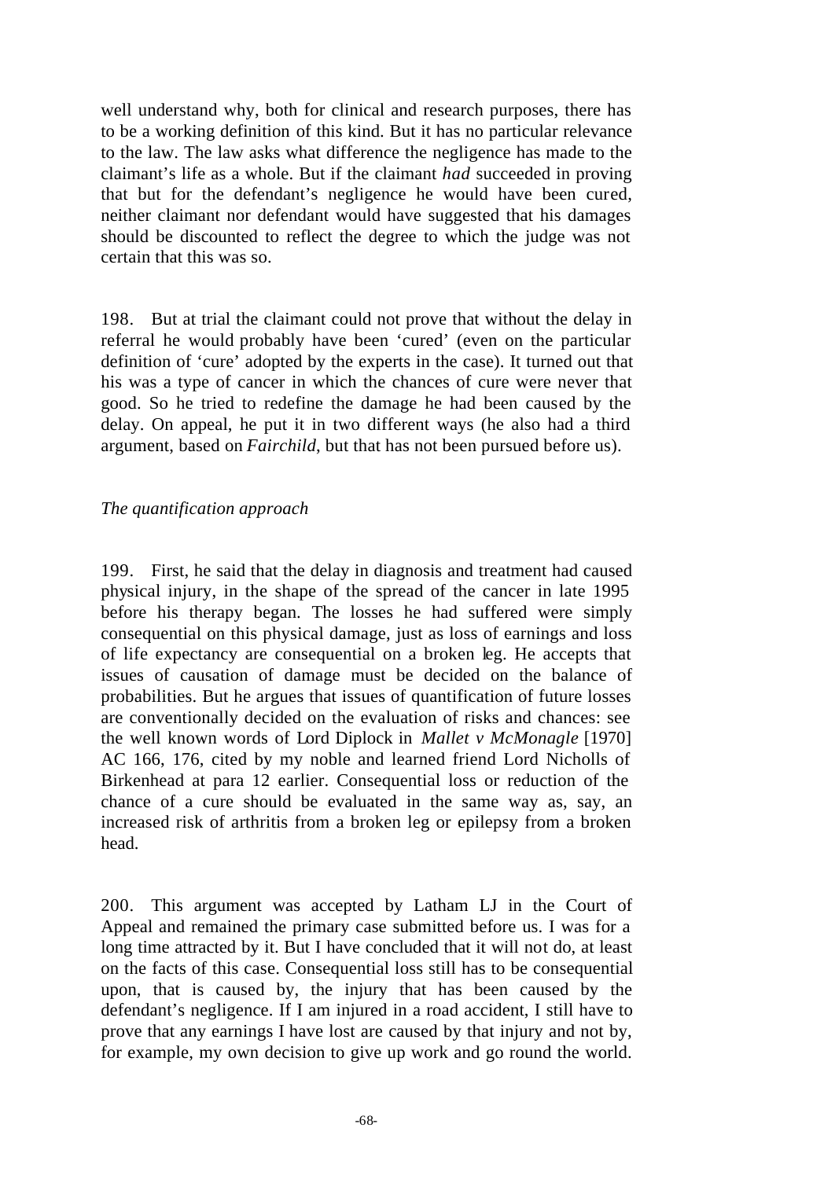well understand why, both for clinical and research purposes, there has to be a working definition of this kind. But it has no particular relevance to the law. The law asks what difference the negligence has made to the claimant's life as a whole. But if the claimant *had* succeeded in proving that but for the defendant's negligence he would have been cured, neither claimant nor defendant would have suggested that his damages should be discounted to reflect the degree to which the judge was not certain that this was so.

198. But at trial the claimant could not prove that without the delay in referral he would probably have been 'cured' (even on the particular definition of 'cure' adopted by the experts in the case). It turned out that his was a type of cancer in which the chances of cure were never that good. So he tried to redefine the damage he had been caused by the delay. On appeal, he put it in two different ways (he also had a third argument, based on *Fairchild*, but that has not been pursued before us).

*The quantification approach*

199. First, he said that the delay in diagnosis and treatment had caused physical injury, in the shape of the spread of the cancer in late 1995 before his therapy began. The losses he had suffered were simply consequential on this physical damage, just as loss of earnings and loss of life expectancy are consequential on a broken leg. He accepts that issues of causation of damage must be decided on the balance of probabilities. But he argues that issues of quantification of future losses are conventionally decided on the evaluation of risks and chances: see the well known words of Lord Diplock in *Mallet v McMonagle* [1970] AC 166, 176, cited by my noble and learned friend Lord Nicholls of Birkenhead at para 12 earlier. Consequential loss or reduction of the chance of a cure should be evaluated in the same way as, say, an increased risk of arthritis from a broken leg or epilepsy from a broken head.

200. This argument was accepted by Latham LJ in the Court of Appeal and remained the primary case submitted before us. I was for a long time attracted by it. But I have concluded that it will not do, at least on the facts of this case. Consequential loss still has to be consequential upon, that is caused by, the injury that has been caused by the defendant's negligence. If I am injured in a road accident, I still have to prove that any earnings I have lost are caused by that injury and not by, for example, my own decision to give up work and go round the world.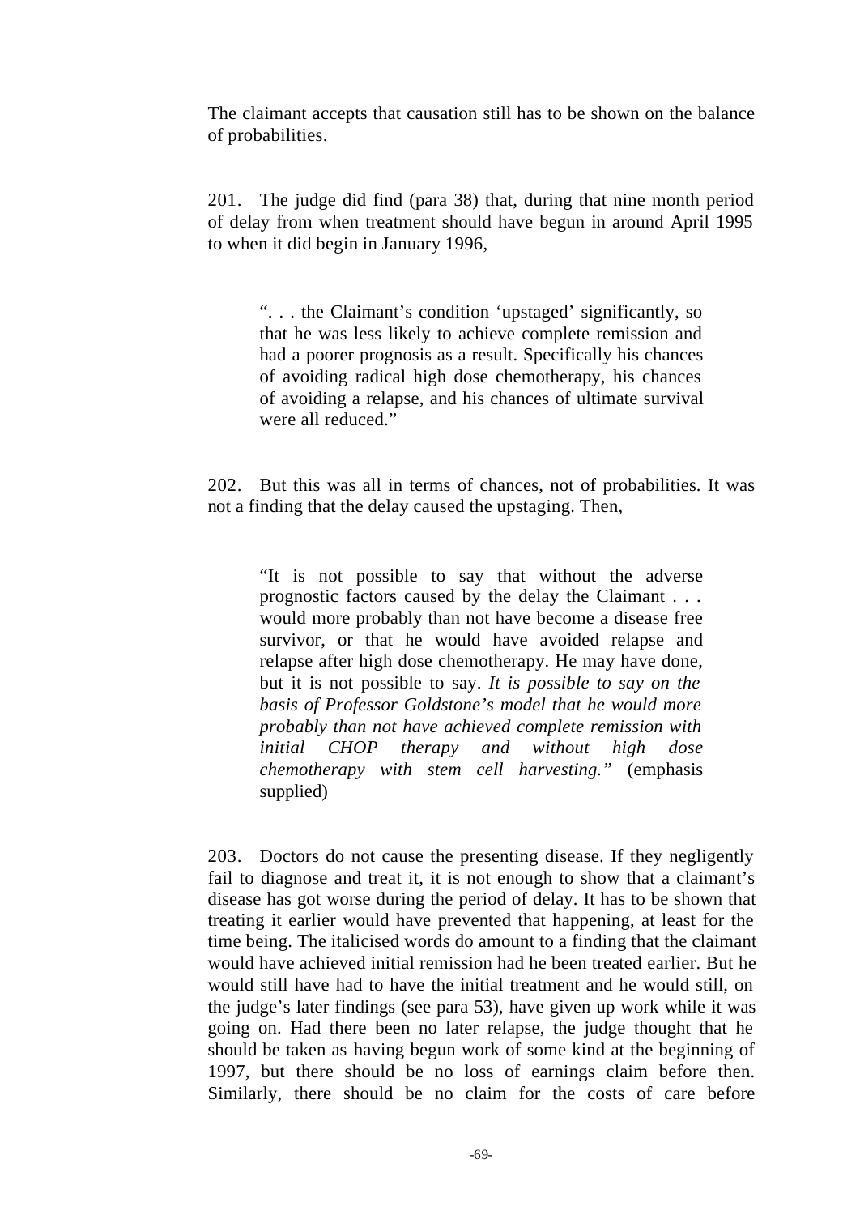The claimant accepts that causation still has to be shown on the balance of probabilities.

201. The judge did find (para 38) that, during that nine month period of delay from when treatment should have begun in around April 1995 to when it did begin in January 1996,

> ". . . the Claimant's condition 'upstaged' significantly, so that he was less likely to achieve complete remission and had a poorer prognosis as a result. Specifically his chances of avoiding radical high dose chemotherapy, his chances of avoiding a relapse, and his chances of ultimate survival were all reduced."

202. But this was all in terms of chances, not of probabilities. It was not a finding that the delay caused the upstaging. Then,

> "It is not possible to say that without the adverse prognostic factors caused by the delay the Claimant . . . would more probably than not have become a disease free survivor, or that he would have avoided relapse and relapse after high dose chemotherapy. He may have done, but it is not possible to say. *It is possible to say on the basis of Professor Goldstone's model that he would more probably than not have achieved complete remission with initial CHOP therapy and without high dose chemotherapy with stem cell harvesting."* (emphasis supplied)

203. Doctors do not cause the presenting disease. If they negligently fail to diagnose and treat it, it is not enough to show that a claimant's disease has got worse during the period of delay. It has to be shown that treating it earlier would have prevented that happening, at least for the time being. The italicised words do amount to a finding that the claimant would have achieved initial remission had he been treated earlier. But he would still have had to have the initial treatment and he would still, on the judge's later findings (see para 53), have given up work while it was going on. Had there been no later relapse, the judge thought that he should be taken as having begun work of some kind at the beginning of 1997, but there should be no loss of earnings claim before then. Similarly, there should be no claim for the costs of care before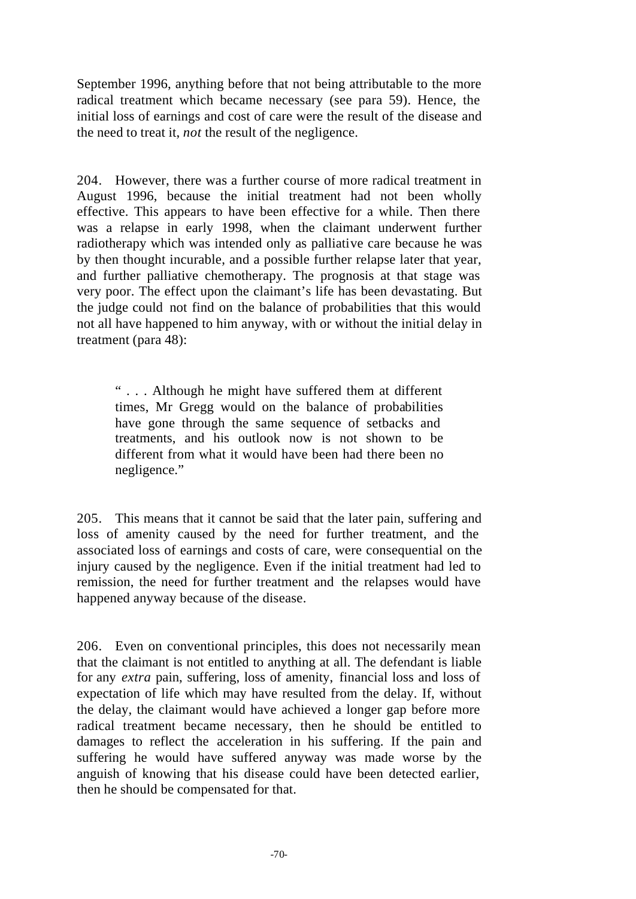September 1996, anything before that not being attributable to the more radical treatment which became necessary (see para 59). Hence, the initial loss of earnings and cost of care were the result of the disease and the need to treat it, *not* the result of the negligence.

204. However, there was a further course of more radical treatment in August 1996, because the initial treatment had not been wholly effective. This appears to have been effective for a while. Then there was a relapse in early 1998, when the claimant underwent further radiotherapy which was intended only as palliative care because he was by then thought incurable, and a possible further relapse later that year, and further palliative chemotherapy. The prognosis at that stage was very poor. The effect upon the claimant's life has been devastating. But the judge could not find on the balance of probabilities that this would not all have happened to him anyway, with or without the initial delay in treatment (para 48):

> " . . . Although he might have suffered them at different times, Mr Gregg would on the balance of probabilities have gone through the same sequence of setbacks and treatments, and his outlook now is not shown to be different from what it would have been had there been no negligence."

205. This means that it cannot be said that the later pain, suffering and loss of amenity caused by the need for further treatment, and the associated loss of earnings and costs of care, were consequential on the injury caused by the negligence. Even if the initial treatment had led to remission, the need for further treatment and the relapses would have happened anyway because of the disease.

206. Even on conventional principles, this does not necessarily mean that the claimant is not entitled to anything at all. The defendant is liable for any *extra* pain, suffering, loss of amenity, financial loss and loss of expectation of life which may have resulted from the delay. If, without the delay, the claimant would have achieved a longer gap before more radical treatment became necessary, then he should be entitled to damages to reflect the acceleration in his suffering. If the pain and suffering he would have suffered anyway was made worse by the anguish of knowing that his disease could have been detected earlier, then he should be compensated for that.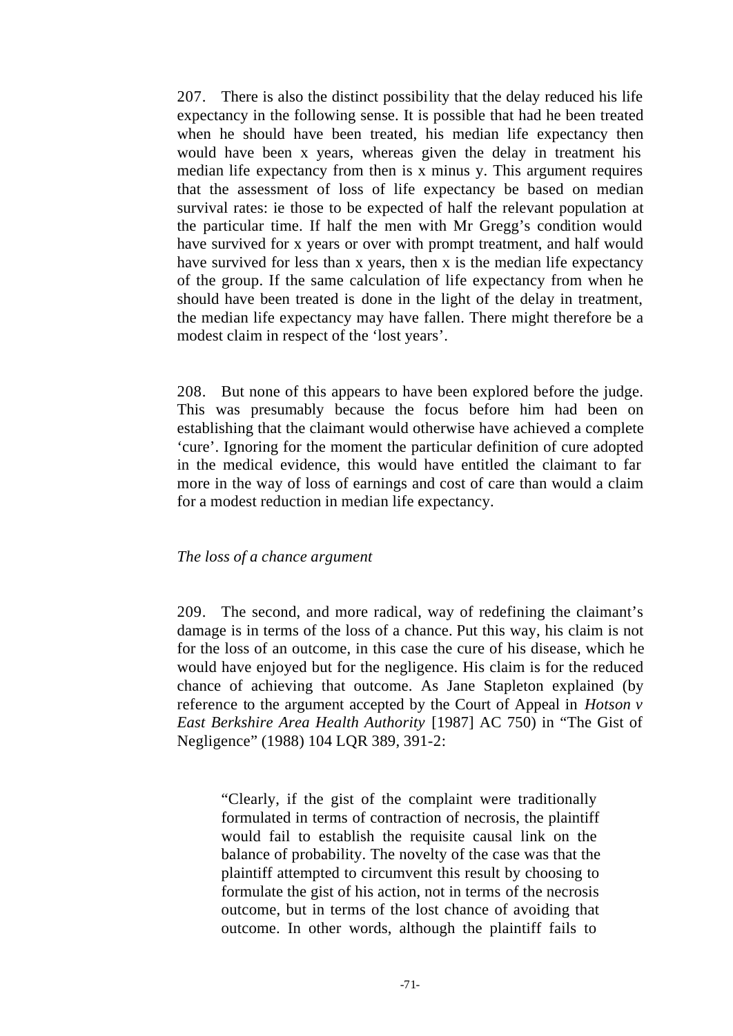207. There is also the distinct possibility that the delay reduced his life expectancy in the following sense. It is possible that had he been treated when he should have been treated, his median life expectancy then would have been x years, whereas given the delay in treatment his median life expectancy from then is x minus y. This argument requires that the assessment of loss of life expectancy be based on median survival rates: ie those to be expected of half the relevant population at the particular time. If half the men with Mr Gregg's condition would have survived for x years or over with prompt treatment, and half would have survived for less than x years, then x is the median life expectancy of the group. If the same calculation of life expectancy from when he should have been treated is done in the light of the delay in treatment, the median life expectancy may have fallen. There might therefore be a modest claim in respect of the 'lost years'.

208. But none of this appears to have been explored before the judge. This was presumably because the focus before him had been on establishing that the claimant would otherwise have achieved a complete 'cure'. Ignoring for the moment the particular definition of cure adopted in the medical evidence, this would have entitled the claimant to far more in the way of loss of earnings and cost of care than would a claim for a modest reduction in median life expectancy.

*The loss of a chance argument*

209. The second, and more radical, way of redefining the claimant's damage is in terms of the loss of a chance. Put this way, his claim is not for the loss of an outcome, in this case the cure of his disease, which he would have enjoyed but for the negligence. His claim is for the reduced chance of achieving that outcome. As Jane Stapleton explained (by reference to the argument accepted by the Court of Appeal in *Hotson v East Berkshire Area Health Authority* [1987] AC 750) in "The Gist of Negligence" (1988) 104 LQR 389, 391-2:

> "Clearly, if the gist of the complaint were traditionally formulated in terms of contraction of necrosis, the plaintiff would fail to establish the requisite causal link on the balance of probability. The novelty of the case was that the plaintiff attempted to circumvent this result by choosing to formulate the gist of his action, not in terms of the necrosis outcome, but in terms of the lost chance of avoiding that outcome. In other words, although the plaintiff fails to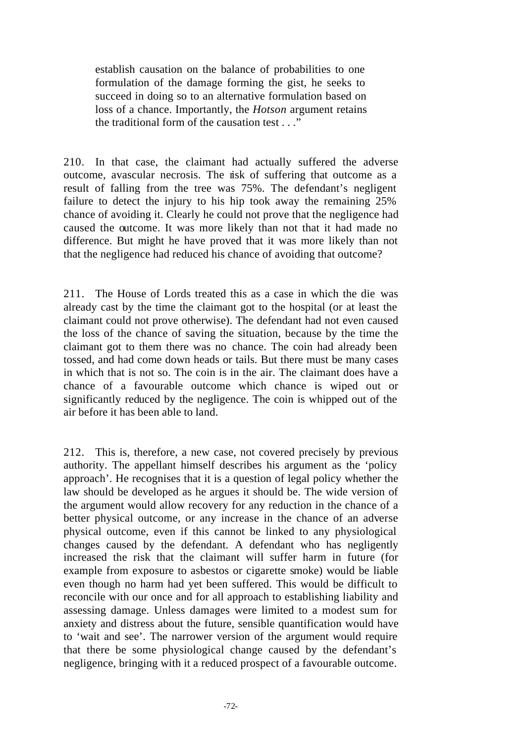> establish causation on the balance of probabilities to one formulation of the damage forming the gist, he seeks to succeed in doing so to an alternative formulation based on loss of a chance. Importantly, the *Hotson* argument retains the traditional form of the causation test . . ."

210. In that case, the claimant had actually suffered the adverse outcome, avascular necrosis. The risk of suffering that outcome as a result of falling from the tree was 75%. The defendant's negligent failure to detect the injury to his hip took away the remaining 25% chance of avoiding it. Clearly he could not prove that the negligence had caused the outcome. It was more likely than not that it had made no difference. But might he have proved that it was more likely than not that the negligence had reduced his chance of avoiding that outcome?

211. The House of Lords treated this as a case in which the die was already cast by the time the claimant got to the hospital (or at least the claimant could not prove otherwise). The defendant had not even caused the loss of the chance of saving the situation, because by the time the claimant got to them there was no chance. The coin had already been tossed, and had come down heads or tails. But there must be many cases in which that is not so. The coin is in the air. The claimant does have a chance of a favourable outcome which chance is wiped out or significantly reduced by the negligence. The coin is whipped out of the air before it has been able to land.

212. This is, therefore, a new case, not covered precisely by previous authority. The appellant himself describes his argument as the 'policy approach'. He recognises that it is a question of legal policy whether the law should be developed as he argues it should be. The wide version of the argument would allow recovery for any reduction in the chance of a better physical outcome, or any increase in the chance of an adverse physical outcome, even if this cannot be linked to any physiological changes caused by the defendant. A defendant who has negligently increased the risk that the claimant will suffer harm in future (for example from exposure to asbestos or cigarette smoke) would be liable even though no harm had yet been suffered. This would be difficult to reconcile with our once and for all approach to establishing liability and assessing damage. Unless damages were limited to a modest sum for anxiety and distress about the future, sensible quantification would have to 'wait and see'. The narrower version of the argument would require that there be some physiological change caused by the defendant's negligence, bringing with it a reduced prospect of a favourable outcome.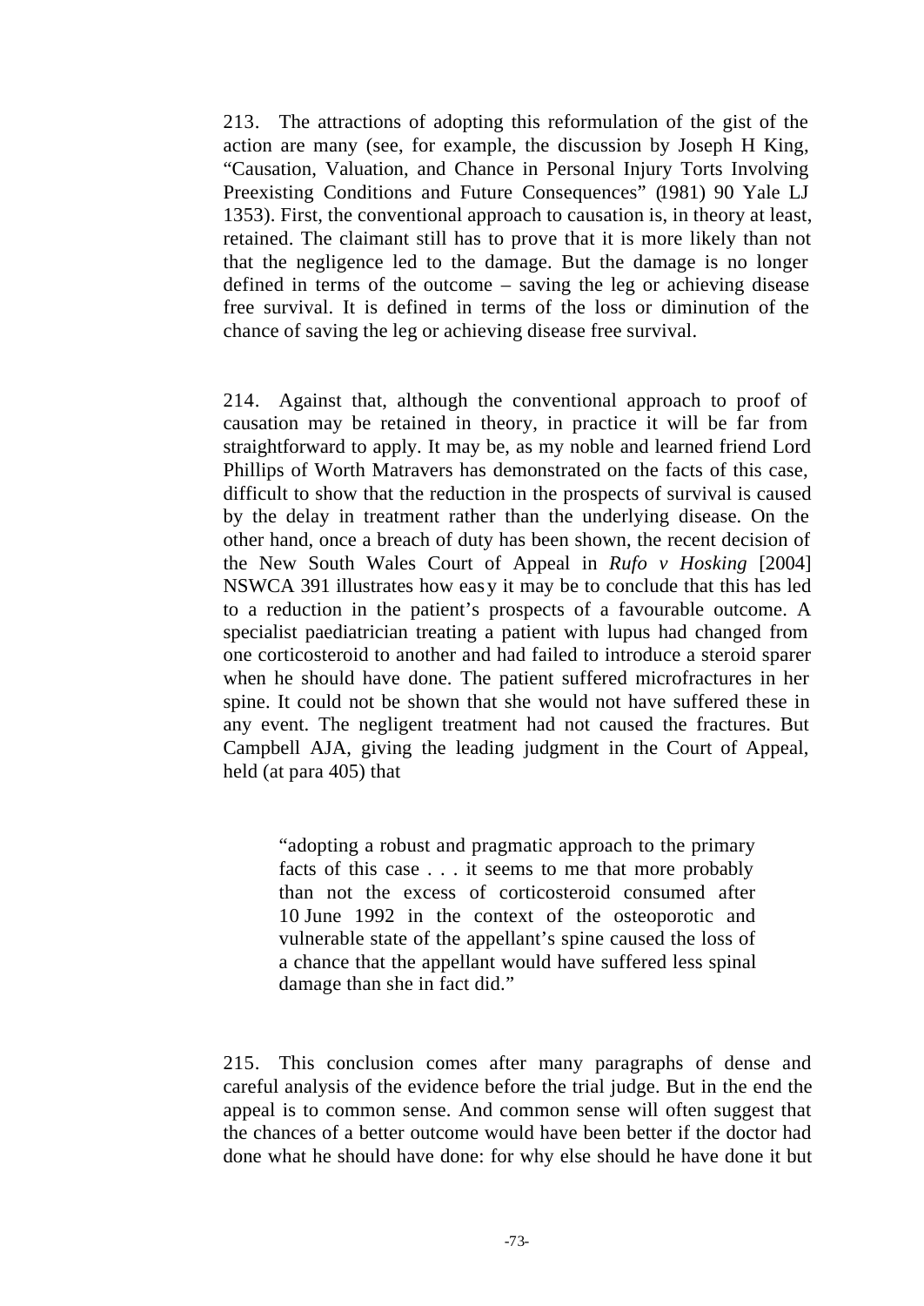213. The attractions of adopting this reformulation of the gist of the action are many (see, for example, the discussion by Joseph H King, "Causation, Valuation, and Chance in Personal Injury Torts Involving Preexisting Conditions and Future Consequences" (1981) 90 Yale LJ 1353). First, the conventional approach to causation is, in theory at least, retained. The claimant still has to prove that it is more likely than not that the negligence led to the damage. But the damage is no longer defined in terms of the outcome – saving the leg or achieving disease free survival. It is defined in terms of the loss or diminution of the chance of saving the leg or achieving disease free survival.

214. Against that, although the conventional approach to proof of causation may be retained in theory, in practice it will be far from straightforward to apply. It may be, as my noble and learned friend Lord Phillips of Worth Matravers has demonstrated on the facts of this case, difficult to show that the reduction in the prospects of survival is caused by the delay in treatment rather than the underlying disease. On the other hand, once a breach of duty has been shown, the recent decision of the New South Wales Court of Appeal in *Rufo v Hosking* [2004] NSWCA 391 illustrates how easy it may be to conclude that this has led to a reduction in the patient's prospects of a favourable outcome. A specialist paediatrician treating a patient with lupus had changed from one corticosteroid to another and had failed to introduce a steroid sparer when he should have done. The patient suffered microfractures in her spine. It could not be shown that she would not have suffered these in any event. The negligent treatment had not caused the fractures. But Campbell AJA, giving the leading judgment in the Court of Appeal, held (at para 405) that

> "adopting a robust and pragmatic approach to the primary facts of this case . . . it seems to me that more probably than not the excess of corticosteroid consumed after 10 June 1992 in the context of the osteoporotic and vulnerable state of the appellant's spine caused the loss of a chance that the appellant would have suffered less spinal damage than she in fact did."

215. This conclusion comes after many paragraphs of dense and careful analysis of the evidence before the trial judge. But in the end the appeal is to common sense. And common sense will often suggest that the chances of a better outcome would have been better if the doctor had done what he should have done: for why else should he have done it but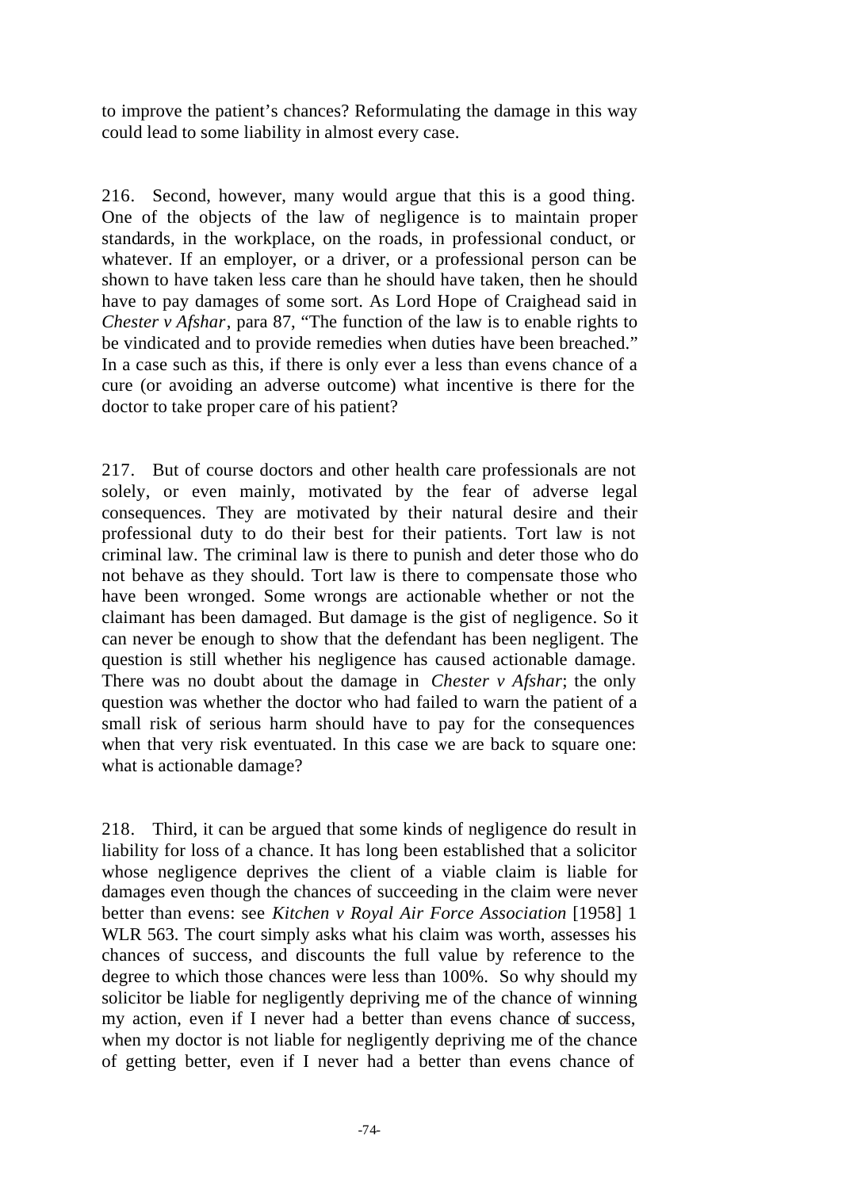to improve the patient's chances? Reformulating the damage in this way could lead to some liability in almost every case.

216. Second, however, many would argue that this is a good thing. One of the objects of the law of negligence is to maintain proper standards, in the workplace, on the roads, in professional conduct, or whatever. If an employer, or a driver, or a professional person can be shown to have taken less care than he should have taken, then he should have to pay damages of some sort. As Lord Hope of Craighead said in *Chester v Afshar*, para 87, "The function of the law is to enable rights to be vindicated and to provide remedies when duties have been breached." In a case such as this, if there is only ever a less than evens chance of a cure (or avoiding an adverse outcome) what incentive is there for the doctor to take proper care of his patient?

217. But of course doctors and other health care professionals are not solely, or even mainly, motivated by the fear of adverse legal consequences. They are motivated by their natural desire and their professional duty to do their best for their patients. Tort law is not criminal law. The criminal law is there to punish and deter those who do not behave as they should. Tort law is there to compensate those who have been wronged. Some wrongs are actionable whether or not the claimant has been damaged. But damage is the gist of negligence. So it can never be enough to show that the defendant has been negligent. The question is still whether his negligence has caused actionable damage. There was no doubt about the damage in *Chester v Afshar*; the only question was whether the doctor who had failed to warn the patient of a small risk of serious harm should have to pay for the consequences when that very risk eventuated. In this case we are back to square one: what is actionable damage?

218. Third, it can be argued that some kinds of negligence do result in liability for loss of a chance. It has long been established that a solicitor whose negligence deprives the client of a viable claim is liable for damages even though the chances of succeeding in the claim were never better than evens: see *Kitchen v Royal Air Force Association* [1958] 1 WLR 563. The court simply asks what his claim was worth, assesses his chances of success, and discounts the full value by reference to the degree to which those chances were less than 100%. So why should my solicitor be liable for negligently depriving me of the chance of winning my action, even if I never had a better than evens chance of success, when my doctor is not liable for negligently depriving me of the chance of getting better, even if I never had a better than evens chance of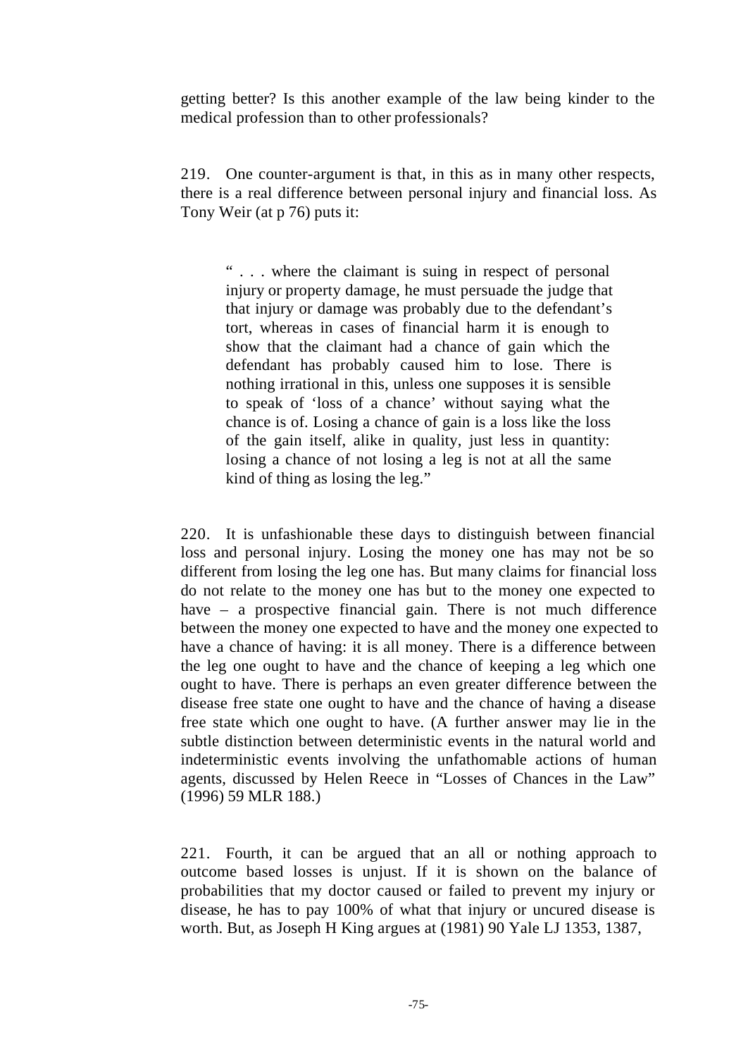getting better? Is this another example of the law being kinder to the medical profession than to other professionals?

219. One counter-argument is that, in this as in many other respects, there is a real difference between personal injury and financial loss. As Tony Weir (at p 76) puts it:

> " . . . where the claimant is suing in respect of personal injury or property damage, he must persuade the judge that that injury or damage was probably due to the defendant's tort, whereas in cases of financial harm it is enough to show that the claimant had a chance of gain which the defendant has probably caused him to lose. There is nothing irrational in this, unless one supposes it is sensible to speak of 'loss of a chance' without saying what the chance is of. Losing a chance of gain is a loss like the loss of the gain itself, alike in quality, just less in quantity: losing a chance of not losing a leg is not at all the same kind of thing as losing the leg."

220. It is unfashionable these days to distinguish between financial loss and personal injury. Losing the money one has may not be so different from losing the leg one has. But many claims for financial loss do not relate to the money one has but to the money one expected to have – a prospective financial gain. There is not much difference between the money one expected to have and the money one expected to have a chance of having: it is all money. There is a difference between the leg one ought to have and the chance of keeping a leg which one ought to have. There is perhaps an even greater difference between the disease free state one ought to have and the chance of having a disease free state which one ought to have. (A further answer may lie in the subtle distinction between deterministic events in the natural world and indeterministic events involving the unfathomable actions of human agents, discussed by Helen Reece in "Losses of Chances in the Law" (1996) 59 MLR 188.)

221. Fourth, it can be argued that an all or nothing approach to outcome based losses is unjust. If it is shown on the balance of probabilities that my doctor caused or failed to prevent my injury or disease, he has to pay 100% of what that injury or uncured disease is worth. But, as Joseph H King argues at (1981) 90 Yale LJ 1353, 1387,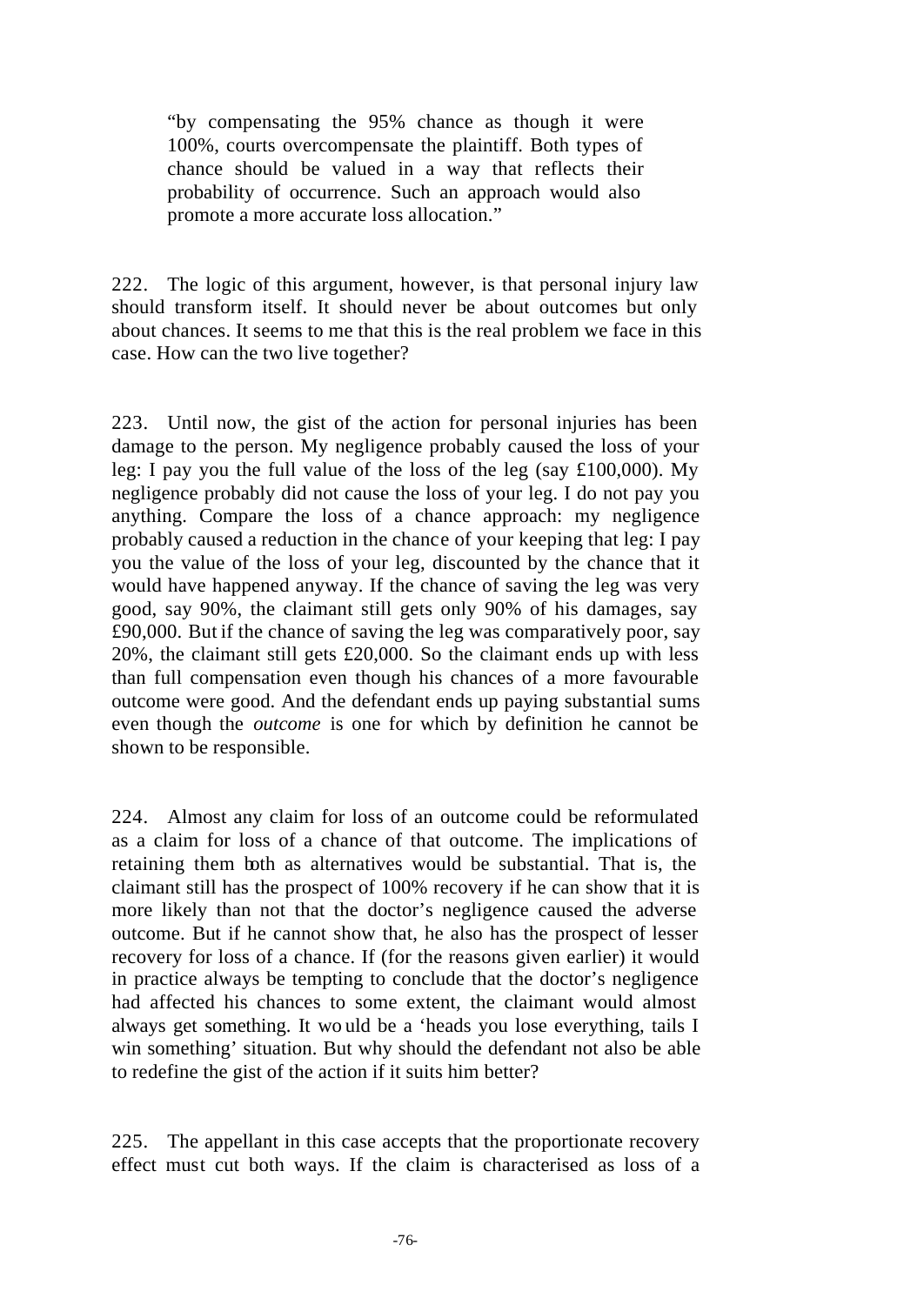> "by compensating the 95% chance as though it were 100%, courts overcompensate the plaintiff. Both types of chance should be valued in a way that reflects their probability of occurrence. Such an approach would also promote a more accurate loss allocation."

222. The logic of this argument, however, is that personal injury law should transform itself. It should never be about outcomes but only about chances. It seems to me that this is the real problem we face in this case. How can the two live together?

223. Until now, the gist of the action for personal injuries has been damage to the person. My negligence probably caused the loss of your leg: I pay you the full value of the loss of the leg (say £100,000). My negligence probably did not cause the loss of your leg. I do not pay you anything. Compare the loss of a chance approach: my negligence probably caused a reduction in the chance of your keeping that leg: I pay you the value of the loss of your leg, discounted by the chance that it would have happened anyway. If the chance of saving the leg was very good, say 90%, the claimant still gets only 90% of his damages, say £90,000. But if the chance of saving the leg was comparatively poor, say 20%, the claimant still gets £20,000. So the claimant ends up with less than full compensation even though his chances of a more favourable outcome were good. And the defendant ends up paying substantial sums even though the *outcome* is one for which by definition he cannot be shown to be responsible.

224. Almost any claim for loss of an outcome could be reformulated as a claim for loss of a chance of that outcome. The implications of retaining them both as alternatives would be substantial. That is, the claimant still has the prospect of 100% recovery if he can show that it is more likely than not that the doctor's negligence caused the adverse outcome. But if he cannot show that, he also has the prospect of lesser recovery for loss of a chance. If (for the reasons given earlier) it would in practice always be tempting to conclude that the doctor's negligence had affected his chances to some extent, the claimant would almost always get something. It would be a 'heads you lose everything, tails I win something' situation. But why should the defendant not also be able to redefine the gist of the action if it suits him better?

225. The appellant in this case accepts that the proportionate recovery effect must cut both ways. If the claim is characterised as loss of a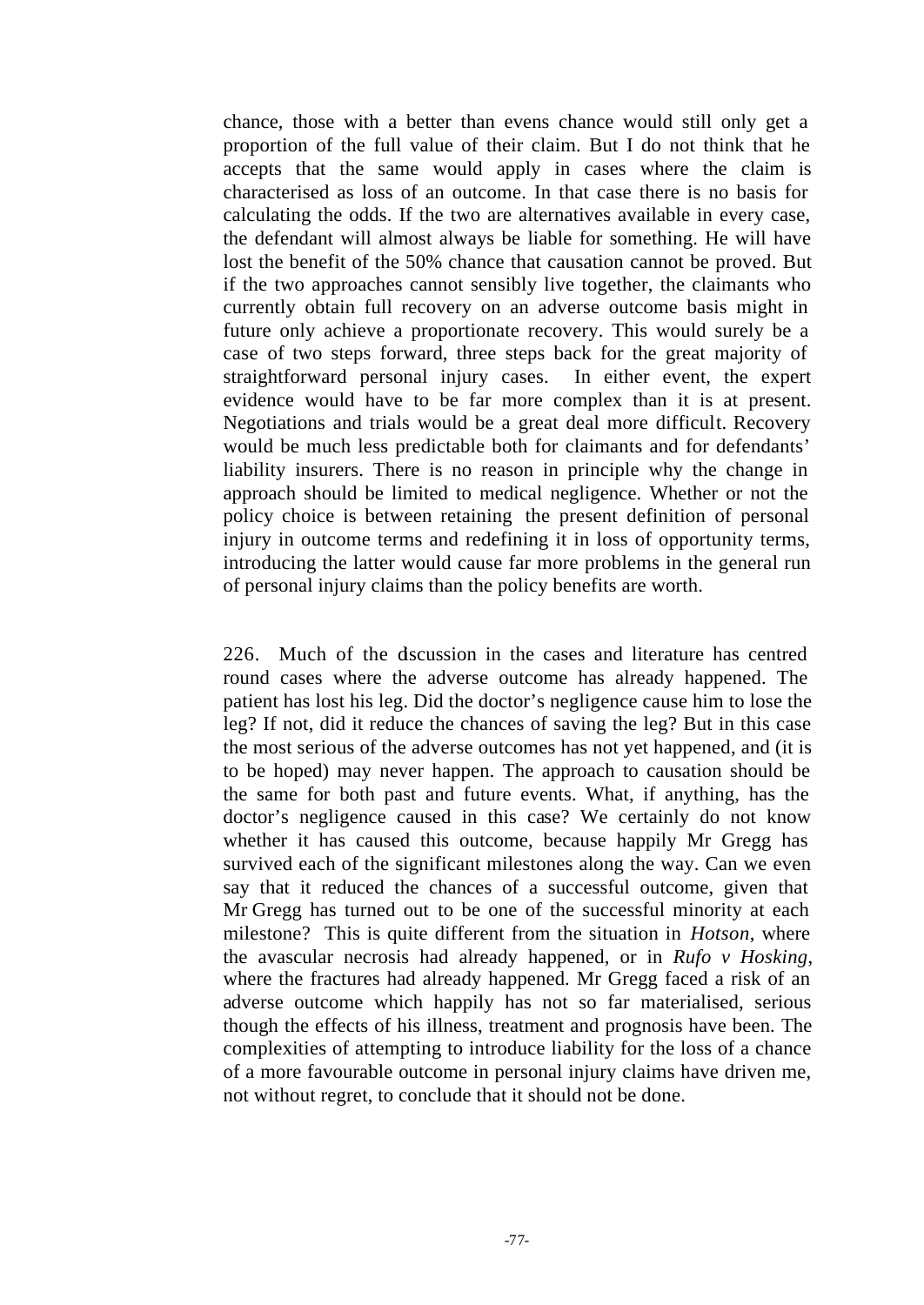chance, those with a better than evens chance would still only get a proportion of the full value of their claim. But I do not think that he accepts that the same would apply in cases where the claim is characterised as loss of an outcome. In that case there is no basis for calculating the odds. If the two are alternatives available in every case, the defendant will almost always be liable for something. He will have lost the benefit of the 50% chance that causation cannot be proved. But if the two approaches cannot sensibly live together, the claimants who currently obtain full recovery on an adverse outcome basis might in future only achieve a proportionate recovery. This would surely be a case of two steps forward, three steps back for the great majority of straightforward personal injury cases. In either event, the expert evidence would have to be far more complex than it is at present. Negotiations and trials would be a great deal more difficult. Recovery would be much less predictable both for claimants and for defendants' liability insurers. There is no reason in principle why the change in approach should be limited to medical negligence. Whether or not the policy choice is between retaining the present definition of personal injury in outcome terms and redefining it in loss of opportunity terms, introducing the latter would cause far more problems in the general run of personal injury claims than the policy benefits are worth.

226. Much of the discussion in the cases and literature has centred round cases where the adverse outcome has already happened. The patient has lost his leg. Did the doctor's negligence cause him to lose the leg? If not, did it reduce the chances of saving the leg? But in this case the most serious of the adverse outcomes has not yet happened, and (it is to be hoped) may never happen. The approach to causation should be the same for both past and future events. What, if anything, has the doctor's negligence caused in this case? We certainly do not know whether it has caused this outcome, because happily Mr Gregg has survived each of the significant milestones along the way. Can we even say that it reduced the chances of a successful outcome, given that Mr Gregg has turned out to be one of the successful minority at each milestone? This is quite different from the situation in *Hotson*, where the avascular necrosis had already happened, or in *Rufo v Hosking*, where the fractures had already happened. Mr Gregg faced a risk of an adverse outcome which happily has not so far materialised, serious though the effects of his illness, treatment and prognosis have been. The complexities of attempting to introduce liability for the loss of a chance of a more favourable outcome in personal injury claims have driven me, not without regret, to conclude that it should not be done.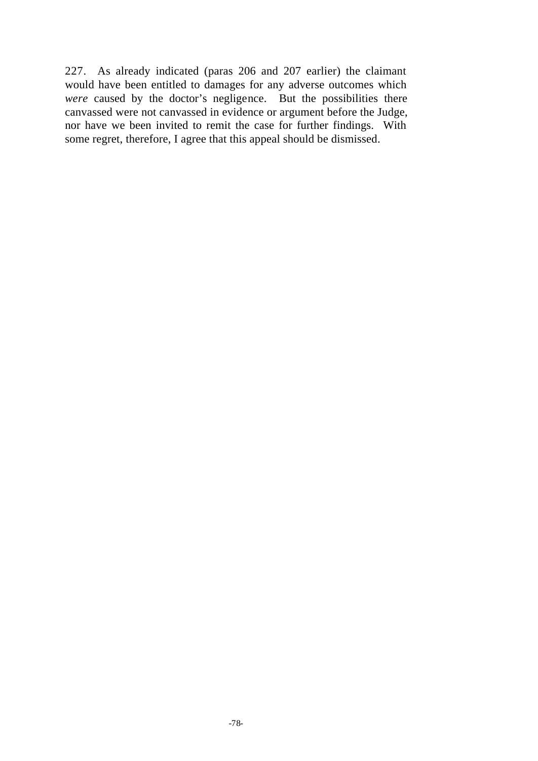227. As already indicated (paras 206 and 207 earlier) the claimant would have been entitled to damages for any adverse outcomes which *were* caused by the doctor's negligence. But the possibilities there canvassed were not canvassed in evidence or argument before the Judge, nor have we been invited to remit the case for further findings. With some regret, therefore, I agree that this appeal should be dismissed.